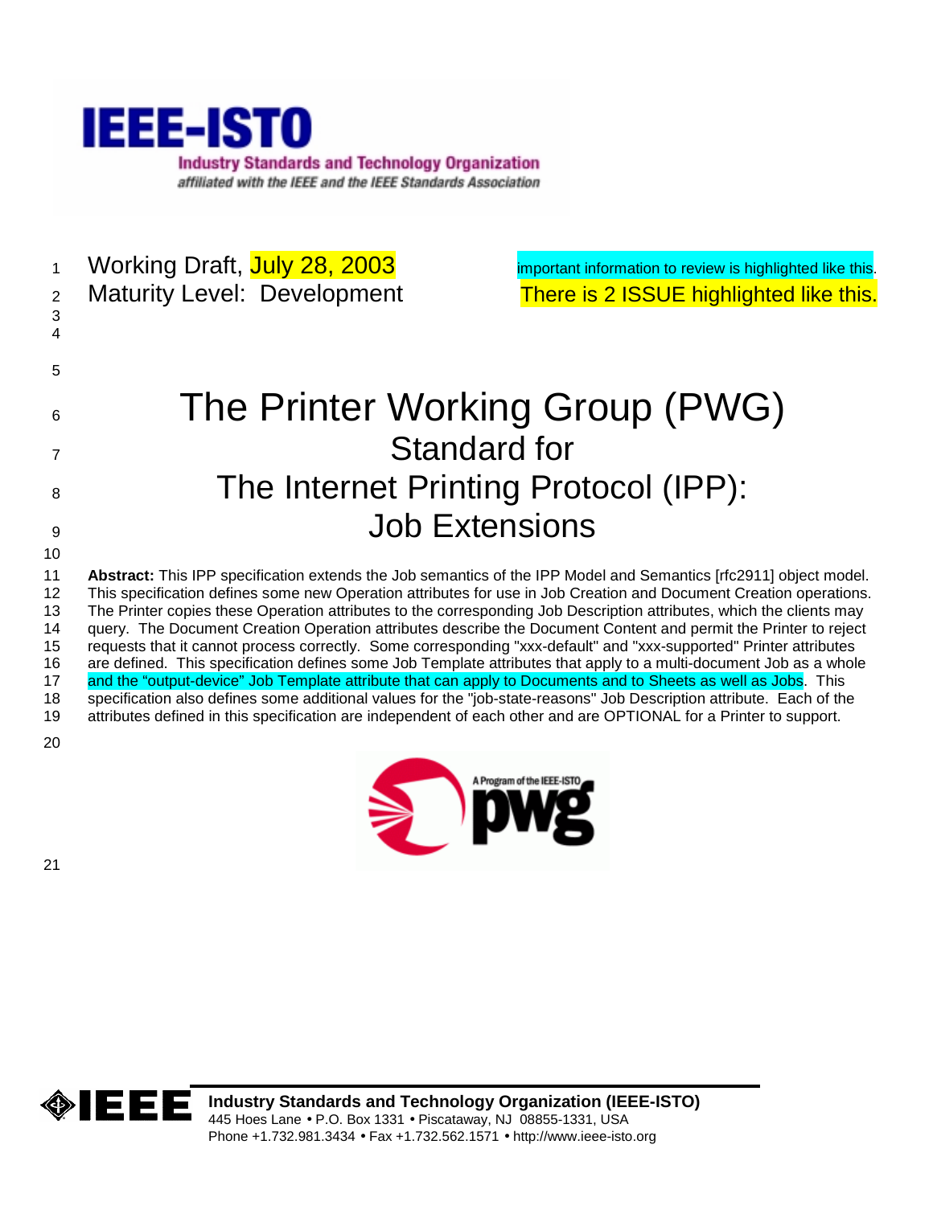IEEE-ISTO

Industry Standards and Technology Organization

affiliated with the IEEE and the IEEE Standards Association

Working Draft, July 28, 2003

Maturity Level: Development

important information to review is highlighted like this.

There is 2 ISSUE highlighted like this.

# The Printer Working Group (PWG) Standard for The Internet Printing Protocol (IPP): Job Extensions

**Abstract:** This IPP specification extends the Job semantics of the IPP Model and Semantics [rfc2911] object model. This specification defines some new Operation attributes for use in Job Creation and Document Creation operations. The Printer copies these Operation attributes to the corresponding Job Description attributes, which the clients may query. The Document Creation Operation attributes describe the Document Content and permit the Printer to reject requests that it cannot process correctly. Some corresponding "xxx-default" and "xxx-supported" Printer attributes are defined. This specification defines some Job Template attributes that apply to a multi-document Job as a whole and the "output-device" Job Template attribute that can apply to Documents and to Sheets as well as Jobs. This specification also defines some additional values for the "job-state-reasons" Job Description attribute. Each of the attributes defined in this specification are independent of each other and are OPTIONAL for a Printer to support.

**Industry Standards and Technology Organization (IEEE-ISTO)**
445 Hoes Lane • P.O. Box 1331 • Piscataway, NJ 08855-1331, USA
Phone +1.732.981.3434 • Fax +1.732.562.1571 • http://www.ieee-isto.org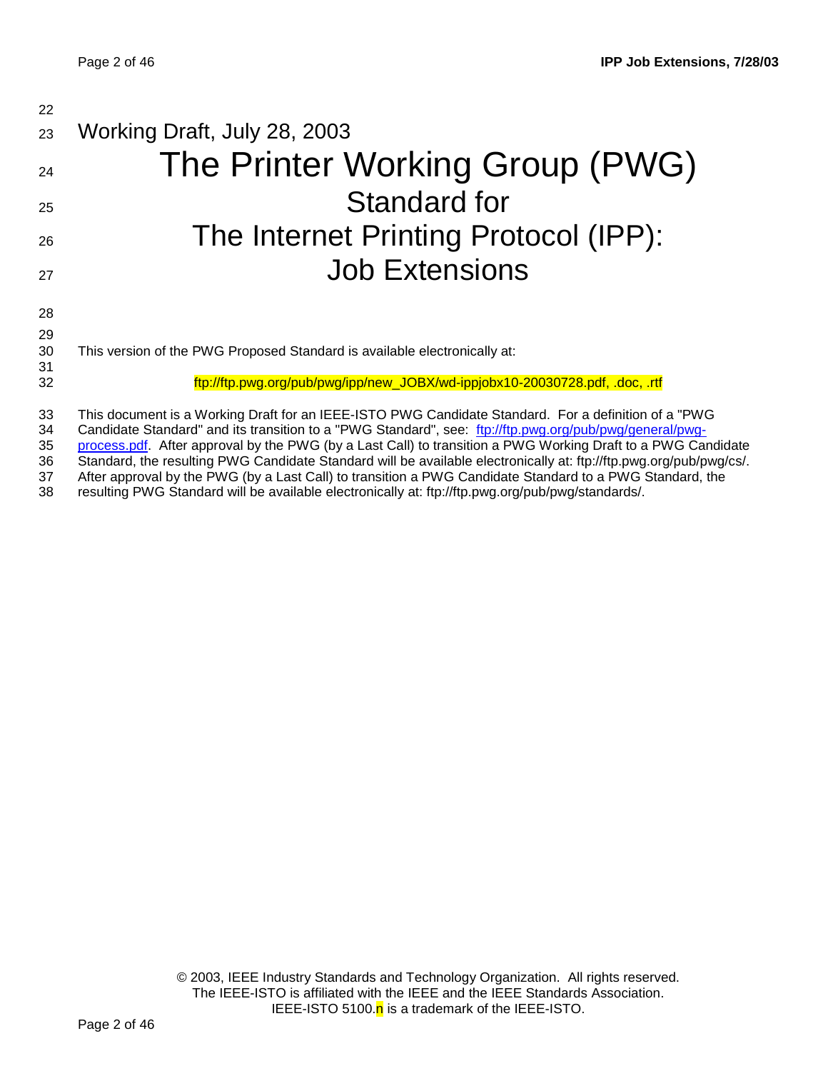Working Draft, July 28, 2003

# The Printer Working Group (PWG)

## Standard for

# The Internet Printing Protocol (IPP): Job Extensions

This version of the PWG Proposed Standard is available electronically at:

ftp://ftp.pwg.org/pub/pwg/ipp/new_JOBX/wd-ippjobx10-20030728.pdf, .doc, .rtf

This document is a Working Draft for an IEEE-ISTO PWG Candidate Standard. For a definition of a "PWG Candidate Standard" and its transition to a "PWG Standard", see: ftp://ftp.pwg.org/pub/pwg/general/pwg-process.pdf. After approval by the PWG (by a Last Call) to transition a PWG Working Draft to a PWG Candidate Standard, the resulting PWG Candidate Standard will be available electronically at: ftp://ftp.pwg.org/pub/pwg/cs/. After approval by the PWG (by a Last Call) to transition a PWG Candidate Standard to a PWG Standard, the resulting PWG Standard will be available electronically at: ftp://ftp.pwg.org/pub/pwg/standards/.

© 2003, IEEE Industry Standards and Technology Organization. All rights reserved.
The IEEE-ISTO is affiliated with the IEEE and the IEEE Standards Association.
IEEE-ISTO 5100.n is a trademark of the IEEE-ISTO.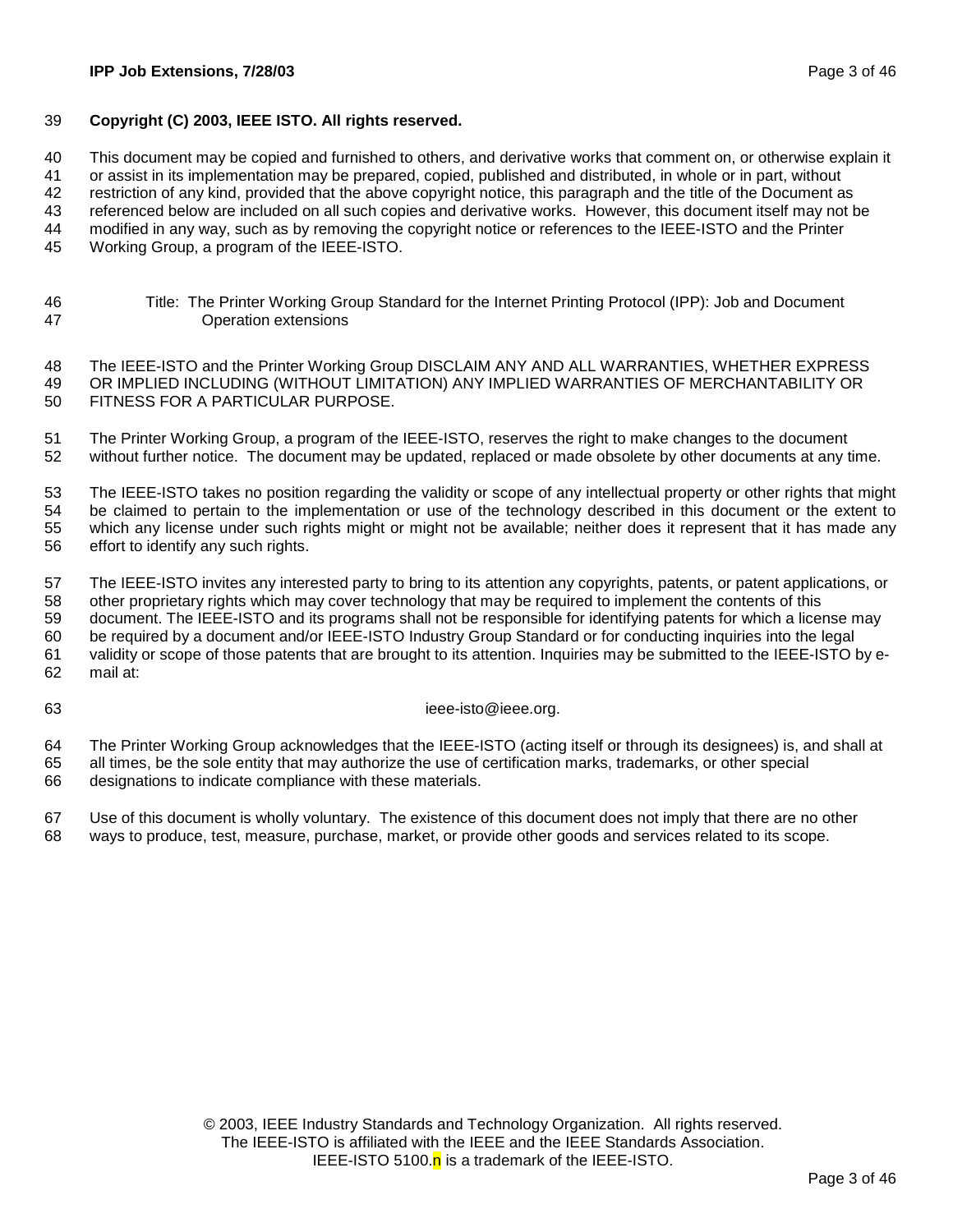**Copyright (C) 2003, IEEE ISTO. All rights reserved.**

This document may be copied and furnished to others, and derivative works that comment on, or otherwise explain it or assist in its implementation may be prepared, copied, published and distributed, in whole or in part, without restriction of any kind, provided that the above copyright notice, this paragraph and the title of the Document as referenced below are included on all such copies and derivative works. However, this document itself may not be modified in any way, such as by removing the copyright notice or references to the IEEE-ISTO and the Printer Working Group, a program of the IEEE-ISTO.

Title: The Printer Working Group Standard for the Internet Printing Protocol (IPP): Job and Document Operation extensions

The IEEE-ISTO and the Printer Working Group DISCLAIM ANY AND ALL WARRANTIES, WHETHER EXPRESS OR IMPLIED INCLUDING (WITHOUT LIMITATION) ANY IMPLIED WARRANTIES OF MERCHANTABILITY OR FITNESS FOR A PARTICULAR PURPOSE.

The Printer Working Group, a program of the IEEE-ISTO, reserves the right to make changes to the document without further notice. The document may be updated, replaced or made obsolete by other documents at any time.

The IEEE-ISTO takes no position regarding the validity or scope of any intellectual property or other rights that might be claimed to pertain to the implementation or use of the technology described in this document or the extent to which any license under such rights might or might not be available; neither does it represent that it has made any effort to identify any such rights.

The IEEE-ISTO invites any interested party to bring to its attention any copyrights, patents, or patent applications, or other proprietary rights which may cover technology that may be required to implement the contents of this document. The IEEE-ISTO and its programs shall not be responsible for identifying patents for which a license may be required by a document and/or IEEE-ISTO Industry Group Standard or for conducting inquiries into the legal validity or scope of those patents that are brought to its attention. Inquiries may be submitted to the IEEE-ISTO by e-mail at:

ieee-isto@ieee.org.

The Printer Working Group acknowledges that the IEEE-ISTO (acting itself or through its designees) is, and shall at all times, be the sole entity that may authorize the use of certification marks, trademarks, or other special designations to indicate compliance with these materials.

Use of this document is wholly voluntary. The existence of this document does not imply that there are no other ways to produce, test, measure, purchase, market, or provide other goods and services related to its scope.

© 2003, IEEE Industry Standards and Technology Organization. All rights reserved.
The IEEE-ISTO is affiliated with the IEEE and the IEEE Standards Association.
IEEE-ISTO 5100.n is a trademark of the IEEE-ISTO.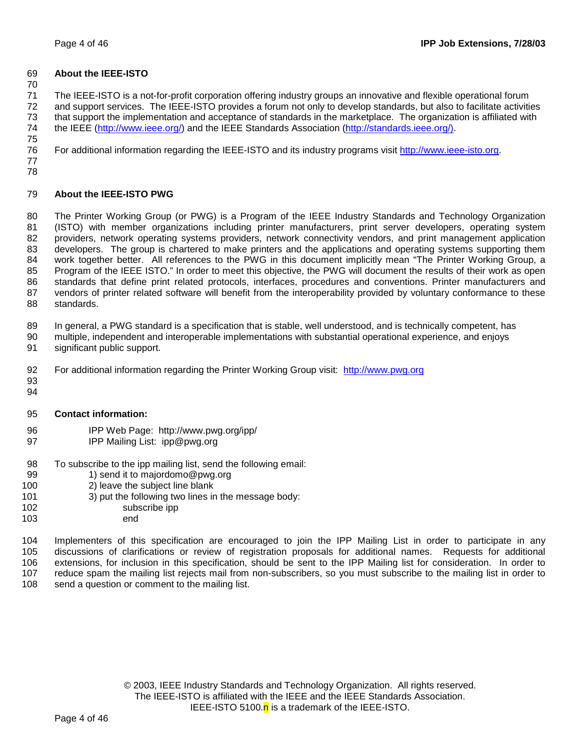**About the IEEE-ISTO**

The IEEE-ISTO is a not-for-profit corporation offering industry groups an innovative and flexible operational forum and support services. The IEEE-ISTO provides a forum not only to develop standards, but also to facilitate activities that support the implementation and acceptance of standards in the marketplace. The organization is affiliated with the IEEE (http://www.ieee.org/) and the IEEE Standards Association (http://standards.ieee.org/).

For additional information regarding the IEEE-ISTO and its industry programs visit http://www.ieee-isto.org.

**About the IEEE-ISTO PWG**

The Printer Working Group (or PWG) is a Program of the IEEE Industry Standards and Technology Organization (ISTO) with member organizations including printer manufacturers, print server developers, operating system providers, network operating systems providers, network connectivity vendors, and print management application developers. The group is chartered to make printers and the applications and operating systems supporting them work together better. All references to the PWG in this document implicitly mean "The Printer Working Group, a Program of the IEEE ISTO." In order to meet this objective, the PWG will document the results of their work as open standards that define print related protocols, interfaces, procedures and conventions. Printer manufacturers and vendors of printer related software will benefit from the interoperability provided by voluntary conformance to these standards.

In general, a PWG standard is a specification that is stable, well understood, and is technically competent, has multiple, independent and interoperable implementations with substantial operational experience, and enjoys significant public support.

For additional information regarding the Printer Working Group visit: http://www.pwg.org

**Contact information:**

IPP Web Page: http://www.pwg.org/ipp/
IPP Mailing List: ipp@pwg.org

To subscribe to the ipp mailing list, send the following email:

1) send it to majordomo@pwg.org
2) leave the subject line blank
3) put the following two lines in the message body:

```
subscribe ipp
end
```

Implementers of this specification are encouraged to join the IPP Mailing List in order to participate in any discussions of clarifications or review of registration proposals for additional names. Requests for additional extensions, for inclusion in this specification, should be sent to the IPP Mailing list for consideration. In order to reduce spam the mailing list rejects mail from non-subscribers, so you must subscribe to the mailing list in order to send a question or comment to the mailing list.

© 2003, IEEE Industry Standards and Technology Organization. All rights reserved.
The IEEE-ISTO is affiliated with the IEEE and the IEEE Standards Association.
IEEE-ISTO 5100.n is a trademark of the IEEE-ISTO.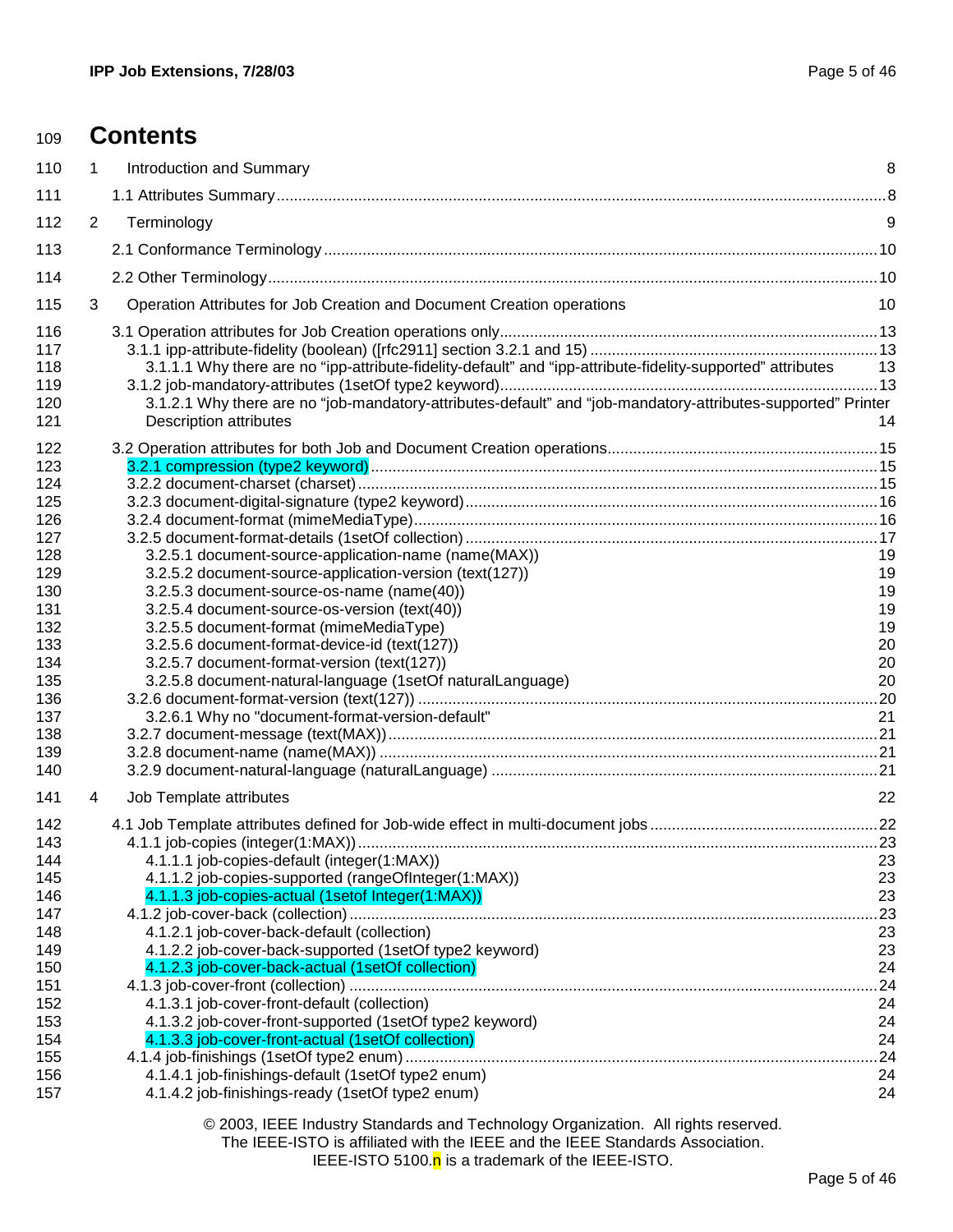# Contents

1 Introduction and Summary 8

1.1 Attributes Summary 8

2 Terminology 9

2.1 Conformance Terminology 10

2.2 Other Terminology 10

3 Operation Attributes for Job Creation and Document Creation operations 10

3.1 Operation attributes for Job Creation operations only 13
- 3.1.1 ipp-attribute-fidelity (boolean) ([rfc2911] section 3.2.1 and 15) 13
  - 3.1.1.1 Why there are no “ipp-attribute-fidelity-default” and “ipp-attribute-fidelity-supported” attributes 13
- 3.1.2 job-mandatory-attributes (1setOf type2 keyword) 13
  - 3.1.2.1 Why there are no “job-mandatory-attributes-default” and “job-mandatory-attributes-supported” Printer Description attributes 14

3.2 Operation attributes for both Job and Document Creation operations 15
- 3.2.1 compression (type2 keyword) 15
- 3.2.2 document-charset (charset) 15
- 3.2.3 document-digital-signature (type2 keyword) 16
- 3.2.4 document-format (mimeMediaType) 16
- 3.2.5 document-format-details (1setOf collection) 17
  - 3.2.5.1 document-source-application-name (name(MAX)) 19
  - 3.2.5.2 document-source-application-version (text(127)) 19
  - 3.2.5.3 document-source-os-name (name(40)) 19
  - 3.2.5.4 document-source-os-version (text(40)) 19
  - 3.2.5.5 document-format (mimeMediaType) 19
  - 3.2.5.6 document-format-device-id (text(127)) 20
  - 3.2.5.7 document-format-version (text(127)) 20
  - 3.2.5.8 document-natural-language (1setOf naturalLanguage) 20
- 3.2.6 document-format-version (text(127)) 20
  - 3.2.6.1 Why no "document-format-version-default" 21
- 3.2.7 document-message (text(MAX)) 21
- 3.2.8 document-name (name(MAX)) 21
- 3.2.9 document-natural-language (naturalLanguage) 21

4 Job Template attributes 22

4.1 Job Template attributes defined for Job-wide effect in multi-document jobs 22
- 4.1.1 job-copies (integer(1:MAX)) 23
  - 4.1.1.1 job-copies-default (integer(1:MAX)) 23
  - 4.1.1.2 job-copies-supported (rangeOfInteger(1:MAX)) 23
  - 4.1.1.3 job-copies-actual (1setof Integer(1:MAX)) 23
- 4.1.2 job-cover-back (collection) 23
  - 4.1.2.1 job-cover-back-default (collection) 23
  - 4.1.2.2 job-cover-back-supported (1setOf type2 keyword) 23
  - 4.1.2.3 job-cover-back-actual (1setOf collection) 24
- 4.1.3 job-cover-front (collection) 24
  - 4.1.3.1 job-cover-front-default (collection) 24
  - 4.1.3.2 job-cover-front-supported (1setOf type2 keyword) 24
  - 4.1.3.3 job-cover-front-actual (1setOf collection) 24
- 4.1.4 job-finishings (1setOf type2 enum) 24
  - 4.1.4.1 job-finishings-default (1setOf type2 enum) 24
  - 4.1.4.2 job-finishings-ready (1setOf type2 enum) 24

© 2003, IEEE Industry Standards and Technology Organization. All rights reserved.
The IEEE-ISTO is affiliated with the IEEE and the IEEE Standards Association.
IEEE-ISTO 5100.n is a trademark of the IEEE-ISTO.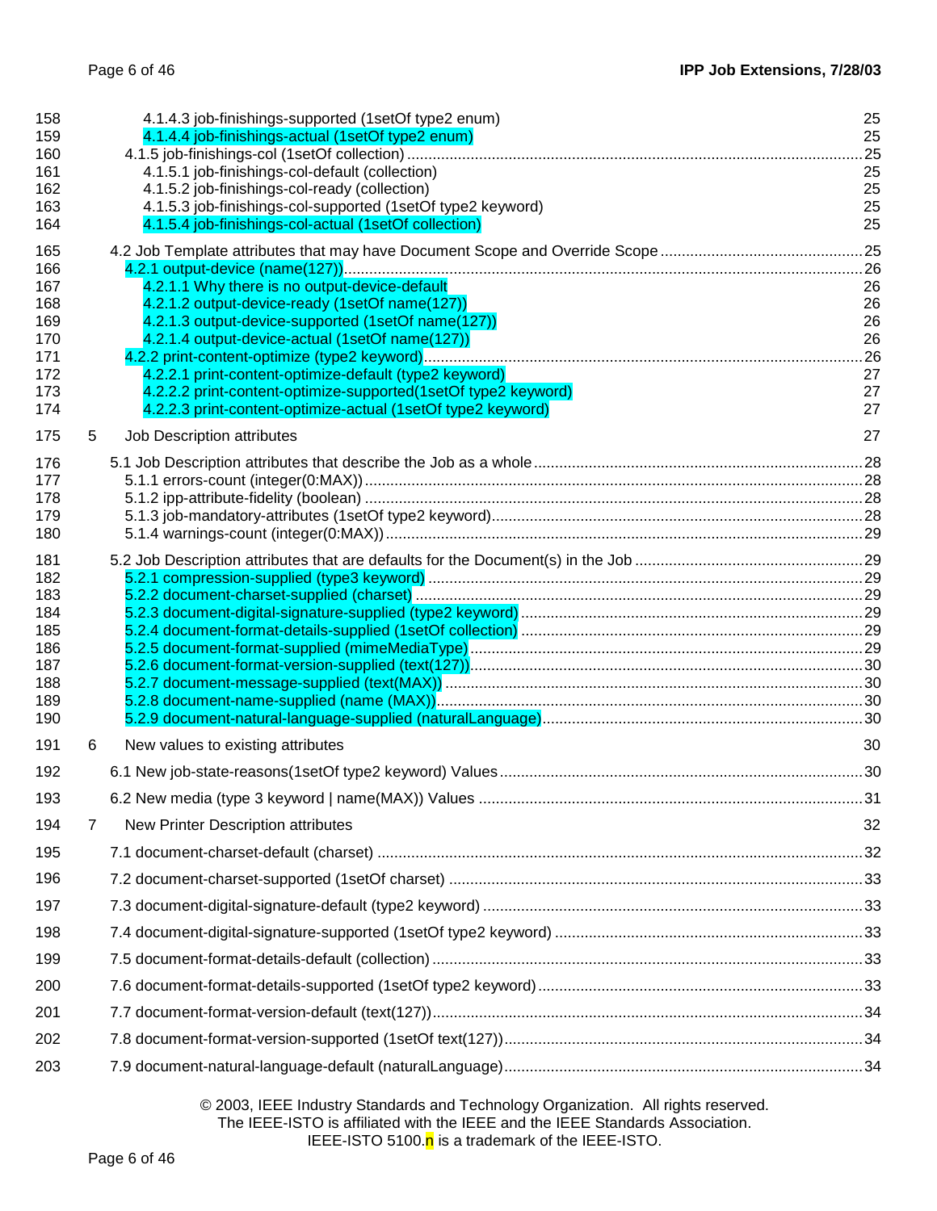158 4.1.4.3 job-finishings-supported (1setOf type2 enum) 25
159 4.1.4.4 job-finishings-actual (1setOf type2 enum) 25
160 4.1.5 job-finishings-col (1setOf collection) ........ 25
161 4.1.5.1 job-finishings-col-default (collection) 25
162 4.1.5.2 job-finishings-col-ready (collection) 25
163 4.1.5.3 job-finishings-col-supported (1setOf type2 keyword) 25
164 4.1.5.4 job-finishings-col-actual (1setOf collection) 25

165 4.2 Job Template attributes that may have Document Scope and Override Scope ........ 25
166 4.2.1 output-device (name(127)) ........ 26
167 4.2.1.1 Why there is no output-device-default 26
168 4.2.1.2 output-device-ready (1setOf name(127)) 26
169 4.2.1.3 output-device-supported (1setOf name(127)) 26
170 4.2.1.4 output-device-actual (1setOf name(127)) 26
171 4.2.2 print-content-optimize (type2 keyword) ........ 26
172 4.2.2.1 print-content-optimize-default (type2 keyword) 27
173 4.2.2.2 print-content-optimize-supported(1setOf type2 keyword) 27
174 4.2.2.3 print-content-optimize-actual (1setOf type2 keyword) 27

175 5 Job Description attributes 27

176 5.1 Job Description attributes that describe the Job as a whole ........ 28
177 5.1.1 errors-count (integer(0:MAX)) ........ 28
178 5.1.2 ipp-attribute-fidelity (boolean) ........ 28
179 5.1.3 job-mandatory-attributes (1setOf type2 keyword) ........ 28
180 5.1.4 warnings-count (integer(0:MAX)) ........ 29

181 5.2 Job Description attributes that are defaults for the Document(s) in the Job ........ 29
182 5.2.1 compression-supplied (type3 keyword) ........ 29
183 5.2.2 document-charset-supplied (charset) ........ 29
184 5.2.3 document-digital-signature-supplied (type2 keyword) ........ 29
185 5.2.4 document-format-details-supplied (1setOf collection) ........ 29
186 5.2.5 document-format-supplied (mimeMediaType) ........ 29
187 5.2.6 document-format-version-supplied (text(127)) ........ 30
188 5.2.7 document-message-supplied (text(MAX)) ........ 30
189 5.2.8 document-name-supplied (name (MAX)) ........ 30
190 5.2.9 document-natural-language-supplied (naturalLanguage) ........ 30

191 6 New values to existing attributes 30

192 6.1 New job-state-reasons(1setOf type2 keyword) Values ........ 30

193 6.2 New media (type 3 keyword | name(MAX)) Values ........ 31

194 7 New Printer Description attributes 32

195 7.1 document-charset-default (charset) ........ 32

196 7.2 document-charset-supported (1setOf charset) ........ 33

197 7.3 document-digital-signature-default (type2 keyword) ........ 33

198 7.4 document-digital-signature-supported (1setOf type2 keyword) ........ 33

199 7.5 document-format-details-default (collection) ........ 33

200 7.6 document-format-details-supported (1setOf type2 keyword) ........ 33

201 7.7 document-format-version-default (text(127)) ........ 34

202 7.8 document-format-version-supported (1setOf text(127)) ........ 34

203 7.9 document-natural-language-default (naturalLanguage) ........ 34

© 2003, IEEE Industry Standards and Technology Organization. All rights reserved.
The IEEE-ISTO is affiliated with the IEEE and the IEEE Standards Association.
IEEE-ISTO 5100.n is a trademark of the IEEE-ISTO.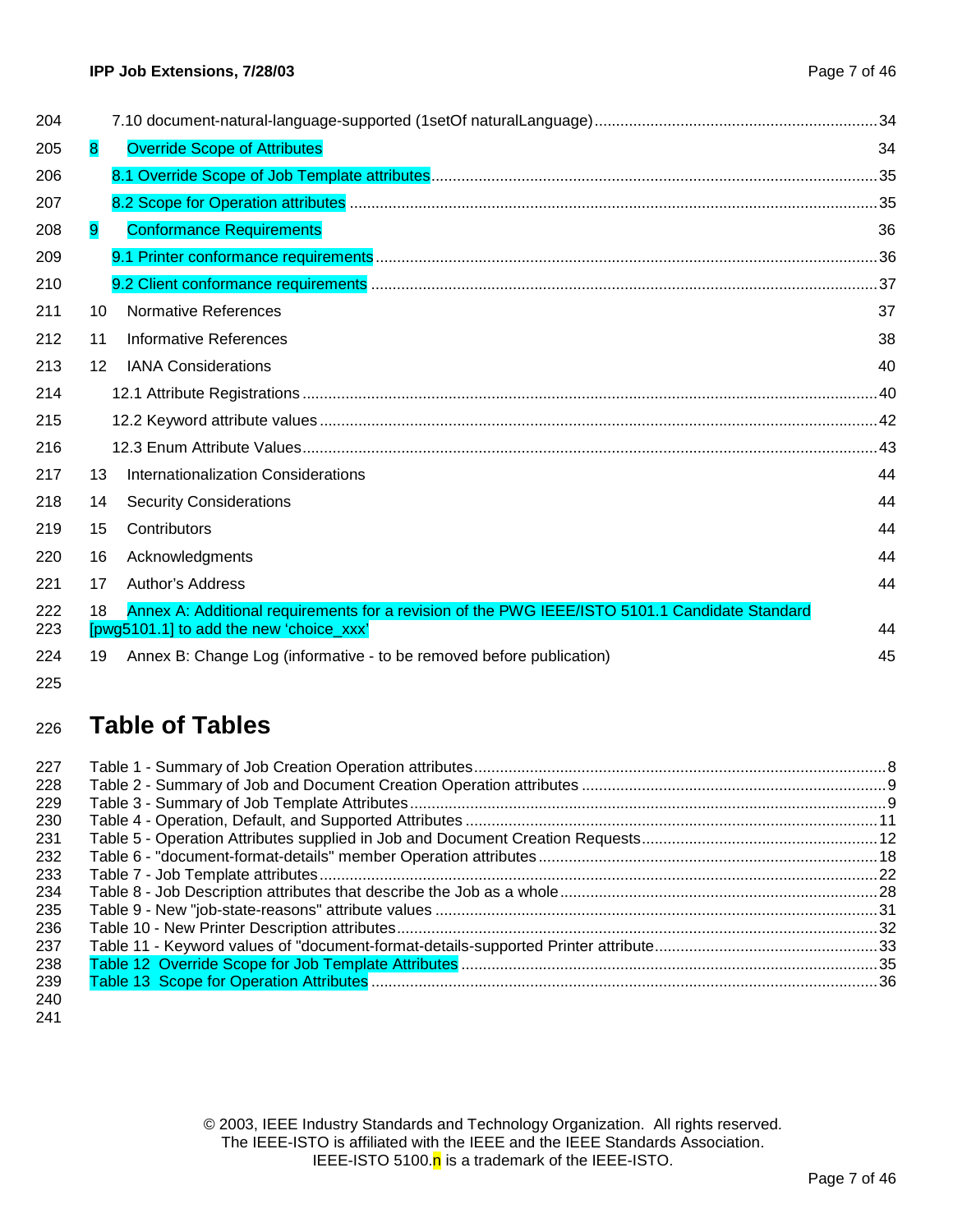7.10 document-natural-language-supported (1setOf naturalLanguage) ..... 34

8 Override Scope of Attributes ..... 34

8.1 Override Scope of Job Template attributes ..... 35

8.2 Scope for Operation attributes ..... 35

9 Conformance Requirements ..... 36

9.1 Printer conformance requirements ..... 36

9.2 Client conformance requirements ..... 37

10 Normative References ..... 37

11 Informative References ..... 38

12 IANA Considerations ..... 40

12.1 Attribute Registrations ..... 40

12.2 Keyword attribute values ..... 42

12.3 Enum Attribute Values ..... 43

13 Internationalization Considerations ..... 44

14 Security Considerations ..... 44

15 Contributors ..... 44

16 Acknowledgments ..... 44

17 Author's Address ..... 44

18 Annex A: Additional requirements for a revision of the PWG IEEE/ISTO 5101.1 Candidate Standard [pwg5101.1] to add the new 'choice_xxx' ..... 44

19 Annex B: Change Log (informative - to be removed before publication) ..... 45

# Table of Tables

Table 1 - Summary of Job Creation Operation attributes ..... 8
Table 2 - Summary of Job and Document Creation Operation attributes ..... 9
Table 3 - Summary of Job Template Attributes ..... 9
Table 4 - Operation, Default, and Supported Attributes ..... 11
Table 5 - Operation Attributes supplied in Job and Document Creation Requests ..... 12
Table 6 - "document-format-details" member Operation attributes ..... 18
Table 7 - Job Template attributes ..... 22
Table 8 - Job Description attributes that describe the Job as a whole ..... 28
Table 9 - New "job-state-reasons" attribute values ..... 31
Table 10 - New Printer Description attributes ..... 32
Table 11 - Keyword values of "document-format-details-supported Printer attribute ..... 33
Table 12 Override Scope for Job Template Attributes ..... 35
Table 13 Scope for Operation Attributes ..... 36

© 2003, IEEE Industry Standards and Technology Organization. All rights reserved.
The IEEE-ISTO is affiliated with the IEEE and the IEEE Standards Association.
IEEE-ISTO 5100.n is a trademark of the IEEE-ISTO.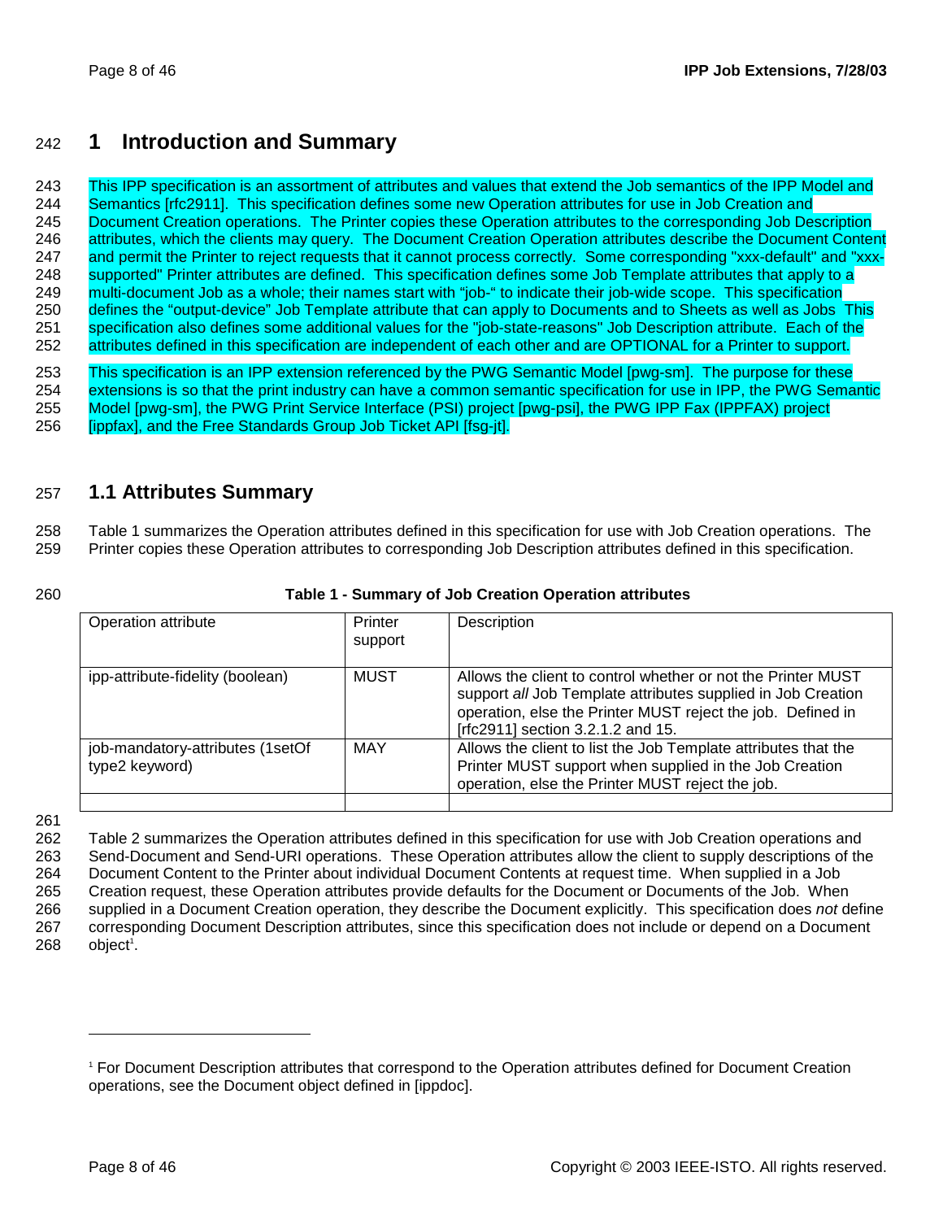# 1 Introduction and Summary

This IPP specification is an assortment of attributes and values that extend the Job semantics of the IPP Model and Semantics [rfc2911]. This specification defines some new Operation attributes for use in Job Creation and Document Creation operations. The Printer copies these Operation attributes to the corresponding Job Description attributes, which the clients may query. The Document Creation Operation attributes describe the Document Content and permit the Printer to reject requests that it cannot process correctly. Some corresponding "xxx-default" and "xxx-supported" Printer attributes are defined. This specification defines some Job Template attributes that apply to a multi-document Job as a whole; their names start with "job-" to indicate their job-wide scope. This specification defines the "output-device" Job Template attribute that can apply to Documents and to Sheets as well as Jobs This specification also defines some additional values for the "job-state-reasons" Job Description attribute. Each of the attributes defined in this specification are independent of each other and are OPTIONAL for a Printer to support.

This specification is an IPP extension referenced by the PWG Semantic Model [pwg-sm]. The purpose for these extensions is so that the print industry can have a common semantic specification for use in IPP, the PWG Semantic Model [pwg-sm], the PWG Print Service Interface (PSI) project [pwg-psi], the PWG IPP Fax (IPPFAX) project [ippfax], and the Free Standards Group Job Ticket API [fsg-jt].

## 1.1 Attributes Summary

Table 1 summarizes the Operation attributes defined in this specification for use with Job Creation operations. The Printer copies these Operation attributes to corresponding Job Description attributes defined in this specification.

**Table 1 - Summary of Job Creation Operation attributes**

| Operation attribute | Printer support | Description |
|---|---|---|
| ipp-attribute-fidelity (boolean) | MUST | Allows the client to control whether or not the Printer MUST support *all* Job Template attributes supplied in Job Creation operation, else the Printer MUST reject the job. Defined in [rfc2911] section 3.2.1.2 and 15. |
| job-mandatory-attributes (1setOf type2 keyword) | MAY | Allows the client to list the Job Template attributes that the Printer MUST support when supplied in the Job Creation operation, else the Printer MUST reject the job. |
| | | |

Table 2 summarizes the Operation attributes defined in this specification for use with Job Creation operations and Send-Document and Send-URI operations. These Operation attributes allow the client to supply descriptions of the Document Content to the Printer about individual Document Contents at request time. When supplied in a Job Creation request, these Operation attributes provide defaults for the Document or Documents of the Job. When supplied in a Document Creation operation, they describe the Document explicitly. This specification does *not* define corresponding Document Description attributes, since this specification does not include or depend on a Document object[1].

[1] For Document Description attributes that correspond to the Operation attributes defined for Document Creation operations, see the Document object defined in [ippdoc].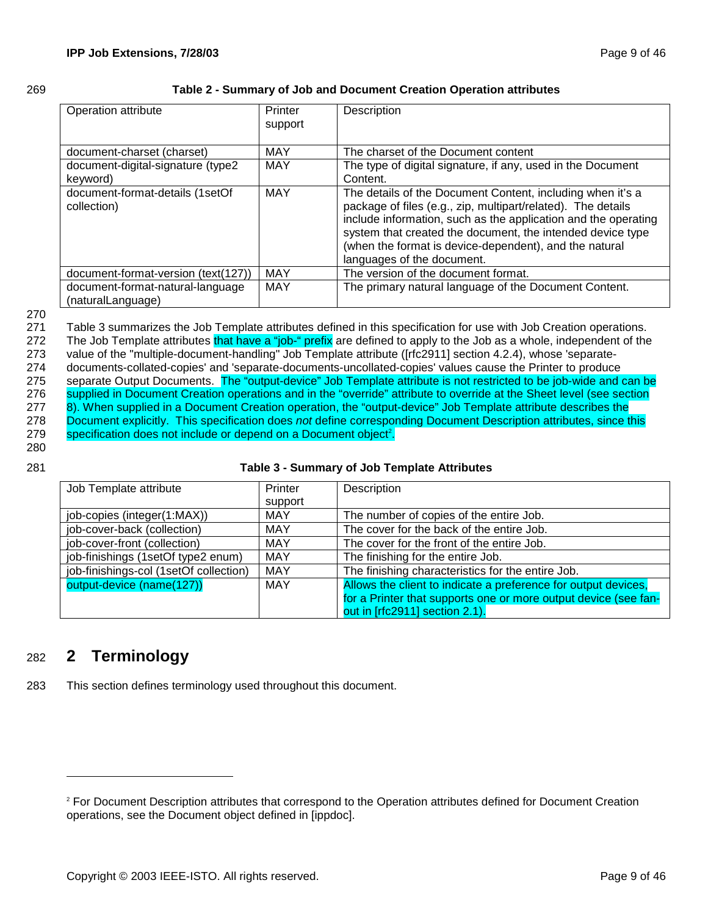**Table 2 - Summary of Job and Document Creation Operation attributes**

| Operation attribute | Printer support | Description |
|---|---|---|
| document-charset (charset) | MAY | The charset of the Document content |
| document-digital-signature (type2 keyword) | MAY | The type of digital signature, if any, used in the Document Content. |
| document-format-details (1setOf collection) | MAY | The details of the Document Content, including when it's a package of files (e.g., zip, multipart/related). The details include information, such as the application and the operating system that created the document, the intended device type (when the format is device-dependent), and the natural languages of the document. |
| document-format-version (text(127)) | MAY | The version of the document format. |
| document-format-natural-language (naturalLanguage) | MAY | The primary natural language of the Document Content. |

Table 3 summarizes the Job Template attributes defined in this specification for use with Job Creation operations. The Job Template attributes that have a "job-" prefix are defined to apply to the Job as a whole, independent of the value of the "multiple-document-handling" Job Template attribute ([rfc2911] section 4.2.4), whose 'separate-documents-collated-copies' and 'separate-documents-uncollated-copies' values cause the Printer to produce separate Output Documents. The "output-device" Job Template attribute is not restricted to be job-wide and can be supplied in Document Creation operations and in the "override" attribute to override at the Sheet level (see section 8). When supplied in a Document Creation operation, the "output-device" Job Template attribute describes the Document explicitly. This specification does *not* define corresponding Document Description attributes, since this specification does not include or depend on a Document object[2].

**Table 3 - Summary of Job Template Attributes**

| Job Template attribute | Printer support | Description |
|---|---|---|
| job-copies (integer(1:MAX)) | MAY | The number of copies of the entire Job. |
| job-cover-back (collection) | MAY | The cover for the back of the entire Job. |
| job-cover-front (collection) | MAY | The cover for the front of the entire Job. |
| job-finishings (1setOf type2 enum) | MAY | The finishing for the entire Job. |
| job-finishings-col (1setOf collection) | MAY | The finishing characteristics for the entire Job. |
| output-device (name(127)) | MAY | Allows the client to indicate a preference for output devices, for a Printer that supports one or more output device (see fan-out in [rfc2911] section 2.1). |

# 2 Terminology

This section defines terminology used throughout this document.

---

[2] For Document Description attributes that correspond to the Operation attributes defined for Document Creation operations, see the Document object defined in [ippdoc].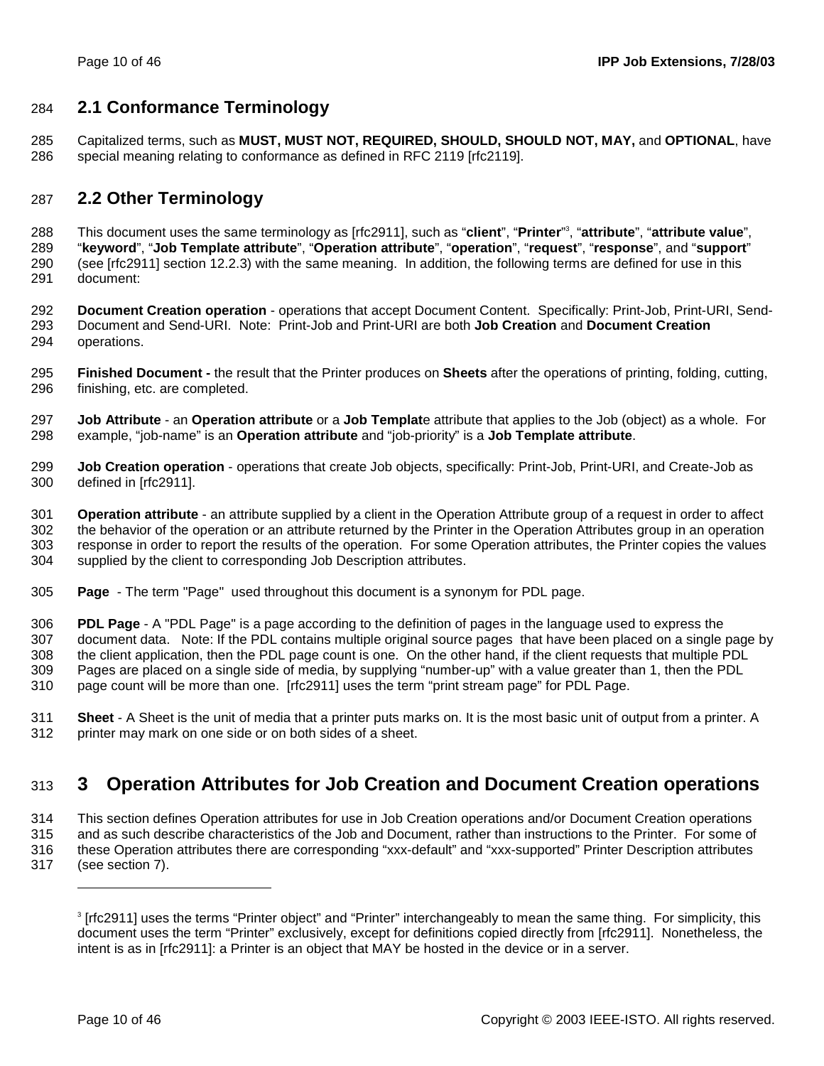## 2.1 Conformance Terminology

Capitalized terms, such as **MUST, MUST NOT, REQUIRED, SHOULD, SHOULD NOT, MAY,** and **OPTIONAL**, have special meaning relating to conformance as defined in RFC 2119 [rfc2119].

## 2.2 Other Terminology

This document uses the same terminology as [rfc2911], such as "**client**", "**Printer**"[3], "**attribute**", "**attribute value**", "**keyword**", "**Job Template attribute**", "**Operation attribute**", "**operation**", "**request**", "**response**", and "**support**" (see [rfc2911] section 12.2.3) with the same meaning. In addition, the following terms are defined for use in this document:

**Document Creation operation** - operations that accept Document Content. Specifically: Print-Job, Print-URI, Send-Document and Send-URI. Note: Print-Job and Print-URI are both **Job Creation** and **Document Creation** operations.

**Finished Document -** the result that the Printer produces on **Sheets** after the operations of printing, folding, cutting, finishing, etc. are completed.

**Job Attribute** - an **Operation attribute** or a **Job Templat**e attribute that applies to the Job (object) as a whole. For example, "job-name" is an **Operation attribute** and "job-priority" is a **Job Template attribute**.

**Job Creation operation** - operations that create Job objects, specifically: Print-Job, Print-URI, and Create-Job as defined in [rfc2911].

**Operation attribute** - an attribute supplied by a client in the Operation Attribute group of a request in order to affect the behavior of the operation or an attribute returned by the Printer in the Operation Attributes group in an operation response in order to report the results of the operation. For some Operation attributes, the Printer copies the values supplied by the client to corresponding Job Description attributes.

**Page** - The term "Page" used throughout this document is a synonym for PDL page.

**PDL Page** - A "PDL Page" is a page according to the definition of pages in the language used to express the document data. Note: If the PDL contains multiple original source pages that have been placed on a single page by the client application, then the PDL page count is one. On the other hand, if the client requests that multiple PDL Pages are placed on a single side of media, by supplying "number-up" with a value greater than 1, then the PDL page count will be more than one. [rfc2911] uses the term "print stream page" for PDL Page.

**Sheet** - A Sheet is the unit of media that a printer puts marks on. It is the most basic unit of output from a printer. A printer may mark on one side or on both sides of a sheet.

# 3 Operation Attributes for Job Creation and Document Creation operations

This section defines Operation attributes for use in Job Creation operations and/or Document Creation operations and as such describe characteristics of the Job and Document, rather than instructions to the Printer. For some of these Operation attributes there are corresponding "xxx-default" and "xxx-supported" Printer Description attributes (see section 7).

[3] [rfc2911] uses the terms "Printer object" and "Printer" interchangeably to mean the same thing. For simplicity, this document uses the term "Printer" exclusively, except for definitions copied directly from [rfc2911]. Nonetheless, the intent is as in [rfc2911]: a Printer is an object that MAY be hosted in the device or in a server.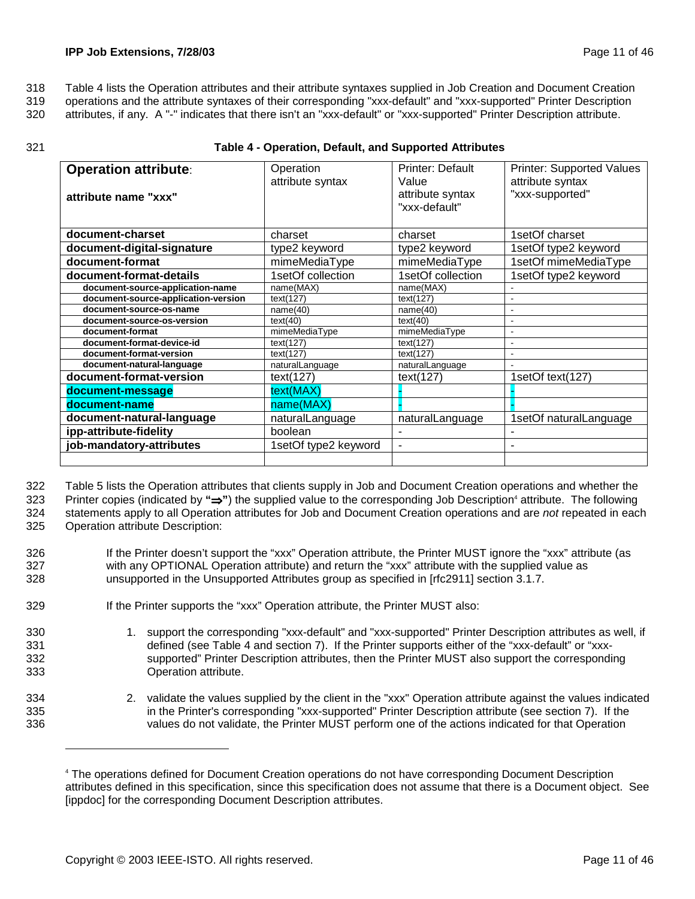Table 4 lists the Operation attributes and their attribute syntaxes supplied in Job Creation and Document Creation operations and the attribute syntaxes of their corresponding "xxx-default" and "xxx-supported" Printer Description attributes, if any. A "-" indicates that there isn't an "xxx-default" or "xxx-supported" Printer Description attribute.

**Table 4 - Operation, Default, and Supported Attributes**

| **Operation attribute**: **attribute name "xxx"** | Operation attribute syntax | Printer: Default Value attribute syntax "xxx-default" | Printer: Supported Values attribute syntax "xxx-supported" |
|---|---|---|---|
| **document-charset** | charset | charset | 1setOf charset |
| **document-digital-signature** | type2 keyword | type2 keyword | 1setOf type2 keyword |
| **document-format** | mimeMediaType | mimeMediaType | 1setOf mimeMediaType |
| **document-format-details** | 1setOf collection | 1setOf collection | 1setOf type2 keyword |
| **document-source-application-name** | name(MAX) | name(MAX) | - |
| **document-source-application-version** | text(127) | text(127) | - |
| **document-source-os-name** | name(40) | name(40) | - |
| **document-source-os-version** | text(40) | text(40) | - |
| **document-format** | mimeMediaType | mimeMediaType | - |
| **document-format-device-id** | text(127) | text(127) | - |
| **document-format-version** | text(127) | text(127) | - |
| **document-natural-language** | naturalLanguage | naturalLanguage | - |
| **document-format-version** | text(127) | text(127) | 1setOf text(127) |
| **document-message** | text(MAX) | - | - |
| **document-name** | name(MAX) | - | - |
| **document-natural-language** | naturalLanguage | naturalLanguage | 1setOf naturalLanguage |
| **ipp-attribute-fidelity** | boolean | - | - |
| **job-mandatory-attributes** | 1setOf type2 keyword | - | - |
| | | | |

Table 5 lists the Operation attributes that clients supply in Job and Document Creation operations and whether the Printer copies (indicated by **"⇒"**) the supplied value to the corresponding Job Description[4] attribute. The following statements apply to all Operation attributes for Job and Document Creation operations and are *not* repeated in each Operation attribute Description:

If the Printer doesn't support the "xxx" Operation attribute, the Printer MUST ignore the "xxx" attribute (as with any OPTIONAL Operation attribute) and return the "xxx" attribute with the supplied value as unsupported in the Unsupported Attributes group as specified in [rfc2911] section 3.1.7.

If the Printer supports the "xxx" Operation attribute, the Printer MUST also:

1. support the corresponding "xxx-default" and "xxx-supported" Printer Description attributes as well, if defined (see Table 4 and section 7). If the Printer supports either of the "xxx-default" or "xxx-supported" Printer Description attributes, then the Printer MUST also support the corresponding Operation attribute.

2. validate the values supplied by the client in the "xxx" Operation attribute against the values indicated in the Printer's corresponding "xxx-supported" Printer Description attribute (see section 7). If the values do not validate, the Printer MUST perform one of the actions indicated for that Operation

[4] The operations defined for Document Creation operations do not have corresponding Document Description attributes defined in this specification, since this specification does not assume that there is a Document object. See [ippdoc] for the corresponding Document Description attributes.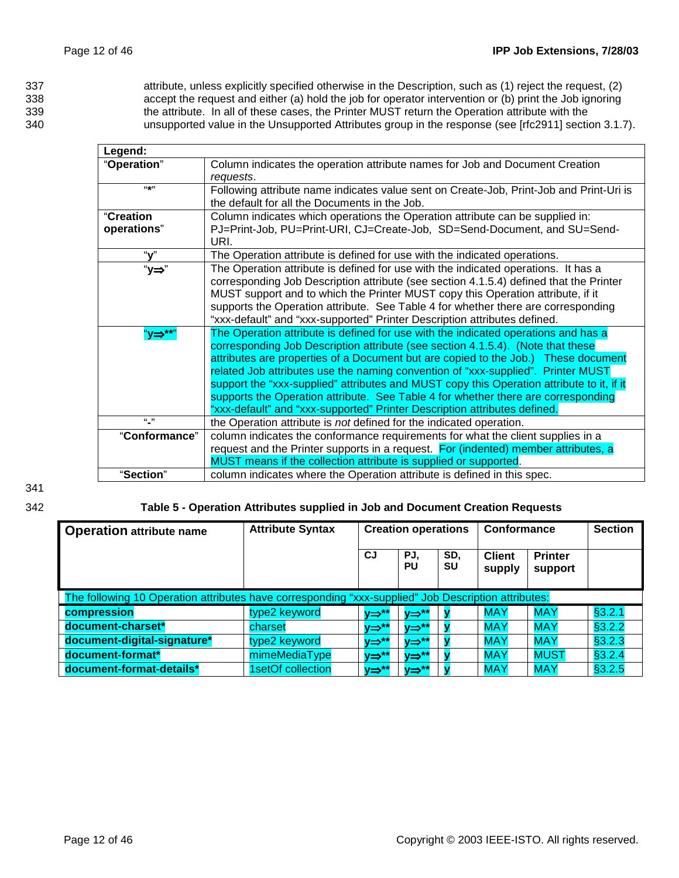attribute, unless explicitly specified otherwise in the Description, such as (1) reject the request, (2) accept the request and either (a) hold the job for operator intervention or (b) print the Job ignoring the attribute. In all of these cases, the Printer MUST return the Operation attribute with the unsupported value in the Unsupported Attributes group in the response (see [rfc2911] section 3.1.7).

| Legend: | |
|---|---|
| "**Operation**" | Column indicates the operation attribute names for Job and Document Creation *requests*. |
| "*" | Following attribute name indicates value sent on Create-Job, Print-Job and Print-Uri is the default for all the Documents in the Job. |
| "**Creation operations**" | Column indicates which operations the Operation attribute can be supplied in: PJ=Print-Job, PU=Print-URI, CJ=Create-Job, SD=Send-Document, and SU=Send-URI. |
| "**y**" | The Operation attribute is defined for use with the indicated operations. |
| "**y⇒**" | The Operation attribute is defined for use with the indicated operations. It has a corresponding Job Description attribute (see section 4.1.5.4) defined that the Printer MUST support and to which the Printer MUST copy this Operation attribute, if it supports the Operation attribute. See Table 4 for whether there are corresponding "xxx-default" and "xxx-supported" Printer Description attributes defined. |
| "**y⇒****" | The Operation attribute is defined for use with the indicated operations and has a corresponding Job Description attribute (see section 4.1.5.4). (Note that these attributes are properties of a Document but are copied to the Job.) These document related Job attributes use the naming convention of "xxx-supplied". Printer MUST support the "xxx-supplied" attributes and MUST copy this Operation attribute to it, if it supports the Operation attribute. See Table 4 for whether there are corresponding "xxx-default" and "xxx-supported" Printer Description attributes defined. |
| "**-**" | the Operation attribute is *not* defined for the indicated operation. |
| "**Conformance**" | column indicates the conformance requirements for what the client supplies in a request and the Printer supports in a request. For (indented) member attributes, a MUST means if the collection attribute is supplied or supported. |
| "**Section**" | column indicates where the Operation attribute is defined in this spec. |

**Table 5 - Operation Attributes supplied in Job and Document Creation Requests**

| **Operation** attribute name | Attribute Syntax | Creation operations | | | Conformance | | Section |
|---|---|---|---|---|---|---|---|
| | | CJ | PJ, PU | SD, SU | Client supply | Printer support | |
| The following 10 Operation attributes have corresponding "xxx-supplied" Job Description attributes: | | | | | | | |
| **compression** | type2 keyword | y⇒** | y⇒** | y | MAY | MAY | §3.2.1 |
| **document-charset*** | charset | y⇒** | y⇒** | y | MAY | MAY | §3.2.2 |
| **document-digital-signature*** | type2 keyword | y⇒** | y⇒** | y | MAY | MAY | §3.2.3 |
| **document-format*** | mimeMediaType | y⇒** | y⇒** | y | MAY | MUST | §3.2.4 |
| **document-format-details*** | 1setOf collection | y⇒** | y⇒** | y | MAY | MAY | §3.2.5 |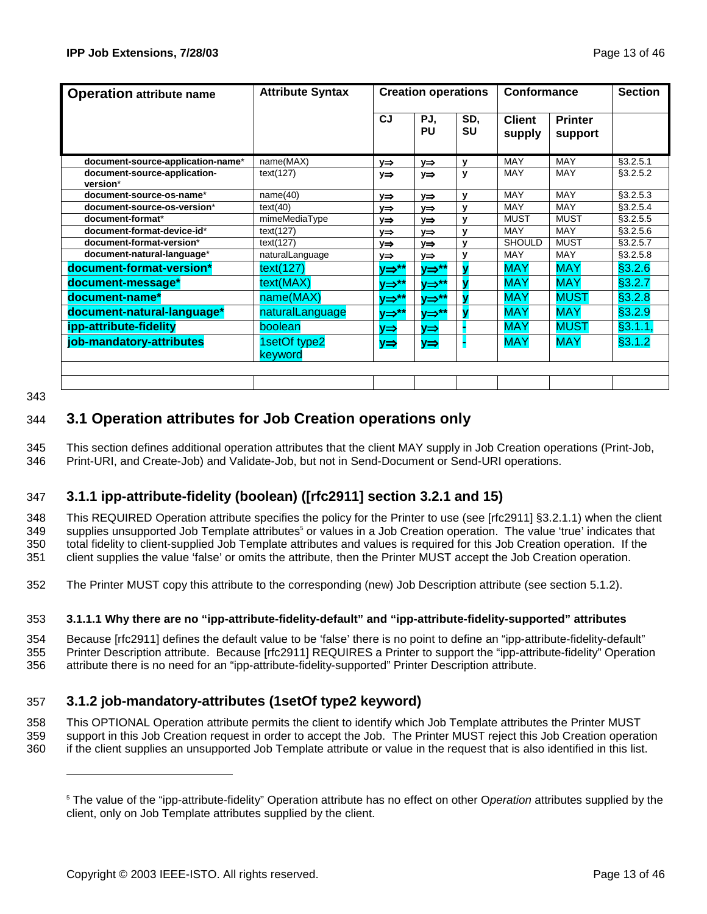| Operation attribute name | Attribute Syntax | Creation operations | | | Conformance | | Section |
|---|---|---|---|---|---|---|---|
| | | CJ | PJ, PU | SD, SU | Client supply | Printer support | |
| document-source-application-name* | name(MAX) | y⇒ | y⇒ | y | MAY | MAY | §3.2.5.1 |
| document-source-application-version* | text(127) | y⇒ | y⇒ | y | MAY | MAY | §3.2.5.2 |
| document-source-os-name* | name(40) | y⇒ | y⇒ | y | MAY | MAY | §3.2.5.3 |
| document-source-os-version* | text(40) | y⇒ | y⇒ | y | MAY | MAY | §3.2.5.4 |
| document-format* | mimeMediaType | y⇒ | y⇒ | y | MUST | MUST | §3.2.5.5 |
| document-format-device-id* | text(127) | y⇒ | y⇒ | y | MAY | MAY | §3.2.5.6 |
| document-format-version* | text(127) | y⇒ | y⇒ | y | SHOULD | MUST | §3.2.5.7 |
| document-natural-language* | naturalLanguage | y⇒ | y⇒ | y | MAY | MAY | §3.2.5.8 |
| document-format-version* | text(127) | y⇒** | y⇒** | y | MAY | MAY | §3.2.6 |
| document-message* | text(MAX) | y⇒** | y⇒** | y | MAY | MAY | §3.2.7 |
| document-name* | name(MAX) | y⇒** | y⇒** | y | MAY | MUST | §3.2.8 |
| document-natural-language* | naturalLanguage | y⇒** | y⇒** | y | MAY | MAY | §3.2.9 |
| ipp-attribute-fidelity | boolean | y⇒ | y⇒ | - | MAY | MUST | §3.1.1, |
| job-mandatory-attributes | 1setOf type2 keyword | y⇒ | y⇒ | - | MAY | MAY | §3.1.2 |
| | | | | | | | |
| | | | | | | | |

## 3.1 Operation attributes for Job Creation operations only

This section defines additional operation attributes that the client MAY supply in Job Creation operations (Print-Job, Print-URI, and Create-Job) and Validate-Job, but not in Send-Document or Send-URI operations.

### 3.1.1 ipp-attribute-fidelity (boolean) ([rfc2911] section 3.2.1 and 15)

This REQUIRED Operation attribute specifies the policy for the Printer to use (see [rfc2911] §3.2.1.1) when the client supplies unsupported Job Template attributes[5] or values in a Job Creation operation. The value 'true' indicates that total fidelity to client-supplied Job Template attributes and values is required for this Job Creation operation. If the client supplies the value 'false' or omits the attribute, then the Printer MUST accept the Job Creation operation.

The Printer MUST copy this attribute to the corresponding (new) Job Description attribute (see section 5.1.2).

#### 3.1.1.1 Why there are no "ipp-attribute-fidelity-default" and "ipp-attribute-fidelity-supported" attributes

Because [rfc2911] defines the default value to be 'false' there is no point to define an "ipp-attribute-fidelity-default" Printer Description attribute. Because [rfc2911] REQUIRES a Printer to support the "ipp-attribute-fidelity" Operation attribute there is no need for an "ipp-attribute-fidelity-supported" Printer Description attribute.

### 3.1.2 job-mandatory-attributes (1setOf type2 keyword)

This OPTIONAL Operation attribute permits the client to identify which Job Template attributes the Printer MUST support in this Job Creation request in order to accept the Job. The Printer MUST reject this Job Creation operation if the client supplies an unsupported Job Template attribute or value in the request that is also identified in this list.

---

[5] The value of the "ipp-attribute-fidelity" Operation attribute has no effect on other O*peration* attributes supplied by the client, only on Job Template attributes supplied by the client.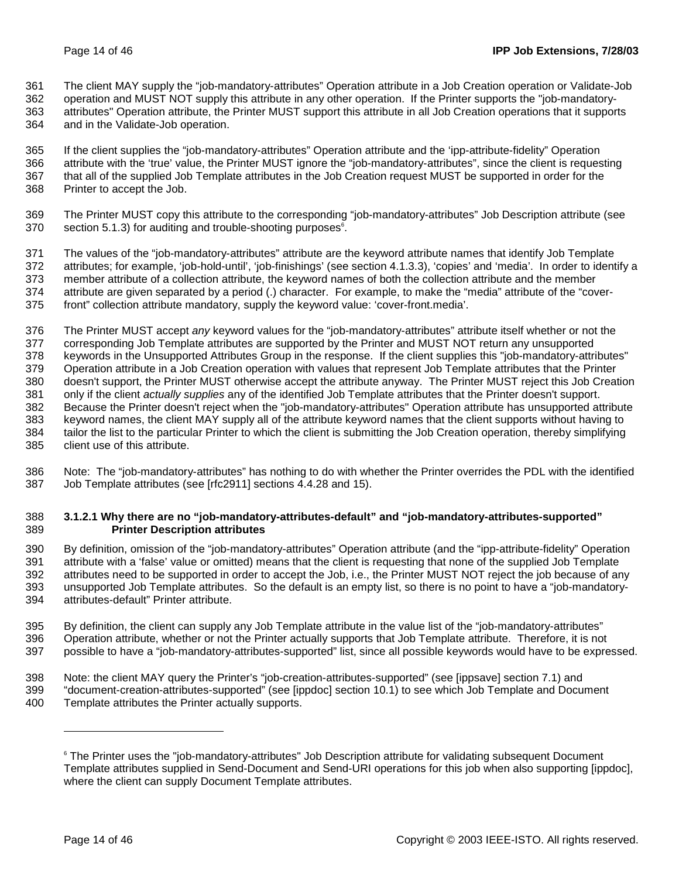The client MAY supply the "job-mandatory-attributes" Operation attribute in a Job Creation operation or Validate-Job operation and MUST NOT supply this attribute in any other operation. If the Printer supports the "job-mandatory-attributes" Operation attribute, the Printer MUST support this attribute in all Job Creation operations that it supports and in the Validate-Job operation.

If the client supplies the "job-mandatory-attributes" Operation attribute and the 'ipp-attribute-fidelity" Operation attribute with the 'true' value, the Printer MUST ignore the "job-mandatory-attributes", since the client is requesting that all of the supplied Job Template attributes in the Job Creation request MUST be supported in order for the Printer to accept the Job.

The Printer MUST copy this attribute to the corresponding "job-mandatory-attributes" Job Description attribute (see section 5.1.3) for auditing and trouble-shooting purposes[6].

The values of the "job-mandatory-attributes" attribute are the keyword attribute names that identify Job Template attributes; for example, 'job-hold-until', 'job-finishings' (see section 4.1.3.3), 'copies' and 'media'. In order to identify a member attribute of a collection attribute, the keyword names of both the collection attribute and the member attribute are given separated by a period (.) character. For example, to make the "media" attribute of the "cover-front" collection attribute mandatory, supply the keyword value: 'cover-front.media'.

The Printer MUST accept *any* keyword values for the "job-mandatory-attributes" attribute itself whether or not the corresponding Job Template attributes are supported by the Printer and MUST NOT return any unsupported keywords in the Unsupported Attributes Group in the response. If the client supplies this "job-mandatory-attributes" Operation attribute in a Job Creation operation with values that represent Job Template attributes that the Printer doesn't support, the Printer MUST otherwise accept the attribute anyway. The Printer MUST reject this Job Creation only if the client *actually supplies* any of the identified Job Template attributes that the Printer doesn't support. Because the Printer doesn't reject when the "job-mandatory-attributes" Operation attribute has unsupported attribute keyword names, the client MAY supply all of the attribute keyword names that the client supports without having to tailor the list to the particular Printer to which the client is submitting the Job Creation operation, thereby simplifying client use of this attribute.

Note: The "job-mandatory-attributes" has nothing to do with whether the Printer overrides the PDL with the identified Job Template attributes (see [rfc2911] sections 4.4.28 and 15).

#### 3.1.2.1 Why there are no "job-mandatory-attributes-default" and "job-mandatory-attributes-supported" Printer Description attributes

By definition, omission of the "job-mandatory-attributes" Operation attribute (and the "ipp-attribute-fidelity" Operation attribute with a 'false' value or omitted) means that the client is requesting that none of the supplied Job Template attributes need to be supported in order to accept the Job, i.e., the Printer MUST NOT reject the job because of any unsupported Job Template attributes. So the default is an empty list, so there is no point to have a "job-mandatory-attributes-default" Printer attribute.

By definition, the client can supply any Job Template attribute in the value list of the "job-mandatory-attributes" Operation attribute, whether or not the Printer actually supports that Job Template attribute. Therefore, it is not possible to have a "job-mandatory-attributes-supported" list, since all possible keywords would have to be expressed.

Note: the client MAY query the Printer's "job-creation-attributes-supported" (see [ippsave] section 7.1) and "document-creation-attributes-supported" (see [ippdoc] section 10.1) to see which Job Template and Document Template attributes the Printer actually supports.

---

[6] The Printer uses the "job-mandatory-attributes" Job Description attribute for validating subsequent Document Template attributes supplied in Send-Document and Send-URI operations for this job when also supporting [ippdoc], where the client can supply Document Template attributes.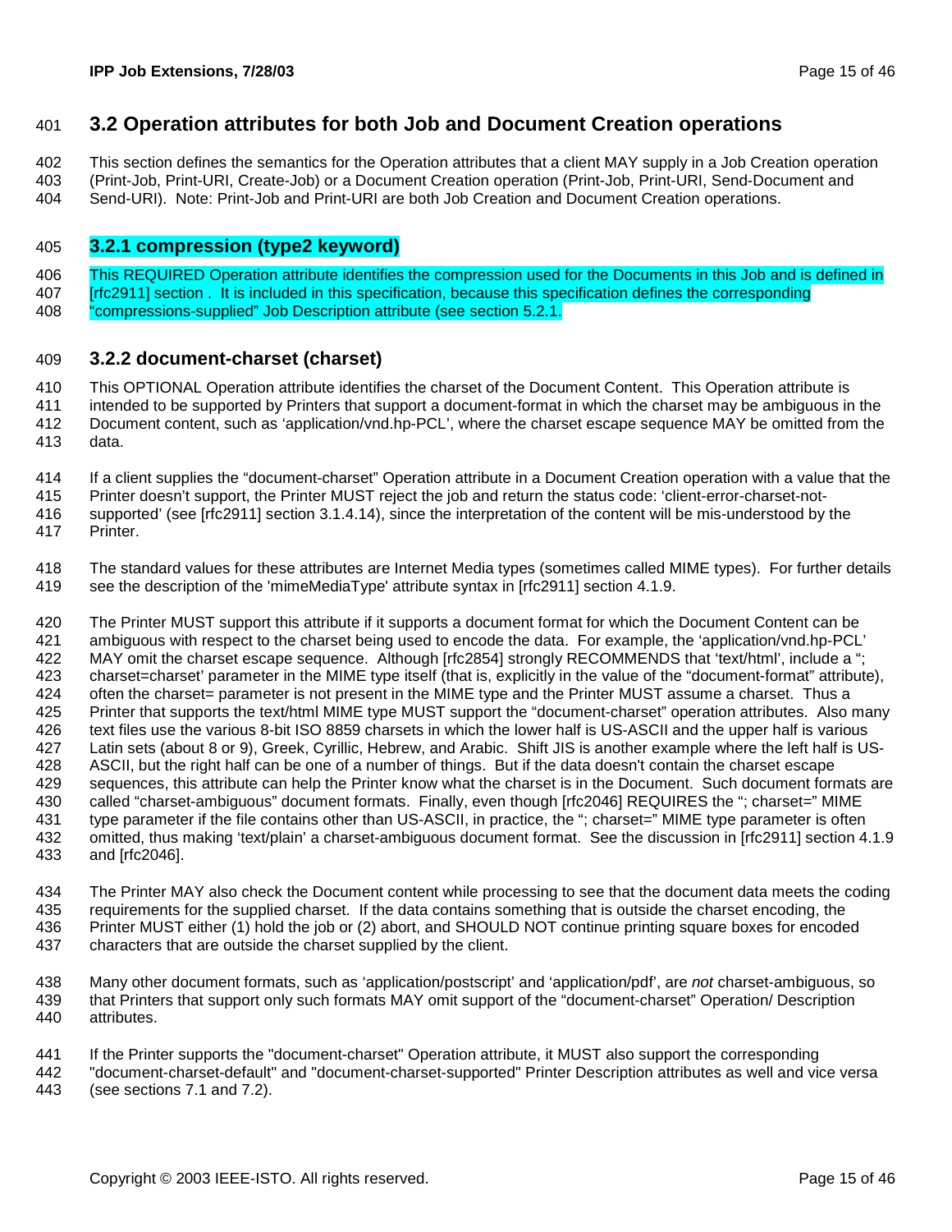## 3.2 Operation attributes for both Job and Document Creation operations

This section defines the semantics for the Operation attributes that a client MAY supply in a Job Creation operation (Print-Job, Print-URI, Create-Job) or a Document Creation operation (Print-Job, Print-URI, Send-Document and Send-URI). Note: Print-Job and Print-URI are both Job Creation and Document Creation operations.

### 3.2.1 compression (type2 keyword)

This REQUIRED Operation attribute identifies the compression used for the Documents in this Job and is defined in [rfc2911] section . It is included in this specification, because this specification defines the corresponding "compressions-supplied" Job Description attribute (see section 5.2.1.

### 3.2.2 document-charset (charset)

This OPTIONAL Operation attribute identifies the charset of the Document Content. This Operation attribute is intended to be supported by Printers that support a document-format in which the charset may be ambiguous in the Document content, such as 'application/vnd.hp-PCL', where the charset escape sequence MAY be omitted from the data.

If a client supplies the "document-charset" Operation attribute in a Document Creation operation with a value that the Printer doesn't support, the Printer MUST reject the job and return the status code: 'client-error-charset-not-supported' (see [rfc2911] section 3.1.4.14), since the interpretation of the content will be mis-understood by the Printer.

The standard values for these attributes are Internet Media types (sometimes called MIME types). For further details see the description of the 'mimeMediaType' attribute syntax in [rfc2911] section 4.1.9.

The Printer MUST support this attribute if it supports a document format for which the Document Content can be ambiguous with respect to the charset being used to encode the data. For example, the 'application/vnd.hp-PCL' MAY omit the charset escape sequence. Although [rfc2854] strongly RECOMMENDS that 'text/html', include a "; charset=charset' parameter in the MIME type itself (that is, explicitly in the value of the "document-format" attribute), often the charset= parameter is not present in the MIME type and the Printer MUST assume a charset. Thus a Printer that supports the text/html MIME type MUST support the "document-charset" operation attributes. Also many text files use the various 8-bit ISO 8859 charsets in which the lower half is US-ASCII and the upper half is various Latin sets (about 8 or 9), Greek, Cyrillic, Hebrew, and Arabic. Shift JIS is another example where the left half is US-ASCII, but the right half can be one of a number of things. But if the data doesn't contain the charset escape sequences, this attribute can help the Printer know what the charset is in the Document. Such document formats are called "charset-ambiguous" document formats. Finally, even though [rfc2046] REQUIRES the "; charset=" MIME type parameter if the file contains other than US-ASCII, in practice, the "; charset=" MIME type parameter is often omitted, thus making 'text/plain' a charset-ambiguous document format. See the discussion in [rfc2911] section 4.1.9 and [rfc2046].

The Printer MAY also check the Document content while processing to see that the document data meets the coding requirements for the supplied charset. If the data contains something that is outside the charset encoding, the Printer MUST either (1) hold the job or (2) abort, and SHOULD NOT continue printing square boxes for encoded characters that are outside the charset supplied by the client.

Many other document formats, such as 'application/postscript' and 'application/pdf', are *not* charset-ambiguous, so that Printers that support only such formats MAY omit support of the "document-charset" Operation/ Description attributes.

If the Printer supports the "document-charset" Operation attribute, it MUST also support the corresponding "document-charset-default" and "document-charset-supported" Printer Description attributes as well and vice versa (see sections 7.1 and 7.2).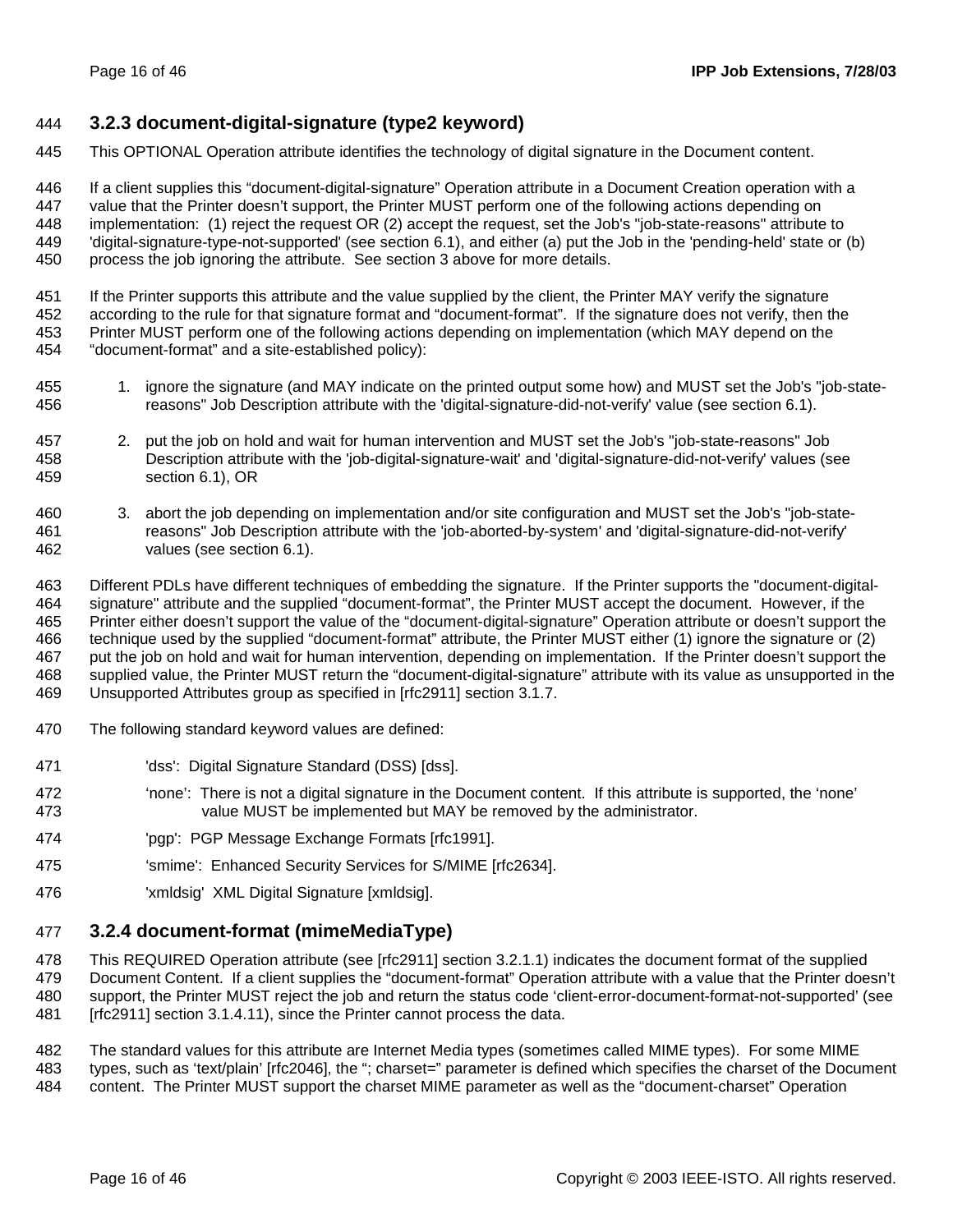### 3.2.3 document-digital-signature (type2 keyword)

This OPTIONAL Operation attribute identifies the technology of digital signature in the Document content.

If a client supplies this "document-digital-signature" Operation attribute in a Document Creation operation with a value that the Printer doesn't support, the Printer MUST perform one of the following actions depending on implementation: (1) reject the request OR (2) accept the request, set the Job's "job-state-reasons" attribute to 'digital-signature-type-not-supported' (see section 6.1), and either (a) put the Job in the 'pending-held' state or (b) process the job ignoring the attribute. See section 3 above for more details.

If the Printer supports this attribute and the value supplied by the client, the Printer MAY verify the signature according to the rule for that signature format and "document-format". If the signature does not verify, then the Printer MUST perform one of the following actions depending on implementation (which MAY depend on the "document-format" and a site-established policy):

1. ignore the signature (and MAY indicate on the printed output some how) and MUST set the Job's "job-state-reasons" Job Description attribute with the 'digital-signature-did-not-verify' value (see section 6.1).

2. put the job on hold and wait for human intervention and MUST set the Job's "job-state-reasons" Job Description attribute with the 'job-digital-signature-wait' and 'digital-signature-did-not-verify' values (see section 6.1), OR

3. abort the job depending on implementation and/or site configuration and MUST set the Job's "job-state-reasons" Job Description attribute with the 'job-aborted-by-system' and 'digital-signature-did-not-verify' values (see section 6.1).

Different PDLs have different techniques of embedding the signature. If the Printer supports the "document-digital-signature" attribute and the supplied "document-format", the Printer MUST accept the document. However, if the Printer either doesn't support the value of the "document-digital-signature" Operation attribute or doesn't support the technique used by the supplied "document-format" attribute, the Printer MUST either (1) ignore the signature or (2) put the job on hold and wait for human intervention, depending on implementation. If the Printer doesn't support the supplied value, the Printer MUST return the "document-digital-signature" attribute with its value as unsupported in the Unsupported Attributes group as specified in [rfc2911] section 3.1.7.

The following standard keyword values are defined:

'dss': Digital Signature Standard (DSS) [dss].

'none': There is not a digital signature in the Document content. If this attribute is supported, the 'none' value MUST be implemented but MAY be removed by the administrator.

'pgp': PGP Message Exchange Formats [rfc1991].

'smime': Enhanced Security Services for S/MIME [rfc2634].

'xmldsig' XML Digital Signature [xmldsig].

### 3.2.4 document-format (mimeMediaType)

This REQUIRED Operation attribute (see [rfc2911] section 3.2.1.1) indicates the document format of the supplied Document Content. If a client supplies the "document-format" Operation attribute with a value that the Printer doesn't support, the Printer MUST reject the job and return the status code 'client-error-document-format-not-supported' (see [rfc2911] section 3.1.4.11), since the Printer cannot process the data.

The standard values for this attribute are Internet Media types (sometimes called MIME types). For some MIME types, such as 'text/plain' [rfc2046], the "; charset=" parameter is defined which specifies the charset of the Document content. The Printer MUST support the charset MIME parameter as well as the "document-charset" Operation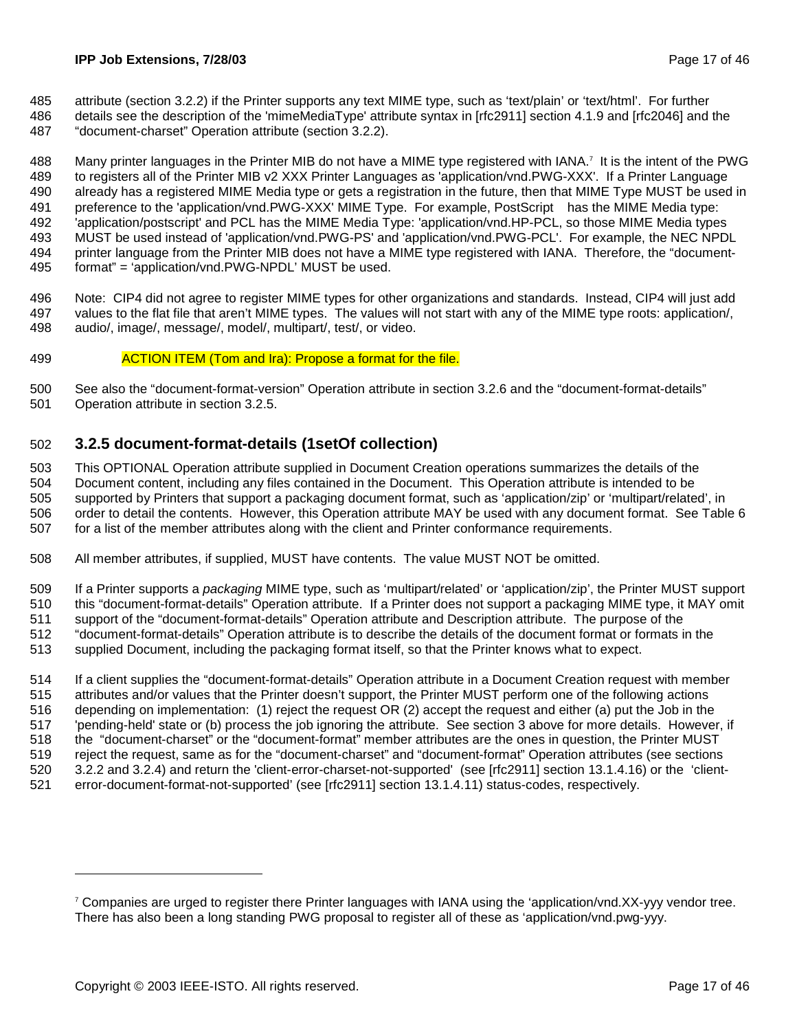attribute (section 3.2.2) if the Printer supports any text MIME type, such as 'text/plain' or 'text/html'. For further details see the description of the 'mimeMediaType' attribute syntax in [rfc2911] section 4.1.9 and [rfc2046] and the "document-charset" Operation attribute (section 3.2.2).

Many printer languages in the Printer MIB do not have a MIME type registered with IANA.[7] It is the intent of the PWG to registers all of the Printer MIB v2 XXX Printer Languages as 'application/vnd.PWG-XXX'. If a Printer Language already has a registered MIME Media type or gets a registration in the future, then that MIME Type MUST be used in preference to the 'application/vnd.PWG-XXX' MIME Type. For example, PostScript has the MIME Media type: 'application/postscript' and PCL has the MIME Media Type: 'application/vnd.HP-PCL, so those MIME Media types MUST be used instead of 'application/vnd.PWG-PS' and 'application/vnd.PWG-PCL'. For example, the NEC NPDL printer language from the Printer MIB does not have a MIME type registered with IANA. Therefore, the "document-format" = 'application/vnd.PWG-NPDL' MUST be used.

Note: CIP4 did not agree to register MIME types for other organizations and standards. Instead, CIP4 will just add values to the flat file that aren't MIME types. The values will not start with any of the MIME type roots: application/, audio/, image/, message/, model/, multipart/, test/, or video.

ACTION ITEM (Tom and Ira): Propose a format for the file.

See also the "document-format-version" Operation attribute in section 3.2.6 and the "document-format-details" Operation attribute in section 3.2.5.

### 3.2.5 document-format-details (1setOf collection)

This OPTIONAL Operation attribute supplied in Document Creation operations summarizes the details of the Document content, including any files contained in the Document. This Operation attribute is intended to be supported by Printers that support a packaging document format, such as 'application/zip' or 'multipart/related', in order to detail the contents. However, this Operation attribute MAY be used with any document format. See Table 6 for a list of the member attributes along with the client and Printer conformance requirements.

All member attributes, if supplied, MUST have contents. The value MUST NOT be omitted.

If a Printer supports a *packaging* MIME type, such as 'multipart/related' or 'application/zip', the Printer MUST support this "document-format-details" Operation attribute. If a Printer does not support a packaging MIME type, it MAY omit support of the "document-format-details" Operation attribute and Description attribute. The purpose of the "document-format-details" Operation attribute is to describe the details of the document format or formats in the supplied Document, including the packaging format itself, so that the Printer knows what to expect.

If a client supplies the "document-format-details" Operation attribute in a Document Creation request with member attributes and/or values that the Printer doesn't support, the Printer MUST perform one of the following actions depending on implementation: (1) reject the request OR (2) accept the request and either (a) put the Job in the 'pending-held' state or (b) process the job ignoring the attribute. See section 3 above for more details. However, if the "document-charset" or the "document-format" member attributes are the ones in question, the Printer MUST reject the request, same as for the "document-charset" and "document-format" Operation attributes (see sections 3.2.2 and 3.2.4) and return the 'client-error-charset-not-supported' (see [rfc2911] section 13.1.4.16) or the 'client-error-document-format-not-supported' (see [rfc2911] section 13.1.4.11) status-codes, respectively.

---

[7] Companies are urged to register there Printer languages with IANA using the 'application/vnd.XX-yyy vendor tree. There has also been a long standing PWG proposal to register all of these as 'application/vnd.pwg-yyy.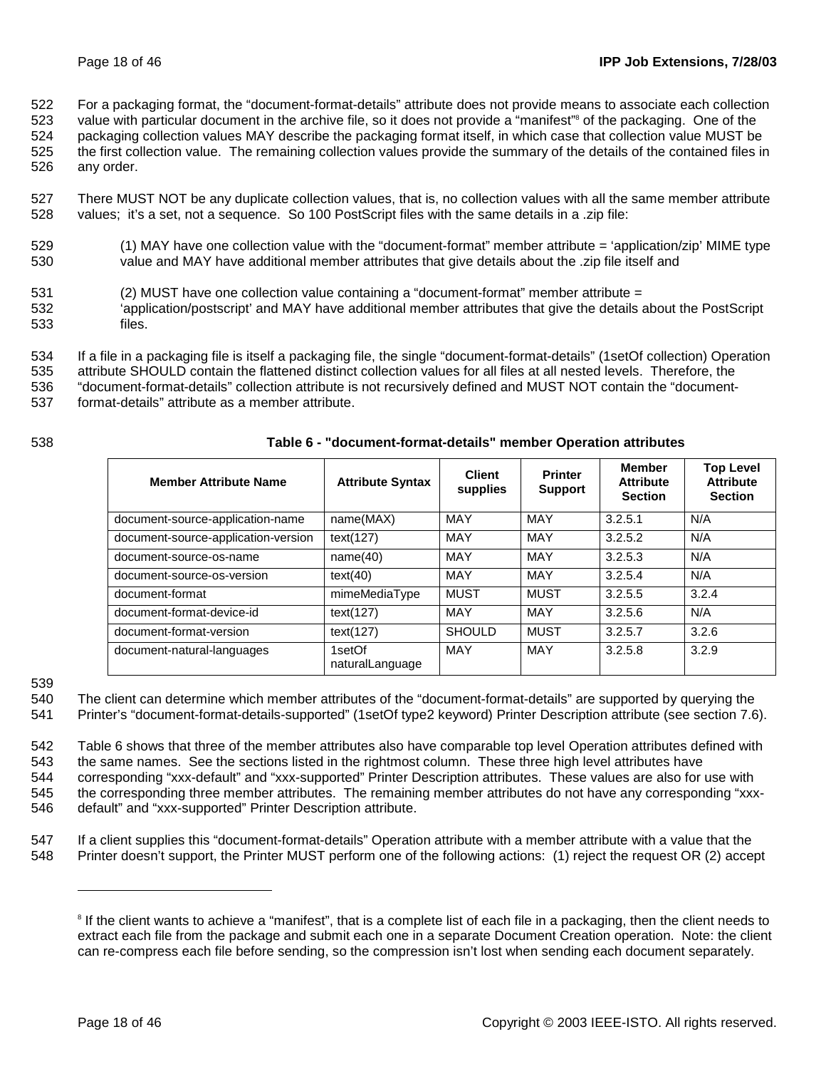For a packaging format, the "document-format-details" attribute does not provide means to associate each collection value with particular document in the archive file, so it does not provide a "manifest"[8] of the packaging. One of the packaging collection values MAY describe the packaging format itself, in which case that collection value MUST be the first collection value. The remaining collection values provide the summary of the details of the contained files in any order.

There MUST NOT be any duplicate collection values, that is, no collection values with all the same member attribute values; it's a set, not a sequence. So 100 PostScript files with the same details in a .zip file:

(1) MAY have one collection value with the "document-format" member attribute = 'application/zip' MIME type value and MAY have additional member attributes that give details about the .zip file itself and

(2) MUST have one collection value containing a "document-format" member attribute = 'application/postscript' and MAY have additional member attributes that give the details about the PostScript files.

If a file in a packaging file is itself a packaging file, the single "document-format-details" (1setOf collection) Operation attribute SHOULD contain the flattened distinct collection values for all files at all nested levels. Therefore, the "document-format-details" collection attribute is not recursively defined and MUST NOT contain the "document-format-details" attribute as a member attribute.

**Table 6 - "document-format-details" member Operation attributes**

| Member Attribute Name | Attribute Syntax | Client supplies | Printer Support | Member Attribute Section | Top Level Attribute Section |
|---|---|---|---|---|---|
| document-source-application-name | name(MAX) | MAY | MAY | 3.2.5.1 | N/A |
| document-source-application-version | text(127) | MAY | MAY | 3.2.5.2 | N/A |
| document-source-os-name | name(40) | MAY | MAY | 3.2.5.3 | N/A |
| document-source-os-version | text(40) | MAY | MAY | 3.2.5.4 | N/A |
| document-format | mimeMediaType | MUST | MUST | 3.2.5.5 | 3.2.4 |
| document-format-device-id | text(127) | MAY | MAY | 3.2.5.6 | N/A |
| document-format-version | text(127) | SHOULD | MUST | 3.2.5.7 | 3.2.6 |
| document-natural-languages | 1setOf naturalLanguage | MAY | MAY | 3.2.5.8 | 3.2.9 |

The client can determine which member attributes of the "document-format-details" are supported by querying the Printer's "document-format-details-supported" (1setOf type2 keyword) Printer Description attribute (see section 7.6).

Table 6 shows that three of the member attributes also have comparable top level Operation attributes defined with the same names. See the sections listed in the rightmost column. These three high level attributes have corresponding "xxx-default" and "xxx-supported" Printer Description attributes. These values are also for use with the corresponding three member attributes. The remaining member attributes do not have any corresponding "xxx-default" and "xxx-supported" Printer Description attribute.

If a client supplies this "document-format-details" Operation attribute with a member attribute with a value that the Printer doesn't support, the Printer MUST perform one of the following actions: (1) reject the request OR (2) accept

[8] If the client wants to achieve a "manifest", that is a complete list of each file in a packaging, then the client needs to extract each file from the package and submit each one in a separate Document Creation operation. Note: the client can re-compress each file before sending, so the compression isn't lost when sending each document separately.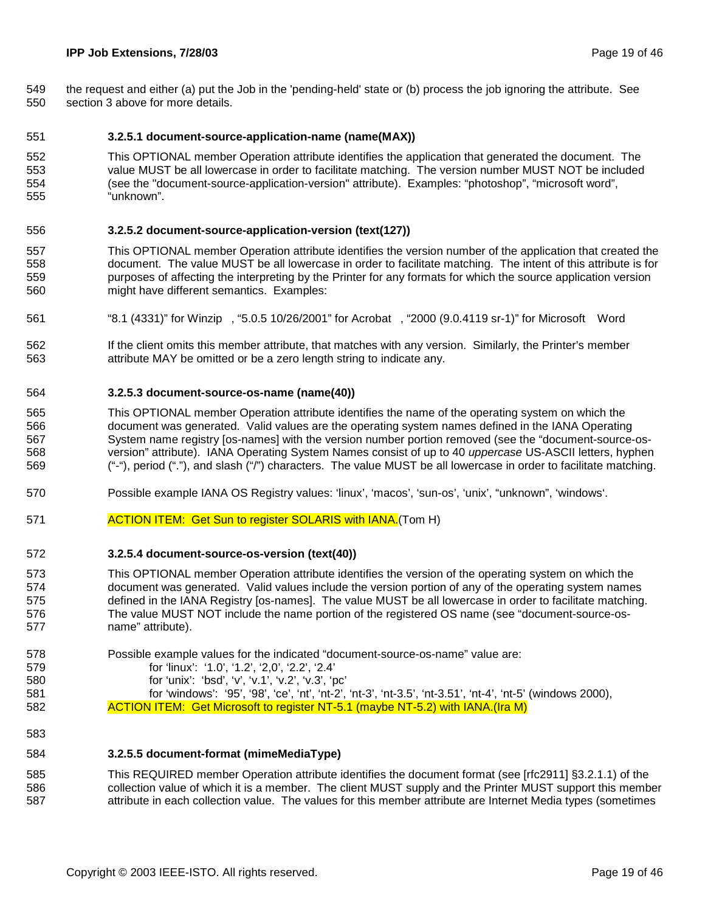the request and either (a) put the Job in the 'pending-held' state or (b) process the job ignoring the attribute. See section 3 above for more details.

#### 3.2.5.1 document-source-application-name (name(MAX))

This OPTIONAL member Operation attribute identifies the application that generated the document. The value MUST be all lowercase in order to facilitate matching. The version number MUST NOT be included (see the "document-source-application-version" attribute). Examples: “photoshop”, “microsoft word”, “unknown”.

#### 3.2.5.2 document-source-application-version (text(127))

This OPTIONAL member Operation attribute identifies the version number of the application that created the document. The value MUST be all lowercase in order to facilitate matching. The intent of this attribute is for purposes of affecting the interpreting by the Printer for any formats for which the source application version might have different semantics. Examples:

“8.1 (4331)” for Winzip , “5.0.5 10/26/2001” for Acrobat , “2000 (9.0.4119 sr-1)” for Microsoft Word

If the client omits this member attribute, that matches with any version. Similarly, the Printer’s member attribute MAY be omitted or be a zero length string to indicate any.

#### 3.2.5.3 document-source-os-name (name(40))

This OPTIONAL member Operation attribute identifies the name of the operating system on which the document was generated. Valid values are the operating system names defined in the IANA Operating System name registry [os-names] with the version number portion removed (see the “document-source-os-version” attribute). IANA Operating System Names consist of up to 40 *uppercase* US-ASCII letters, hyphen (“-“), period (“.”), and slash (“/”) characters. The value MUST be all lowercase in order to facilitate matching.

Possible example IANA OS Registry values: ‘linux’, ‘macos’, ‘sun-os’, ‘unix’, “unknown”, ‘windows‘.

ACTION ITEM: Get Sun to register SOLARIS with IANA.(Tom H)

#### 3.2.5.4 document-source-os-version (text(40))

This OPTIONAL member Operation attribute identifies the version of the operating system on which the document was generated. Valid values include the version portion of any of the operating system names defined in the IANA Registry [os-names]. The value MUST be all lowercase in order to facilitate matching. The value MUST NOT include the name portion of the registered OS name (see “document-source-os-name” attribute).

Possible example values for the indicated “document-source-os-name” value are:
- for ‘linux’: ‘1.0’, ‘1.2’, ‘2,0’, ‘2.2’, ‘2.4’
- for ‘unix’: ‘bsd’, ‘v’, ‘v.1’, ‘v.2’, ‘v.3’, ‘pc’
- for ‘windows’: ‘95’, ‘98’, ‘ce’, ‘nt’, ‘nt-2’, ‘nt-3’, ‘nt-3.5’, ‘nt-3.51’, ‘nt-4’, ‘nt-5’ (windows 2000),

ACTION ITEM: Get Microsoft to register NT-5.1 (maybe NT-5.2) with IANA.(Ira M)

#### 3.2.5.5 document-format (mimeMediaType)

This REQUIRED member Operation attribute identifies the document format (see [rfc2911] §3.2.1.1) of the collection value of which it is a member. The client MUST supply and the Printer MUST support this member attribute in each collection value. The values for this member attribute are Internet Media types (sometimes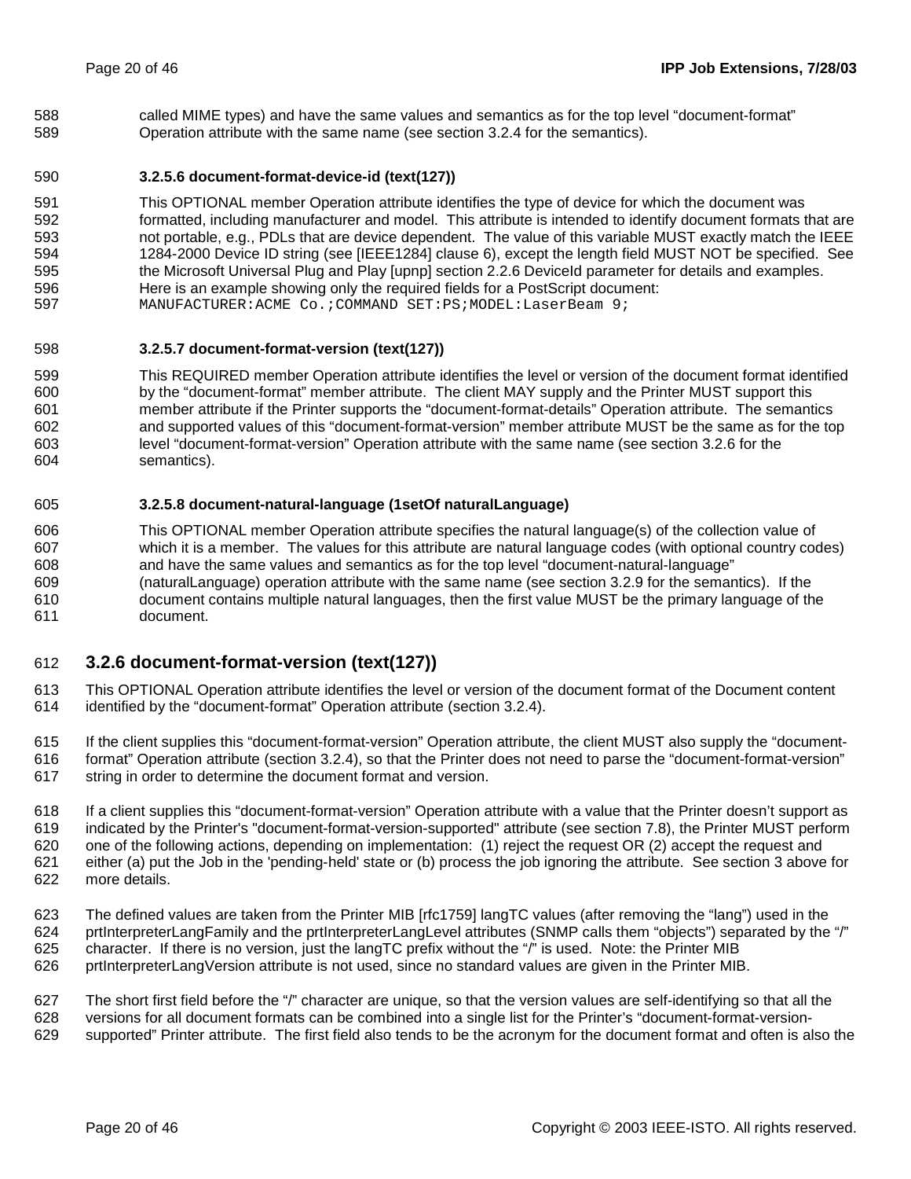called MIME types) and have the same values and semantics as for the top level "document-format" Operation attribute with the same name (see section 3.2.4 for the semantics).

#### 3.2.5.6 document-format-device-id (text(127))

This OPTIONAL member Operation attribute identifies the type of device for which the document was formatted, including manufacturer and model. This attribute is intended to identify document formats that are not portable, e.g., PDLs that are device dependent. The value of this variable MUST exactly match the IEEE 1284-2000 Device ID string (see [IEEE1284] clause 6), except the length field MUST NOT be specified. See the Microsoft Universal Plug and Play [upnp] section 2.2.6 DeviceId parameter for details and examples. Here is an example showing only the required fields for a PostScript document:

```
MANUFACTURER:ACME Co.;COMMAND SET:PS;MODEL:LaserBeam 9;
```

#### 3.2.5.7 document-format-version (text(127))

This REQUIRED member Operation attribute identifies the level or version of the document format identified by the "document-format" member attribute. The client MAY supply and the Printer MUST support this member attribute if the Printer supports the "document-format-details" Operation attribute. The semantics and supported values of this "document-format-version" member attribute MUST be the same as for the top level "document-format-version" Operation attribute with the same name (see section 3.2.6 for the semantics).

#### 3.2.5.8 document-natural-language (1setOf naturalLanguage)

This OPTIONAL member Operation attribute specifies the natural language(s) of the collection value of which it is a member. The values for this attribute are natural language codes (with optional country codes) and have the same values and semantics as for the top level "document-natural-language" (naturalLanguage) operation attribute with the same name (see section 3.2.9 for the semantics). If the document contains multiple natural languages, then the first value MUST be the primary language of the document.

### 3.2.6 document-format-version (text(127))

This OPTIONAL Operation attribute identifies the level or version of the document format of the Document content identified by the "document-format" Operation attribute (section 3.2.4).

If the client supplies this "document-format-version" Operation attribute, the client MUST also supply the "document-format" Operation attribute (section 3.2.4), so that the Printer does not need to parse the "document-format-version" string in order to determine the document format and version.

If a client supplies this "document-format-version" Operation attribute with a value that the Printer doesn't support as indicated by the Printer's "document-format-version-supported" attribute (see section 7.8), the Printer MUST perform one of the following actions, depending on implementation: (1) reject the request OR (2) accept the request and either (a) put the Job in the 'pending-held' state or (b) process the job ignoring the attribute. See section 3 above for more details.

The defined values are taken from the Printer MIB [rfc1759] langTC values (after removing the "lang") used in the prtInterpreterLangFamily and the prtInterpreterLangLevel attributes (SNMP calls them "objects") separated by the "/" character. If there is no version, just the langTC prefix without the "/" is used. Note: the Printer MIB prtInterpreterLangVersion attribute is not used, since no standard values are given in the Printer MIB.

The short first field before the "/" character are unique, so that the version values are self-identifying so that all the versions for all document formats can be combined into a single list for the Printer's "document-format-version-supported" Printer attribute. The first field also tends to be the acronym for the document format and often is also the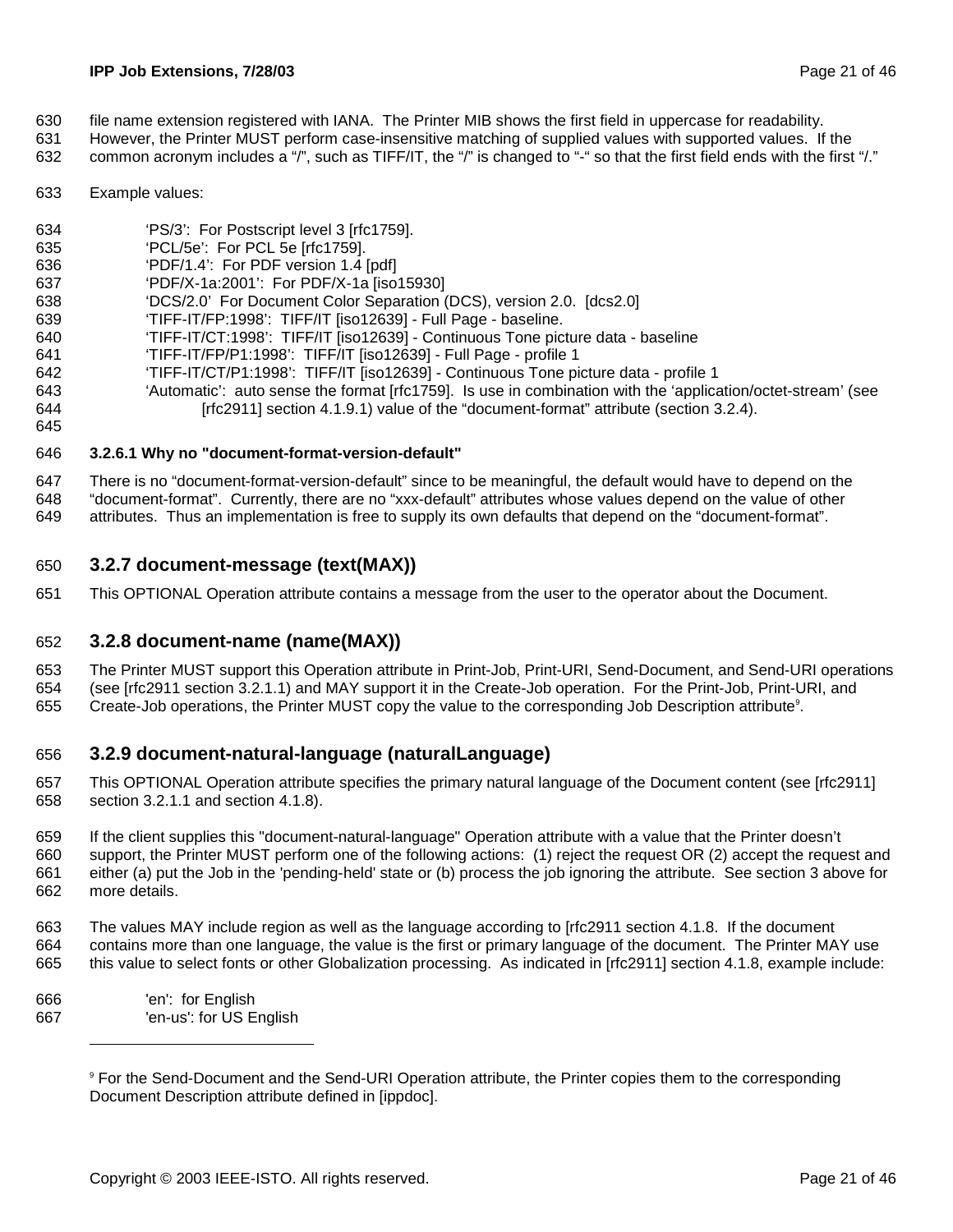file name extension registered with IANA. The Printer MIB shows the first field in uppercase for readability. However, the Printer MUST perform case-insensitive matching of supplied values with supported values. If the common acronym includes a "/", such as TIFF/IT, the "/" is changed to "-" so that the first field ends with the first "/."

Example values:

- 'PS/3': For Postscript level 3 [rfc1759].
- 'PCL/5e': For PCL 5e [rfc1759].
- 'PDF/1.4': For PDF version 1.4 [pdf]
- 'PDF/X-1a:2001': For PDF/X-1a [iso15930]
- 'DCS/2.0' For Document Color Separation (DCS), version 2.0. [dcs2.0]
- 'TIFF-IT/FP:1998': TIFF/IT [iso12639] - Full Page - baseline.
- 'TIFF-IT/CT:1998': TIFF/IT [iso12639] - Continuous Tone picture data - baseline
- 'TIFF-IT/FP/P1:1998': TIFF/IT [iso12639] - Full Page - profile 1
- 'TIFF-IT/CT/P1:1998': TIFF/IT [iso12639] - Continuous Tone picture data - profile 1
- 'Automatic': auto sense the format [rfc1759]. Is use in combination with the 'application/octet-stream' (see [rfc2911] section 4.1.9.1) value of the "document-format" attribute (section 3.2.4).

#### 3.2.6.1 Why no "document-format-version-default"

There is no "document-format-version-default" since to be meaningful, the default would have to depend on the "document-format". Currently, there are no "xxx-default" attributes whose values depend on the value of other attributes. Thus an implementation is free to supply its own defaults that depend on the "document-format".

### 3.2.7 document-message (text(MAX))

This OPTIONAL Operation attribute contains a message from the user to the operator about the Document.

### 3.2.8 document-name (name(MAX))

The Printer MUST support this Operation attribute in Print-Job, Print-URI, Send-Document, and Send-URI operations (see [rfc2911 section 3.2.1.1) and MAY support it in the Create-Job operation. For the Print-Job, Print-URI, and Create-Job operations, the Printer MUST copy the value to the corresponding Job Description attribute[9].

### 3.2.9 document-natural-language (naturalLanguage)

This OPTIONAL Operation attribute specifies the primary natural language of the Document content (see [rfc2911] section 3.2.1.1 and section 4.1.8).

If the client supplies this "document-natural-language" Operation attribute with a value that the Printer doesn't support, the Printer MUST perform one of the following actions: (1) reject the request OR (2) accept the request and either (a) put the Job in the 'pending-held' state or (b) process the job ignoring the attribute. See section 3 above for more details.

The values MAY include region as well as the language according to [rfc2911 section 4.1.8. If the document contains more than one language, the value is the first or primary language of the document. The Printer MAY use this value to select fonts or other Globalization processing. As indicated in [rfc2911] section 4.1.8, example include:

- 'en': for English
- 'en-us': for US English

---

[9] For the Send-Document and the Send-URI Operation attribute, the Printer copies them to the corresponding Document Description attribute defined in [ippdoc].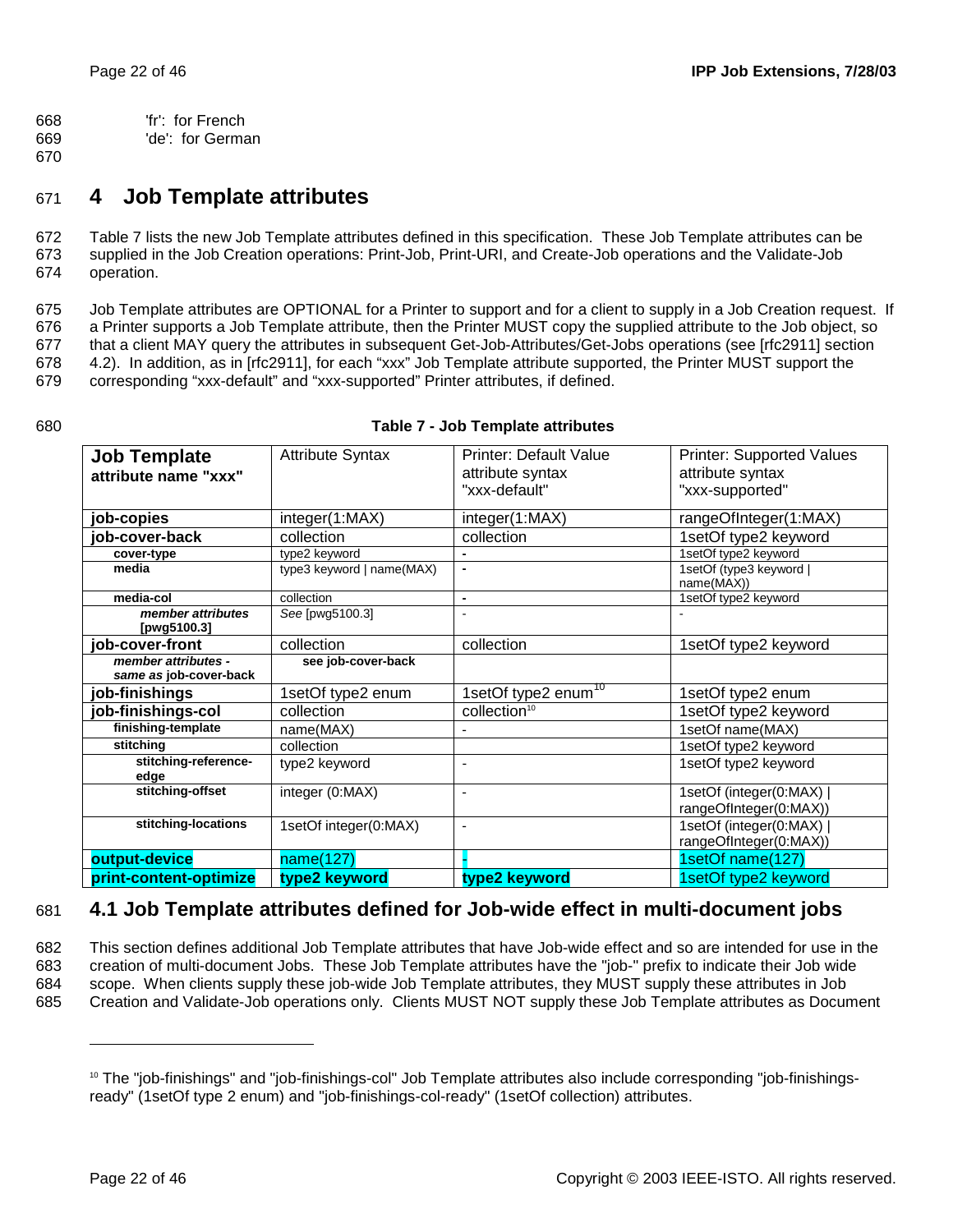'fr': for French
'de': for German

# 4 Job Template attributes

Table 7 lists the new Job Template attributes defined in this specification. These Job Template attributes can be supplied in the Job Creation operations: Print-Job, Print-URI, and Create-Job operations and the Validate-Job operation.

Job Template attributes are OPTIONAL for a Printer to support and for a client to supply in a Job Creation request. If a Printer supports a Job Template attribute, then the Printer MUST copy the supplied attribute to the Job object, so that a client MAY query the attributes in subsequent Get-Job-Attributes/Get-Jobs operations (see [rfc2911] section 4.2). In addition, as in [rfc2911], for each "xxx" Job Template attribute supported, the Printer MUST support the corresponding "xxx-default" and "xxx-supported" Printer attributes, if defined.

**Table 7 - Job Template attributes**

| **Job Template attribute name "xxx"** | Attribute Syntax | Printer: Default Value attribute syntax "xxx-default" | Printer: Supported Values attribute syntax "xxx-supported" |
|---|---|---|---|
| **job-copies** | integer(1:MAX) | integer(1:MAX) | rangeOfInteger(1:MAX) |
| **job-cover-back** | collection | collection | 1setOf type2 keyword |
| **cover-type** | type2 keyword | - | 1setOf type2 keyword |
| **media** | type3 keyword \| name(MAX) | - | 1setOf (type3 keyword \| name(MAX)) |
| **media-col** | collection | - | 1setOf type2 keyword |
| ***member attributes* [pwg5100.3]** | *See* [pwg5100.3] | - | - |
| **job-cover-front** | collection | collection | 1setOf type2 keyword |
| ***member attributes - same as* job-cover-back** | **see job-cover-back** | | |
| **job-finishings** | 1setOf type2 enum | 1setOf type2 enum[10] | 1setOf type2 enum |
| **job-finishings-col** | collection | collection[10] | 1setOf type2 keyword |
| **finishing-template** | name(MAX) | - | 1setOf name(MAX) |
| **stitching** | collection | | 1setOf type2 keyword |
| **stitching-reference-edge** | type2 keyword | - | 1setOf type2 keyword |
| **stitching-offset** | integer (0:MAX) | - | 1setOf (integer(0:MAX) \| rangeOfInteger(0:MAX)) |
| **stitching-locations** | 1setOf integer(0:MAX) | - | 1setOf (integer(0:MAX) \| rangeOfInteger(0:MAX)) |
| **output-device** | name(127) | - | 1setOf name(127) |
| **print-content-optimize** | **type2 keyword** | **type2 keyword** | 1setOf type2 keyword |

## 4.1 Job Template attributes defined for Job-wide effect in multi-document jobs

This section defines additional Job Template attributes that have Job-wide effect and so are intended for use in the creation of multi-document Jobs. These Job Template attributes have the "job-" prefix to indicate their Job wide scope. When clients supply these job-wide Job Template attributes, they MUST supply these attributes in Job Creation and Validate-Job operations only. Clients MUST NOT supply these Job Template attributes as Document

[10] The "job-finishings" and "job-finishings-col" Job Template attributes also include corresponding "job-finishings-ready" (1setOf type 2 enum) and "job-finishings-col-ready" (1setOf collection) attributes.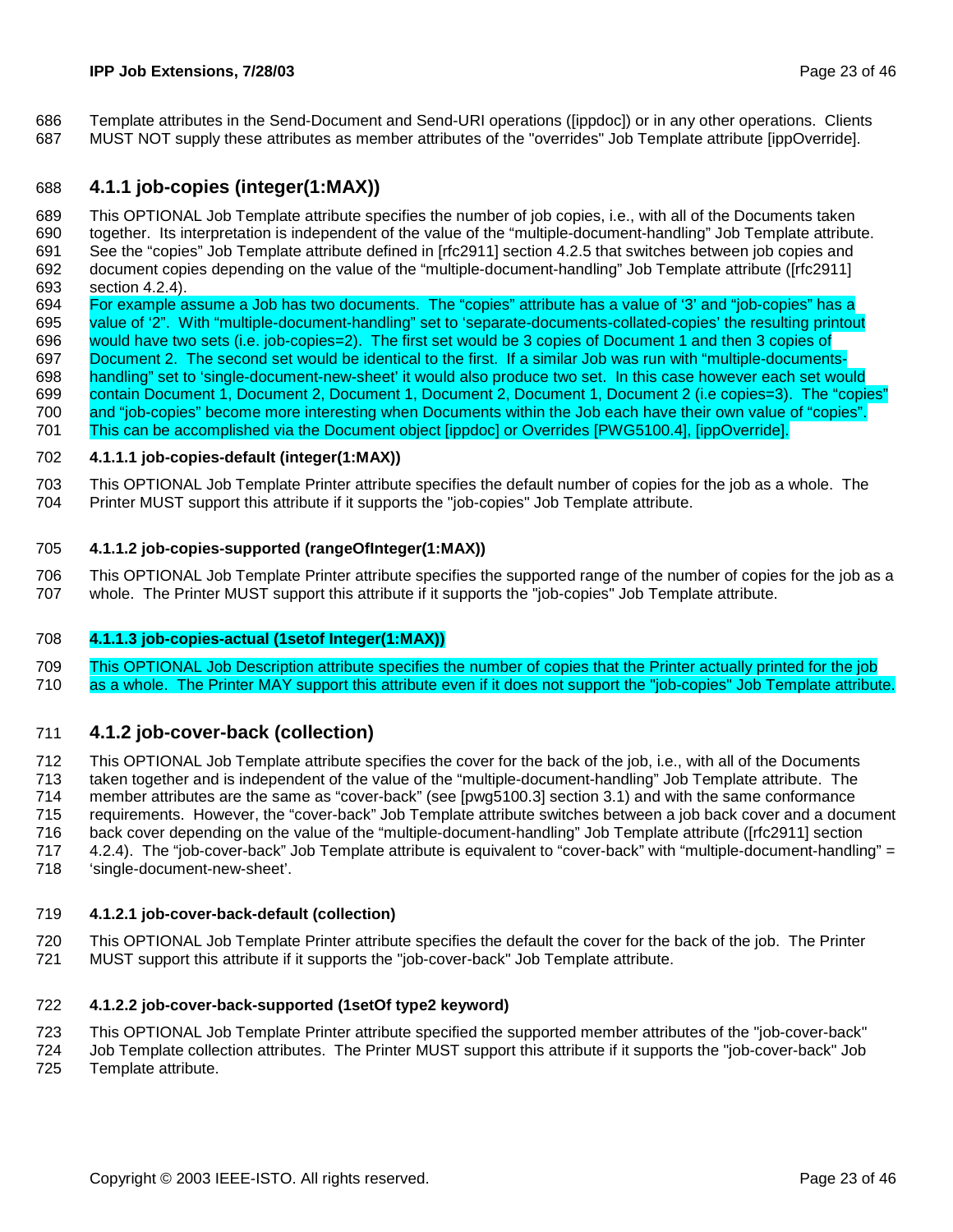Template attributes in the Send-Document and Send-URI operations ([ippdoc]) or in any other operations. Clients MUST NOT supply these attributes as member attributes of the "overrides" Job Template attribute [ippOverride].

## 4.1.1 job-copies (integer(1:MAX))

This OPTIONAL Job Template attribute specifies the number of job copies, i.e., with all of the Documents taken together. Its interpretation is independent of the value of the "multiple-document-handling" Job Template attribute. See the "copies" Job Template attribute defined in [rfc2911] section 4.2.5 that switches between job copies and document copies depending on the value of the "multiple-document-handling" Job Template attribute ([rfc2911] section 4.2.4).
For example assume a Job has two documents. The "copies" attribute has a value of '3' and "job-copies" has a value of '2". With "multiple-document-handling" set to 'separate-documents-collated-copies' the resulting printout would have two sets (i.e. job-copies=2). The first set would be 3 copies of Document 1 and then 3 copies of Document 2. The second set would be identical to the first. If a similar Job was run with "multiple-documents-handling" set to 'single-document-new-sheet' it would also produce two set. In this case however each set would contain Document 1, Document 2, Document 1, Document 2, Document 1, Document 2 (i.e copies=3). The "copies" and "job-copies" become more interesting when Documents within the Job each have their own value of "copies". This can be accomplished via the Document object [ippdoc] or Overrides [PWG5100.4], [ippOverride].

#### 4.1.1.1 job-copies-default (integer(1:MAX))

This OPTIONAL Job Template Printer attribute specifies the default number of copies for the job as a whole. The Printer MUST support this attribute if it supports the "job-copies" Job Template attribute.

#### 4.1.1.2 job-copies-supported (rangeOfInteger(1:MAX))

This OPTIONAL Job Template Printer attribute specifies the supported range of the number of copies for the job as a whole. The Printer MUST support this attribute if it supports the "job-copies" Job Template attribute.

#### 4.1.1.3 job-copies-actual (1setof Integer(1:MAX))

This OPTIONAL Job Description attribute specifies the number of copies that the Printer actually printed for the job as a whole. The Printer MAY support this attribute even if it does not support the "job-copies" Job Template attribute.

## 4.1.2 job-cover-back (collection)

This OPTIONAL Job Template attribute specifies the cover for the back of the job, i.e., with all of the Documents taken together and is independent of the value of the "multiple-document-handling" Job Template attribute. The member attributes are the same as "cover-back" (see [pwg5100.3] section 3.1) and with the same conformance requirements. However, the "cover-back" Job Template attribute switches between a job back cover and a document back cover depending on the value of the "multiple-document-handling" Job Template attribute ([rfc2911] section 4.2.4). The "job-cover-back" Job Template attribute is equivalent to "cover-back" with "multiple-document-handling" = 'single-document-new-sheet'.

#### 4.1.2.1 job-cover-back-default (collection)

This OPTIONAL Job Template Printer attribute specifies the default the cover for the back of the job. The Printer MUST support this attribute if it supports the "job-cover-back" Job Template attribute.

#### 4.1.2.2 job-cover-back-supported (1setOf type2 keyword)

This OPTIONAL Job Template Printer attribute specified the supported member attributes of the "job-cover-back" Job Template collection attributes. The Printer MUST support this attribute if it supports the "job-cover-back" Job Template attribute.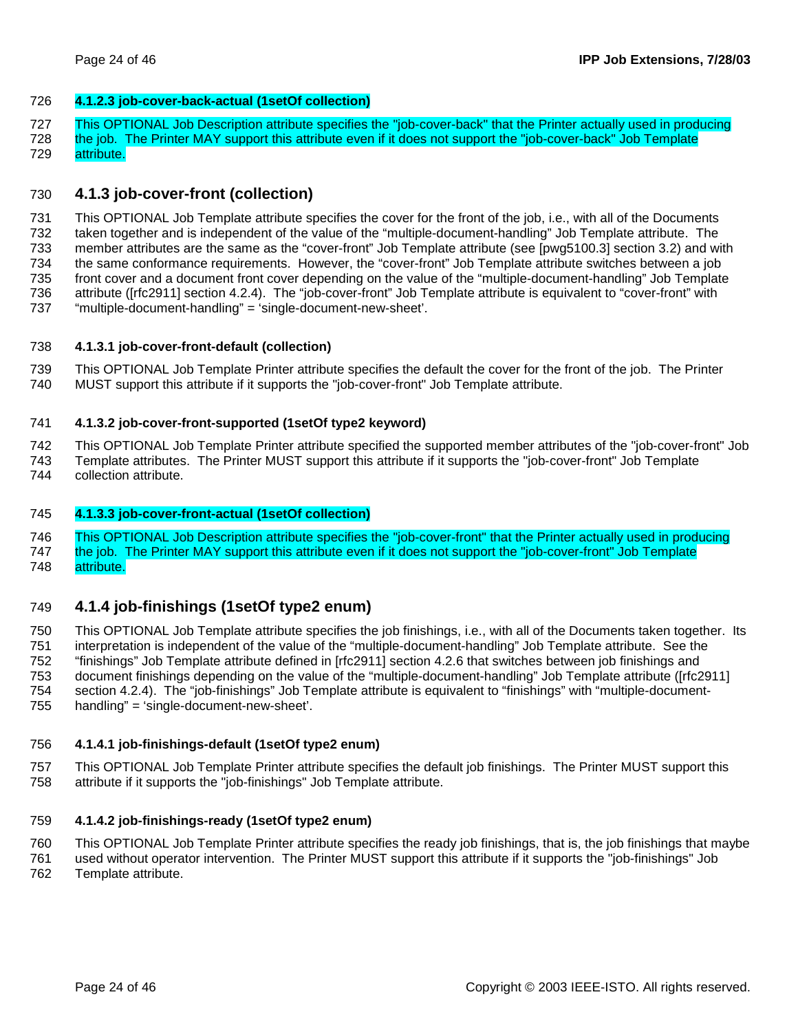#### 4.1.2.3 job-cover-back-actual (1setOf collection)

This OPTIONAL Job Description attribute specifies the "job-cover-back" that the Printer actually used in producing the job. The Printer MAY support this attribute even if it does not support the "job-cover-back" Job Template attribute.

### 4.1.3 job-cover-front (collection)

This OPTIONAL Job Template attribute specifies the cover for the front of the job, i.e., with all of the Documents taken together and is independent of the value of the "multiple-document-handling" Job Template attribute. The member attributes are the same as the "cover-front" Job Template attribute (see [pwg5100.3] section 3.2) and with the same conformance requirements. However, the "cover-front" Job Template attribute switches between a job front cover and a document front cover depending on the value of the "multiple-document-handling" Job Template attribute ([rfc2911] section 4.2.4). The "job-cover-front" Job Template attribute is equivalent to "cover-front" with "multiple-document-handling" = 'single-document-new-sheet'.

#### 4.1.3.1 job-cover-front-default (collection)

This OPTIONAL Job Template Printer attribute specifies the default the cover for the front of the job. The Printer MUST support this attribute if it supports the "job-cover-front" Job Template attribute.

#### 4.1.3.2 job-cover-front-supported (1setOf type2 keyword)

This OPTIONAL Job Template Printer attribute specified the supported member attributes of the "job-cover-front" Job Template attributes. The Printer MUST support this attribute if it supports the "job-cover-front" Job Template collection attribute.

#### 4.1.3.3 job-cover-front-actual (1setOf collection)

This OPTIONAL Job Description attribute specifies the "job-cover-front" that the Printer actually used in producing the job. The Printer MAY support this attribute even if it does not support the "job-cover-front" Job Template attribute.

### 4.1.4 job-finishings (1setOf type2 enum)

This OPTIONAL Job Template attribute specifies the job finishings, i.e., with all of the Documents taken together. Its interpretation is independent of the value of the "multiple-document-handling" Job Template attribute. See the "finishings" Job Template attribute defined in [rfc2911] section 4.2.6 that switches between job finishings and document finishings depending on the value of the "multiple-document-handling" Job Template attribute ([rfc2911] section 4.2.4). The "job-finishings" Job Template attribute is equivalent to "finishings" with "multiple-document-handling" = 'single-document-new-sheet'.

#### 4.1.4.1 job-finishings-default (1setOf type2 enum)

This OPTIONAL Job Template Printer attribute specifies the default job finishings. The Printer MUST support this attribute if it supports the "job-finishings" Job Template attribute.

#### 4.1.4.2 job-finishings-ready (1setOf type2 enum)

This OPTIONAL Job Template Printer attribute specifies the ready job finishings, that is, the job finishings that maybe used without operator intervention. The Printer MUST support this attribute if it supports the "job-finishings" Job Template attribute.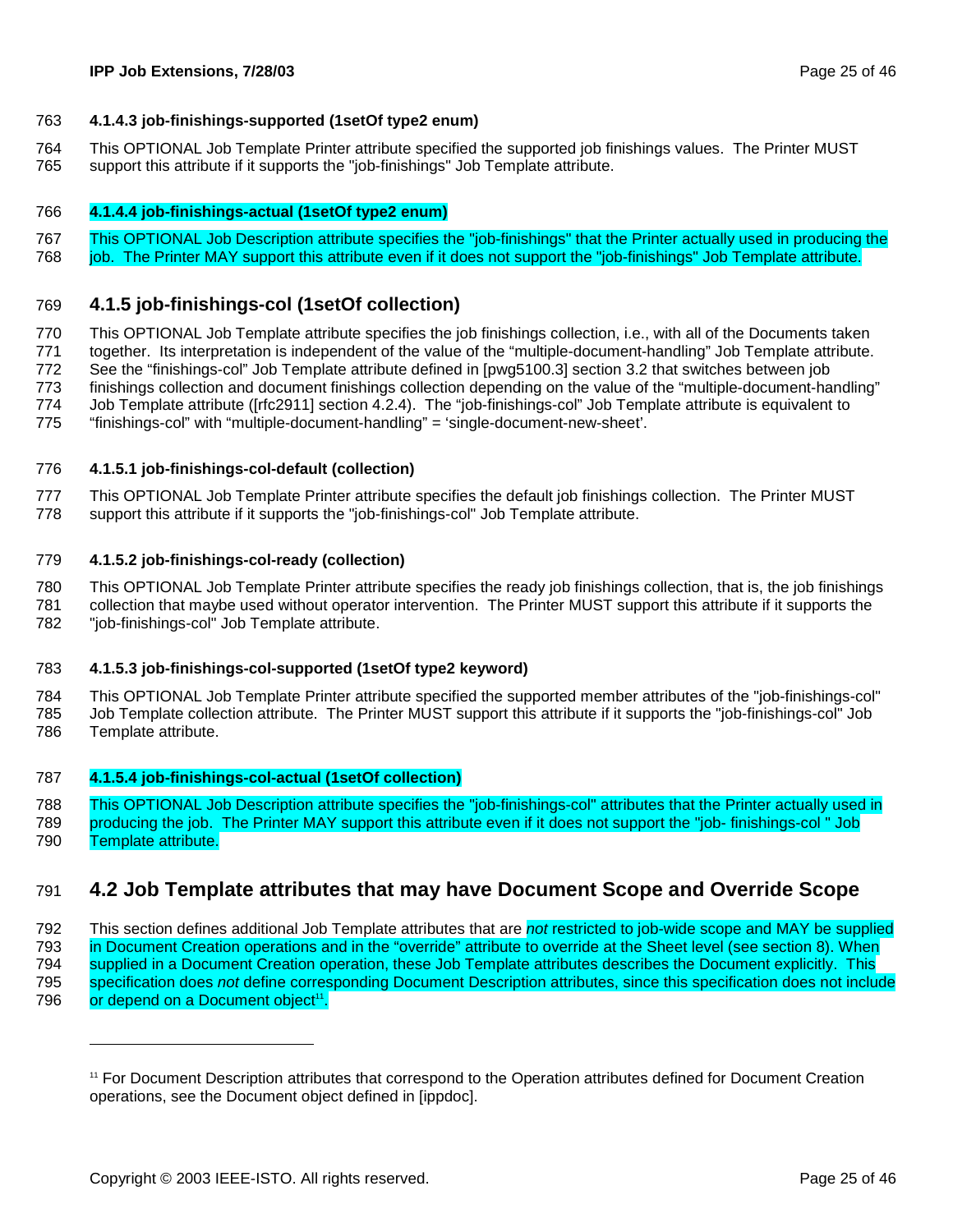#### 4.1.4.3 job-finishings-supported (1setOf type2 enum)

This OPTIONAL Job Template Printer attribute specified the supported job finishings values. The Printer MUST support this attribute if it supports the "job-finishings" Job Template attribute.

#### 4.1.4.4 job-finishings-actual (1setOf type2 enum)

This OPTIONAL Job Description attribute specifies the "job-finishings" that the Printer actually used in producing the job. The Printer MAY support this attribute even if it does not support the "job-finishings" Job Template attribute.

### 4.1.5 job-finishings-col (1setOf collection)

This OPTIONAL Job Template attribute specifies the job finishings collection, i.e., with all of the Documents taken together. Its interpretation is independent of the value of the “multiple-document-handling” Job Template attribute. See the “finishings-col” Job Template attribute defined in [pwg5100.3] section 3.2 that switches between job finishings collection and document finishings collection depending on the value of the “multiple-document-handling” Job Template attribute ([rfc2911] section 4.2.4). The “job-finishings-col” Job Template attribute is equivalent to “finishings-col” with “multiple-document-handling” = ‘single-document-new-sheet’.

#### 4.1.5.1 job-finishings-col-default (collection)

This OPTIONAL Job Template Printer attribute specifies the default job finishings collection. The Printer MUST support this attribute if it supports the "job-finishings-col" Job Template attribute.

#### 4.1.5.2 job-finishings-col-ready (collection)

This OPTIONAL Job Template Printer attribute specifies the ready job finishings collection, that is, the job finishings collection that maybe used without operator intervention. The Printer MUST support this attribute if it supports the "job-finishings-col" Job Template attribute.

#### 4.1.5.3 job-finishings-col-supported (1setOf type2 keyword)

This OPTIONAL Job Template Printer attribute specified the supported member attributes of the "job-finishings-col" Job Template collection attribute. The Printer MUST support this attribute if it supports the "job-finishings-col" Job Template attribute.

#### 4.1.5.4 job-finishings-col-actual (1setOf collection)

This OPTIONAL Job Description attribute specifies the "job-finishings-col" attributes that the Printer actually used in producing the job. The Printer MAY support this attribute even if it does not support the "job- finishings-col " Job Template attribute.

## 4.2 Job Template attributes that may have Document Scope and Override Scope

This section defines additional Job Template attributes that are *not* restricted to job-wide scope and MAY be supplied in Document Creation operations and in the “override” attribute to override at the Sheet level (see section 8). When supplied in a Document Creation operation, these Job Template attributes describes the Document explicitly. This specification does *not* define corresponding Document Description attributes, since this specification does not include or depend on a Document object[11].

---

[11] For Document Description attributes that correspond to the Operation attributes defined for Document Creation operations, see the Document object defined in [ippdoc].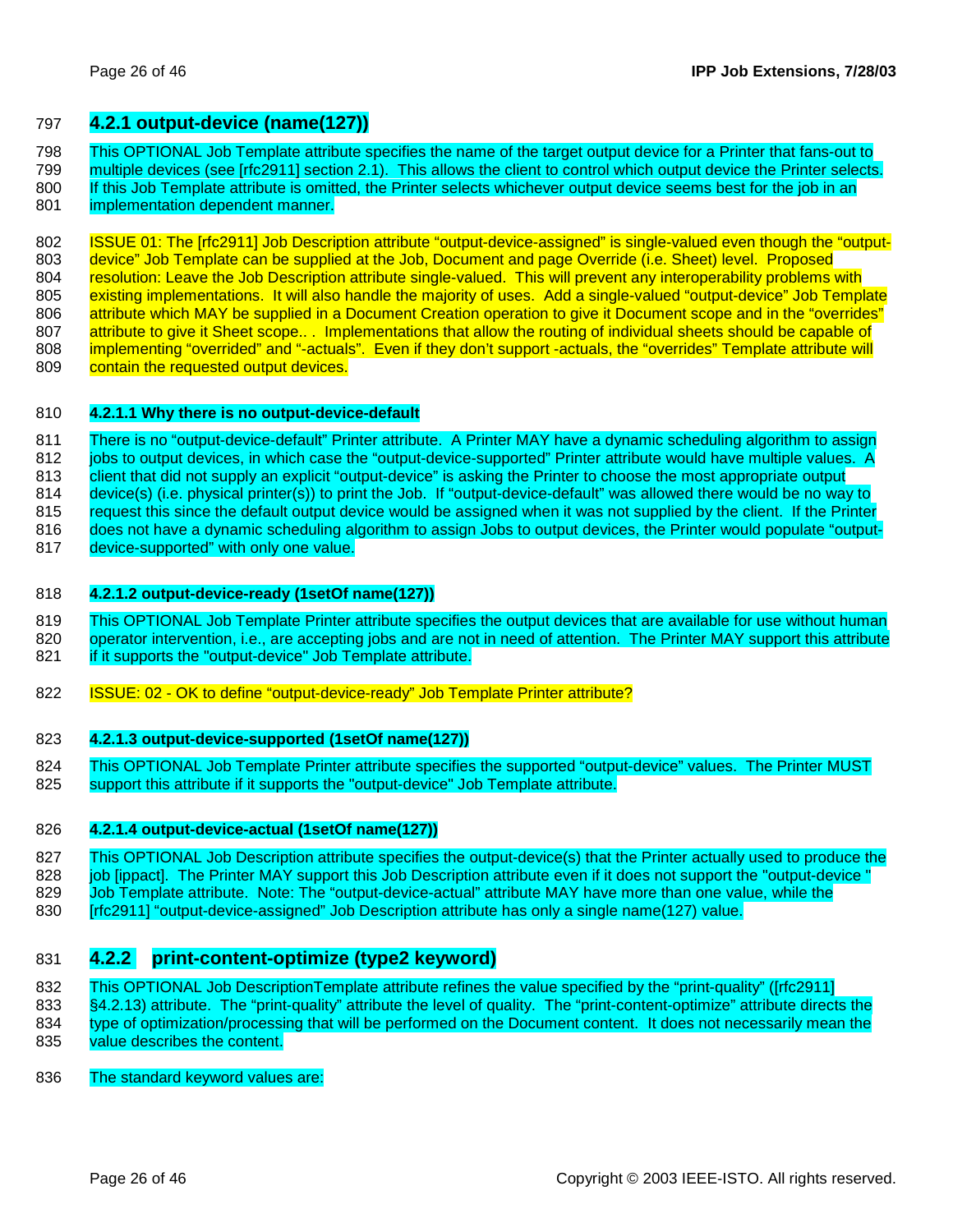### 4.2.1 output-device (name(127))

This OPTIONAL Job Template attribute specifies the name of the target output device for a Printer that fans-out to multiple devices (see [rfc2911] section 2.1). This allows the client to control which output device the Printer selects. If this Job Template attribute is omitted, the Printer selects whichever output device seems best for the job in an implementation dependent manner.

ISSUE 01: The [rfc2911] Job Description attribute "output-device-assigned" is single-valued even though the "output-device" Job Template can be supplied at the Job, Document and page Override (i.e. Sheet) level. Proposed resolution: Leave the Job Description attribute single-valued. This will prevent any interoperability problems with existing implementations. It will also handle the majority of uses. Add a single-valued "output-device" Job Template attribute which MAY be supplied in a Document Creation operation to give it Document scope and in the "overrides" attribute to give it Sheet scope.. . Implementations that allow the routing of individual sheets should be capable of implementing "overrided" and "-actuals". Even if they don't support -actuals, the "overrides" Template attribute will contain the requested output devices.

#### 4.2.1.1 Why there is no output-device-default

There is no "output-device-default" Printer attribute. A Printer MAY have a dynamic scheduling algorithm to assign jobs to output devices, in which case the "output-device-supported" Printer attribute would have multiple values. A client that did not supply an explicit "output-device" is asking the Printer to choose the most appropriate output device(s) (i.e. physical printer(s)) to print the Job. If "output-device-default" was allowed there would be no way to request this since the default output device would be assigned when it was not supplied by the client. If the Printer does not have a dynamic scheduling algorithm to assign Jobs to output devices, the Printer would populate "output-device-supported" with only one value.

#### 4.2.1.2 output-device-ready (1setOf name(127))

This OPTIONAL Job Template Printer attribute specifies the output devices that are available for use without human operator intervention, i.e., are accepting jobs and are not in need of attention. The Printer MAY support this attribute if it supports the "output-device" Job Template attribute.

ISSUE: 02 - OK to define "output-device-ready" Job Template Printer attribute?

#### 4.2.1.3 output-device-supported (1setOf name(127))

This OPTIONAL Job Template Printer attribute specifies the supported "output-device" values. The Printer MUST support this attribute if it supports the "output-device" Job Template attribute.

#### 4.2.1.4 output-device-actual (1setOf name(127))

This OPTIONAL Job Description attribute specifies the output-device(s) that the Printer actually used to produce the job [ippact]. The Printer MAY support this Job Description attribute even if it does not support the "output-device " Job Template attribute. Note: The "output-device-actual" attribute MAY have more than one value, while the [rfc2911] "output-device-assigned" Job Description attribute has only a single name(127) value.

### 4.2.2 print-content-optimize (type2 keyword)

This OPTIONAL Job DescriptionTemplate attribute refines the value specified by the "print-quality" ([rfc2911] §4.2.13) attribute. The "print-quality" attribute the level of quality. The "print-content-optimize" attribute directs the type of optimization/processing that will be performed on the Document content. It does not necessarily mean the value describes the content.

The standard keyword values are: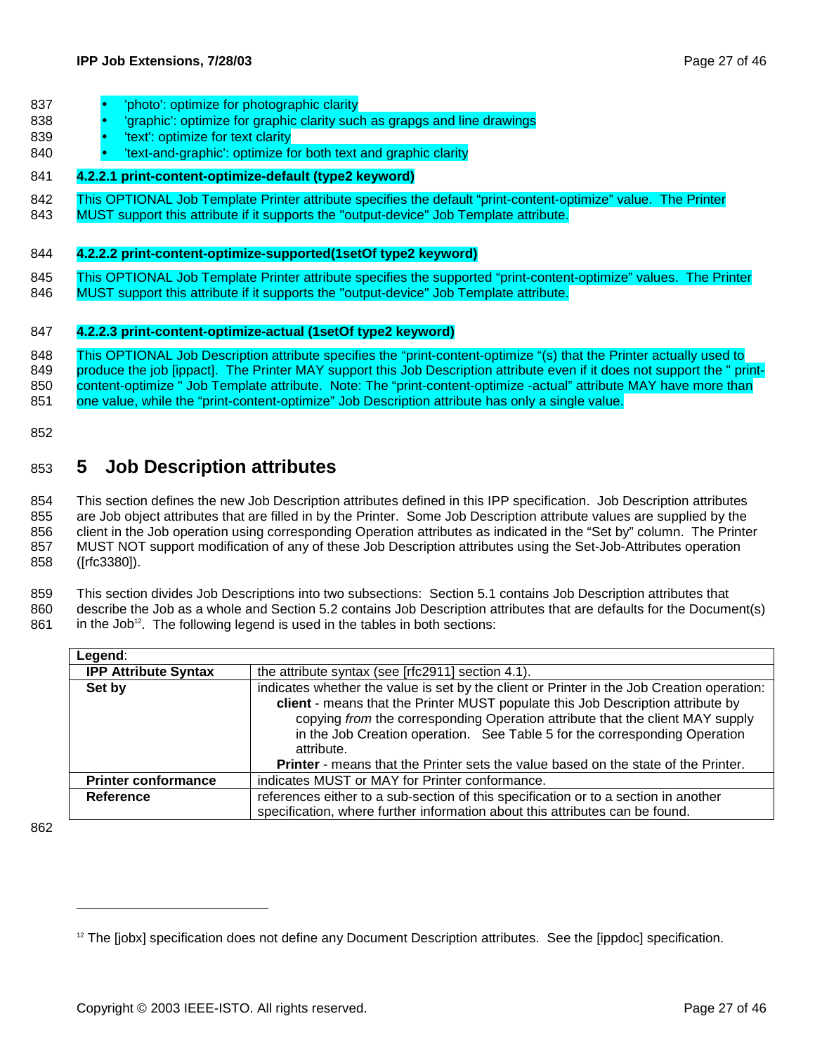- 'photo': optimize for photographic clarity
- 'graphic': optimize for graphic clarity such as grapgs and line drawings
- 'text': optimize for text clarity
- 'text-and-graphic': optimize for both text and graphic clarity

#### 4.2.2.1 print-content-optimize-default (type2 keyword)

This OPTIONAL Job Template Printer attribute specifies the default “print-content-optimize” value. The Printer MUST support this attribute if it supports the "output-device" Job Template attribute.

#### 4.2.2.2 print-content-optimize-supported(1setOf type2 keyword)

This OPTIONAL Job Template Printer attribute specifies the supported “print-content-optimize” values. The Printer MUST support this attribute if it supports the "output-device" Job Template attribute.

#### 4.2.2.3 print-content-optimize-actual (1setOf type2 keyword)

This OPTIONAL Job Description attribute specifies the “print-content-optimize “(s) that the Printer actually used to produce the job [ippact]. The Printer MAY support this Job Description attribute even if it does not support the " print-content-optimize " Job Template attribute. Note: The “print-content-optimize -actual” attribute MAY have more than one value, while the “print-content-optimize” Job Description attribute has only a single value.

# 5 Job Description attributes

This section defines the new Job Description attributes defined in this IPP specification. Job Description attributes are Job object attributes that are filled in by the Printer. Some Job Description attribute values are supplied by the client in the Job operation using corresponding Operation attributes as indicated in the “Set by” column. The Printer MUST NOT support modification of any of these Job Description attributes using the Set-Job-Attributes operation ([rfc3380]).

This section divides Job Descriptions into two subsections: Section 5.1 contains Job Description attributes that describe the Job as a whole and Section 5.2 contains Job Description attributes that are defaults for the Document(s) in the Job[12]. The following legend is used in the tables in both sections:

| **Legend**: | |
|---|---|
| **IPP Attribute Syntax** | the attribute syntax (see [rfc2911] section 4.1). |
| **Set by** | indicates whether the value is set by the client or Printer in the Job Creation operation: **client** - means that the Printer MUST populate this Job Description attribute by copying *from* the corresponding Operation attribute that the client MAY supply in the Job Creation operation. See Table 5 for the corresponding Operation attribute. **Printer** - means that the Printer sets the value based on the state of the Printer. |
| **Printer conformance** | indicates MUST or MAY for Printer conformance. |
| **Reference** | references either to a sub-section of this specification or to a section in another specification, where further information about this attributes can be found. |

[12] The [jobx] specification does not define any Document Description attributes. See the [ippdoc] specification.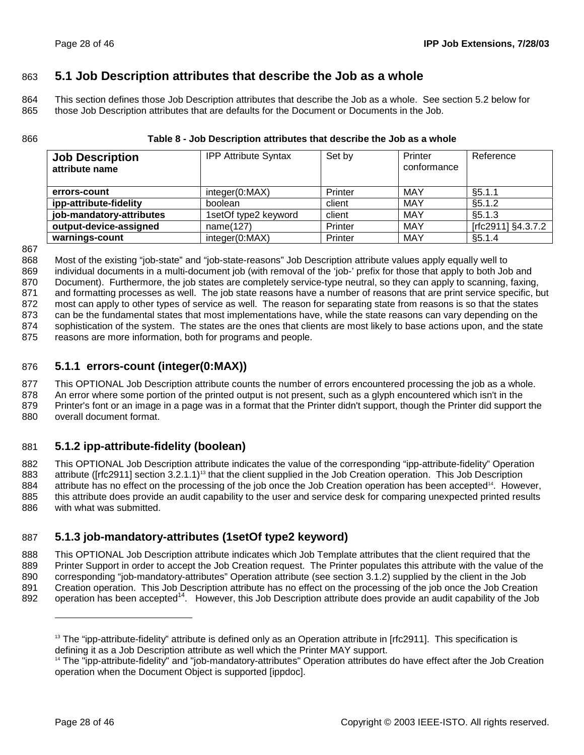## 5.1 Job Description attributes that describe the Job as a whole

This section defines those Job Description attributes that describe the Job as a whole. See section 5.2 below for those Job Description attributes that are defaults for the Document or Documents in the Job.

**Table 8 - Job Description attributes that describe the Job as a whole**

| **Job Description attribute name** | IPP Attribute Syntax | Set by | Printer conformance | Reference |
|---|---|---|---|---|
| **errors-count** | integer(0:MAX) | Printer | MAY | §5.1.1 |
| **ipp-attribute-fidelity** | boolean | client | MAY | §5.1.2 |
| **job-mandatory-attributes** | 1setOf type2 keyword | client | MAY | §5.1.3 |
| **output-device-assigned** | name(127) | Printer | MAY | [rfc2911] §4.3.7.2 |
| **warnings-count** | integer(0:MAX) | Printer | MAY | §5.1.4 |

Most of the existing "job-state" and "job-state-reasons" Job Description attribute values apply equally well to individual documents in a multi-document job (with removal of the 'job-' prefix for those that apply to both Job and Document). Furthermore, the job states are completely service-type neutral, so they can apply to scanning, faxing, and formatting processes as well. The job state reasons have a number of reasons that are print service specific, but most can apply to other types of service as well. The reason for separating state from reasons is so that the states can be the fundamental states that most implementations have, while the state reasons can vary depending on the sophistication of the system. The states are the ones that clients are most likely to base actions upon, and the state reasons are more information, both for programs and people.

### 5.1.1 errors-count (integer(0:MAX))

This OPTIONAL Job Description attribute counts the number of errors encountered processing the job as a whole. An error where some portion of the printed output is not present, such as a glyph encountered which isn't in the Printer's font or an image in a page was in a format that the Printer didn't support, though the Printer did support the overall document format.

### 5.1.2 ipp-attribute-fidelity (boolean)

This OPTIONAL Job Description attribute indicates the value of the corresponding "ipp-attribute-fidelity" Operation attribute ([rfc2911] section 3.2.1.1)[13] that the client supplied in the Job Creation operation. This Job Description attribute has no effect on the processing of the job once the Job Creation operation has been accepted[14]. However, this attribute does provide an audit capability to the user and service desk for comparing unexpected printed results with what was submitted.

### 5.1.3 job-mandatory-attributes (1setOf type2 keyword)

This OPTIONAL Job Description attribute indicates which Job Template attributes that the client required that the Printer Support in order to accept the Job Creation request. The Printer populates this attribute with the value of the corresponding "job-mandatory-attributes" Operation attribute (see section 3.1.2) supplied by the client in the Job Creation operation. This Job Description attribute has no effect on the processing of the job once the Job Creation operation has been accepted[14]. However, this Job Description attribute does provide an audit capability of the Job

---

[13] The "ipp-attribute-fidelity" attribute is defined only as an Operation attribute in [rfc2911]. This specification is defining it as a Job Description attribute as well which the Printer MAY support.

[14] The "ipp-attribute-fidelity" and "job-mandatory-attributes" Operation attributes do have effect after the Job Creation operation when the Document Object is supported [ippdoc].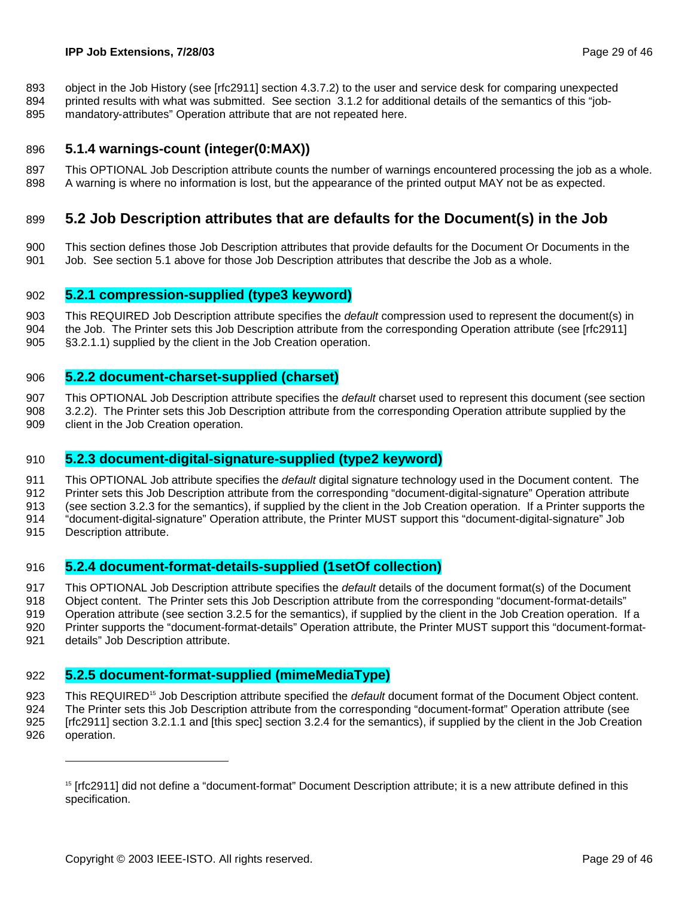object in the Job History (see [rfc2911] section 4.3.7.2) to the user and service desk for comparing unexpected printed results with what was submitted. See section 3.1.2 for additional details of the semantics of this "job-mandatory-attributes" Operation attribute that are not repeated here.

### 5.1.4 warnings-count (integer(0:MAX))

This OPTIONAL Job Description attribute counts the number of warnings encountered processing the job as a whole. A warning is where no information is lost, but the appearance of the printed output MAY not be as expected.

## 5.2 Job Description attributes that are defaults for the Document(s) in the Job

This section defines those Job Description attributes that provide defaults for the Document Or Documents in the Job. See section 5.1 above for those Job Description attributes that describe the Job as a whole.

### 5.2.1 compression-supplied (type3 keyword)

This REQUIRED Job Description attribute specifies the *default* compression used to represent the document(s) in the Job. The Printer sets this Job Description attribute from the corresponding Operation attribute (see [rfc2911] §3.2.1.1) supplied by the client in the Job Creation operation.

### 5.2.2 document-charset-supplied (charset)

This OPTIONAL Job Description attribute specifies the *default* charset used to represent this document (see section 3.2.2). The Printer sets this Job Description attribute from the corresponding Operation attribute supplied by the client in the Job Creation operation.

### 5.2.3 document-digital-signature-supplied (type2 keyword)

This OPTIONAL Job attribute specifies the *default* digital signature technology used in the Document content. The Printer sets this Job Description attribute from the corresponding "document-digital-signature" Operation attribute (see section 3.2.3 for the semantics), if supplied by the client in the Job Creation operation. If a Printer supports the "document-digital-signature" Operation attribute, the Printer MUST support this "document-digital-signature" Job Description attribute.

### 5.2.4 document-format-details-supplied (1setOf collection)

This OPTIONAL Job Description attribute specifies the *default* details of the document format(s) of the Document Object content. The Printer sets this Job Description attribute from the corresponding "document-format-details" Operation attribute (see section 3.2.5 for the semantics), if supplied by the client in the Job Creation operation. If a Printer supports the "document-format-details" Operation attribute, the Printer MUST support this "document-format-details" Job Description attribute.

### 5.2.5 document-format-supplied (mimeMediaType)

This REQUIRED[15] Job Description attribute specified the *default* document format of the Document Object content. The Printer sets this Job Description attribute from the corresponding "document-format" Operation attribute (see [rfc2911] section 3.2.1.1 and [this spec] section 3.2.4 for the semantics), if supplied by the client in the Job Creation operation.

---

[15] [rfc2911] did not define a "document-format" Document Description attribute; it is a new attribute defined in this specification.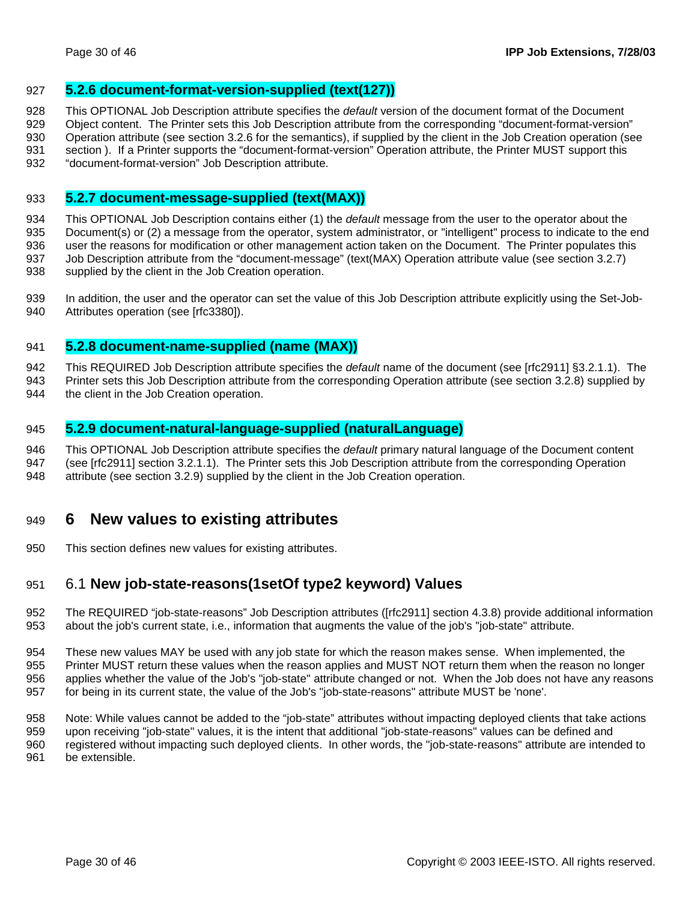### 5.2.6 document-format-version-supplied (text(127))

This OPTIONAL Job Description attribute specifies the *default* version of the document format of the Document Object content. The Printer sets this Job Description attribute from the corresponding “document-format-version” Operation attribute (see section 3.2.6 for the semantics), if supplied by the client in the Job Creation operation (see section ). If a Printer supports the “document-format-version” Operation attribute, the Printer MUST support this “document-format-version” Job Description attribute.

### 5.2.7 document-message-supplied (text(MAX))

This OPTIONAL Job Description contains either (1) the *default* message from the user to the operator about the Document(s) or (2) a message from the operator, system administrator, or "intelligent" process to indicate to the end user the reasons for modification or other management action taken on the Document. The Printer populates this Job Description attribute from the “document-message” (text(MAX) Operation attribute value (see section 3.2.7) supplied by the client in the Job Creation operation.

In addition, the user and the operator can set the value of this Job Description attribute explicitly using the Set-Job-Attributes operation (see [rfc3380]).

### 5.2.8 document-name-supplied (name (MAX))

This REQUIRED Job Description attribute specifies the *default* name of the document (see [rfc2911] §3.2.1.1). The Printer sets this Job Description attribute from the corresponding Operation attribute (see section 3.2.8) supplied by the client in the Job Creation operation.

### 5.2.9 document-natural-language-supplied (naturalLanguage)

This OPTIONAL Job Description attribute specifies the *default* primary natural language of the Document content (see [rfc2911] section 3.2.1.1). The Printer sets this Job Description attribute from the corresponding Operation attribute (see section 3.2.9) supplied by the client in the Job Creation operation.

# 6 New values to existing attributes

This section defines new values for existing attributes.

## 6.1 New job-state-reasons(1setOf type2 keyword) Values

The REQUIRED “job-state-reasons” Job Description attributes ([rfc2911] section 4.3.8) provide additional information about the job's current state, i.e., information that augments the value of the job's "job-state" attribute.

These new values MAY be used with any job state for which the reason makes sense. When implemented, the Printer MUST return these values when the reason applies and MUST NOT return them when the reason no longer applies whether the value of the Job's "job-state" attribute changed or not. When the Job does not have any reasons for being in its current state, the value of the Job's "job-state-reasons" attribute MUST be 'none'.

Note: While values cannot be added to the “job-state” attributes without impacting deployed clients that take actions upon receiving "job-state" values, it is the intent that additional "job-state-reasons" values can be defined and registered without impacting such deployed clients. In other words, the "job-state-reasons" attribute are intended to be extensible.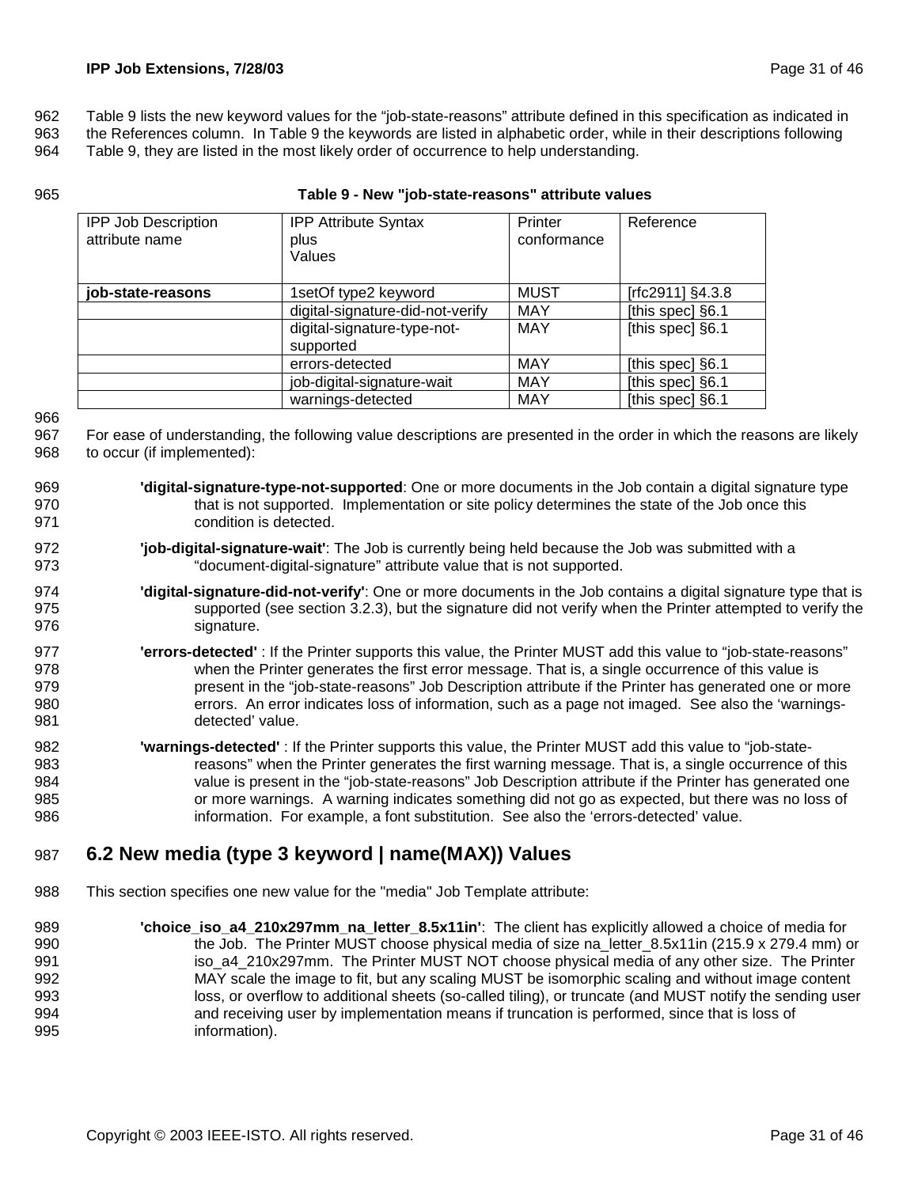Table 9 lists the new keyword values for the "job-state-reasons" attribute defined in this specification as indicated in the References column. In Table 9 the keywords are listed in alphabetic order, while in their descriptions following Table 9, they are listed in the most likely order of occurrence to help understanding.

**Table 9 - New "job-state-reasons" attribute values**

| IPP Job Description attribute name | IPP Attribute Syntax plus Values | Printer conformance | Reference |
|---|---|---|---|
| **job-state-reasons** | 1setOf type2 keyword | MUST | [rfc2911] §4.3.8 |
| | digital-signature-did-not-verify | MAY | [this spec] §6.1 |
| | digital-signature-type-not-supported | MAY | [this spec] §6.1 |
| | errors-detected | MAY | [this spec] §6.1 |
| | job-digital-signature-wait | MAY | [this spec] §6.1 |
| | warnings-detected | MAY | [this spec] §6.1 |

For ease of understanding, the following value descriptions are presented in the order in which the reasons are likely to occur (if implemented):

**'digital-signature-type-not-supported**: One or more documents in the Job contain a digital signature type that is not supported. Implementation or site policy determines the state of the Job once this condition is detected.

**'job-digital-signature-wait'**: The Job is currently being held because the Job was submitted with a "document-digital-signature" attribute value that is not supported.

**'digital-signature-did-not-verify'**: One or more documents in the Job contains a digital signature type that is supported (see section 3.2.3), but the signature did not verify when the Printer attempted to verify the signature.

**'errors-detected'** : If the Printer supports this value, the Printer MUST add this value to "job-state-reasons" when the Printer generates the first error message. That is, a single occurrence of this value is present in the "job-state-reasons" Job Description attribute if the Printer has generated one or more errors. An error indicates loss of information, such as a page not imaged. See also the 'warnings-detected' value.

**'warnings-detected'** : If the Printer supports this value, the Printer MUST add this value to "job-state-reasons" when the Printer generates the first warning message. That is, a single occurrence of this value is present in the "job-state-reasons" Job Description attribute if the Printer has generated one or more warnings. A warning indicates something did not go as expected, but there was no loss of information. For example, a font substitution. See also the 'errors-detected' value.

## 6.2 New media (type 3 keyword | name(MAX)) Values

This section specifies one new value for the "media" Job Template attribute:

**'choice_iso_a4_210x297mm_na_letter_8.5x11in'**: The client has explicitly allowed a choice of media for the Job. The Printer MUST choose physical media of size na_letter_8.5x11in (215.9 x 279.4 mm) or iso_a4_210x297mm. The Printer MUST NOT choose physical media of any other size. The Printer MAY scale the image to fit, but any scaling MUST be isomorphic scaling and without image content loss, or overflow to additional sheets (so-called tiling), or truncate (and MUST notify the sending user and receiving user by implementation means if truncation is performed, since that is loss of information).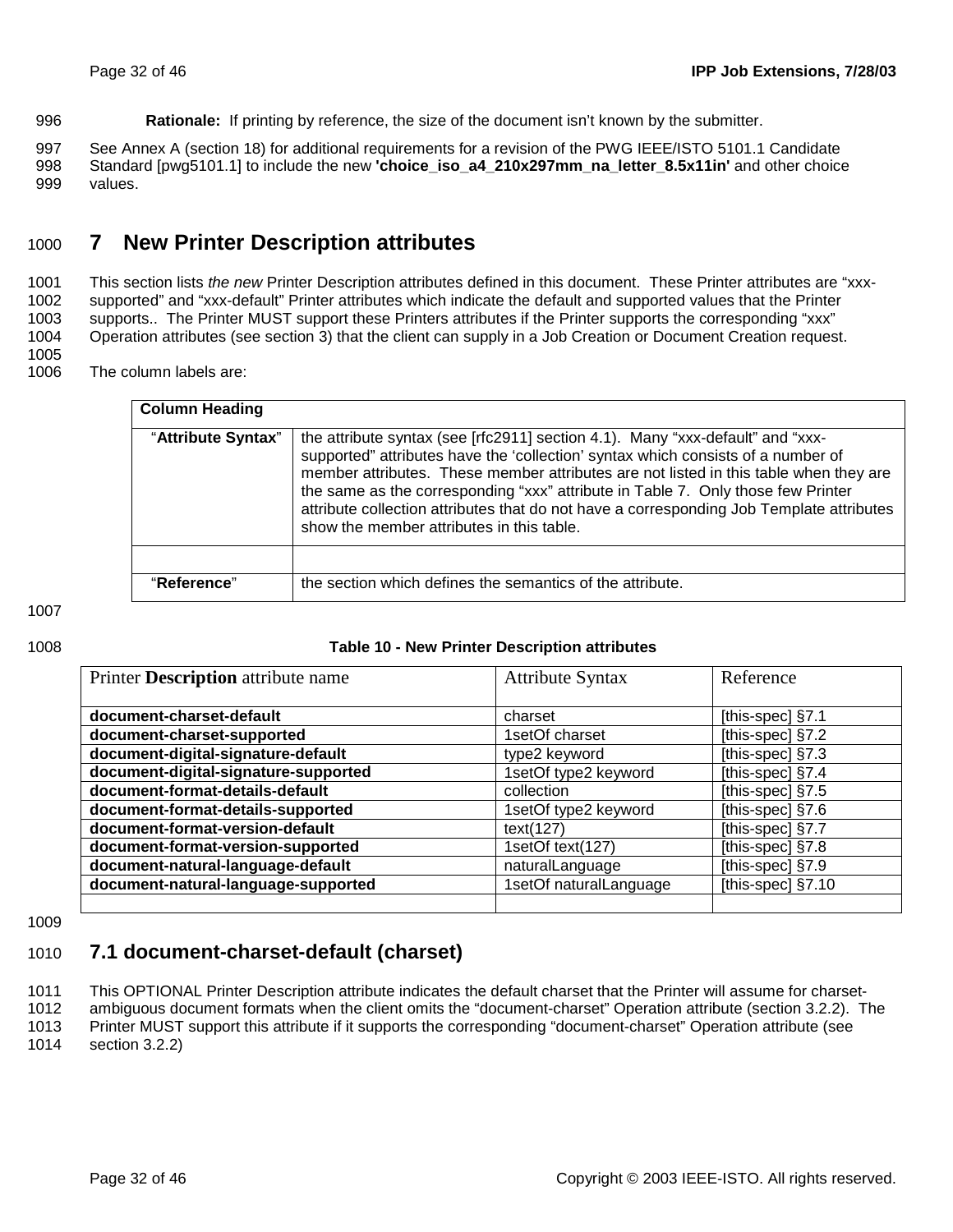**Rationale:** If printing by reference, the size of the document isn't known by the submitter.

See Annex A (section 18) for additional requirements for a revision of the PWG IEEE/ISTO 5101.1 Candidate Standard [pwg5101.1] to include the new **'choice_iso_a4_210x297mm_na_letter_8.5x11in'** and other choice values.

# 7 New Printer Description attributes

This section lists *the new* Printer Description attributes defined in this document. These Printer attributes are "xxx-supported" and "xxx-default" Printer attributes which indicate the default and supported values that the Printer supports.. The Printer MUST support these Printers attributes if the Printer supports the corresponding "xxx" Operation attributes (see section 3) that the client can supply in a Job Creation or Document Creation request.

The column labels are:

| Column Heading | |
|---|---|
| "**Attribute Syntax**" | the attribute syntax (see [rfc2911] section 4.1). Many "xxx-default" and "xxx-supported" attributes have the 'collection' syntax which consists of a number of member attributes. These member attributes are not listed in this table when they are the same as the corresponding "xxx" attribute in Table 7. Only those few Printer attribute collection attributes that do not have a corresponding Job Template attributes show the member attributes in this table. |
| | |
| "**Reference**" | the section which defines the semantics of the attribute. |

**Table 10 - New Printer Description attributes**

| Printer **Description** attribute name | Attribute Syntax | Reference |
|---|---|---|
| **document-charset-default** | charset | [this-spec] §7.1 |
| **document-charset-supported** | 1setOf charset | [this-spec] §7.2 |
| **document-digital-signature-default** | type2 keyword | [this-spec] §7.3 |
| **document-digital-signature-supported** | 1setOf type2 keyword | [this-spec] §7.4 |
| **document-format-details-default** | collection | [this-spec] §7.5 |
| **document-format-details-supported** | 1setOf type2 keyword | [this-spec] §7.6 |
| **document-format-version-default** | text(127) | [this-spec] §7.7 |
| **document-format-version-supported** | 1setOf text(127) | [this-spec] §7.8 |
| **document-natural-language-default** | naturalLanguage | [this-spec] §7.9 |
| **document-natural-language-supported** | 1setOf naturalLanguage | [this-spec] §7.10 |
| | | |

## 7.1 document-charset-default (charset)

This OPTIONAL Printer Description attribute indicates the default charset that the Printer will assume for charset-ambiguous document formats when the client omits the "document-charset" Operation attribute (section 3.2.2). The Printer MUST support this attribute if it supports the corresponding "document-charset" Operation attribute (see section 3.2.2)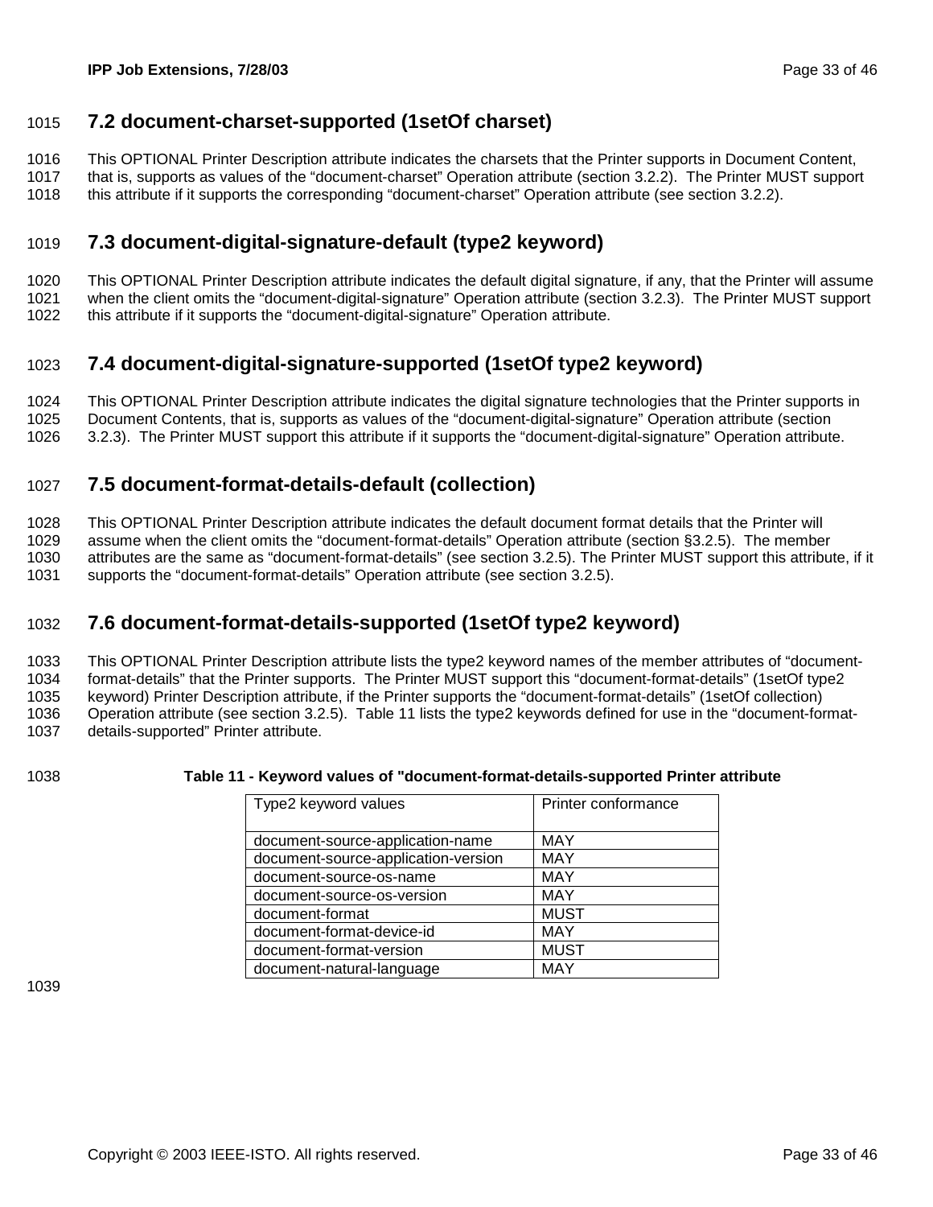## 7.2 document-charset-supported (1setOf charset)

This OPTIONAL Printer Description attribute indicates the charsets that the Printer supports in Document Content, that is, supports as values of the "document-charset" Operation attribute (section 3.2.2). The Printer MUST support this attribute if it supports the corresponding "document-charset" Operation attribute (see section 3.2.2).

## 7.3 document-digital-signature-default (type2 keyword)

This OPTIONAL Printer Description attribute indicates the default digital signature, if any, that the Printer will assume when the client omits the "document-digital-signature" Operation attribute (section 3.2.3). The Printer MUST support this attribute if it supports the "document-digital-signature" Operation attribute.

## 7.4 document-digital-signature-supported (1setOf type2 keyword)

This OPTIONAL Printer Description attribute indicates the digital signature technologies that the Printer supports in Document Contents, that is, supports as values of the "document-digital-signature" Operation attribute (section 3.2.3). The Printer MUST support this attribute if it supports the "document-digital-signature" Operation attribute.

## 7.5 document-format-details-default (collection)

This OPTIONAL Printer Description attribute indicates the default document format details that the Printer will assume when the client omits the "document-format-details" Operation attribute (section §3.2.5). The member attributes are the same as "document-format-details" (see section 3.2.5). The Printer MUST support this attribute, if it supports the "document-format-details" Operation attribute (see section 3.2.5).

## 7.6 document-format-details-supported (1setOf type2 keyword)

This OPTIONAL Printer Description attribute lists the type2 keyword names of the member attributes of "document-format-details" that the Printer supports. The Printer MUST support this "document-format-details" (1setOf type2 keyword) Printer Description attribute, if the Printer supports the "document-format-details" (1setOf collection) Operation attribute (see section 3.2.5). Table 11 lists the type2 keywords defined for use in the "document-format-details-supported" Printer attribute.

**Table 11 - Keyword values of "document-format-details-supported Printer attribute**

| Type2 keyword values | Printer conformance |
|---|---|
| document-source-application-name | MAY |
| document-source-application-version | MAY |
| document-source-os-name | MAY |
| document-source-os-version | MAY |
| document-format | MUST |
| document-format-device-id | MAY |
| document-format-version | MUST |
| document-natural-language | MAY |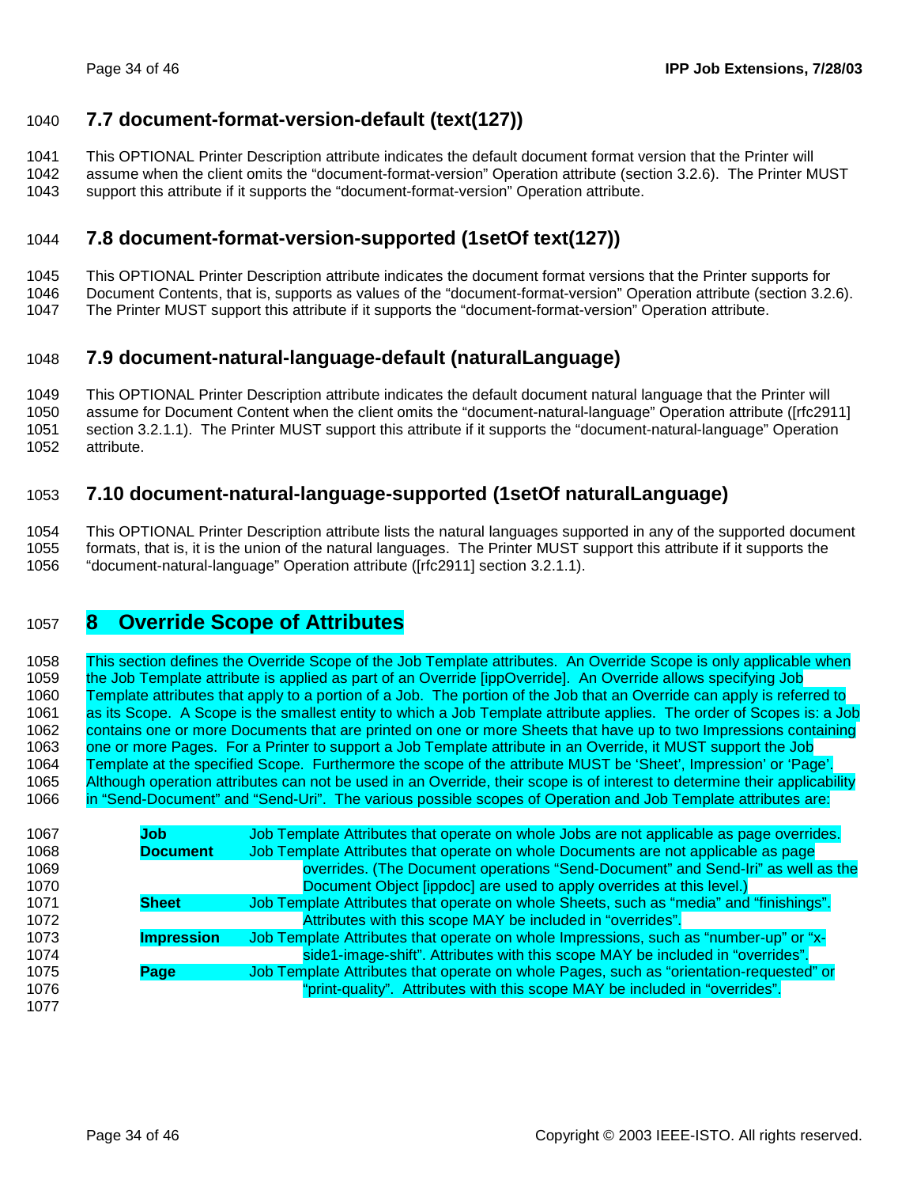## 7.7 document-format-version-default (text(127))

This OPTIONAL Printer Description attribute indicates the default document format version that the Printer will assume when the client omits the “document-format-version” Operation attribute (section 3.2.6). The Printer MUST support this attribute if it supports the “document-format-version” Operation attribute.

## 7.8 document-format-version-supported (1setOf text(127))

This OPTIONAL Printer Description attribute indicates the document format versions that the Printer supports for Document Contents, that is, supports as values of the “document-format-version” Operation attribute (section 3.2.6). The Printer MUST support this attribute if it supports the “document-format-version” Operation attribute.

## 7.9 document-natural-language-default (naturalLanguage)

This OPTIONAL Printer Description attribute indicates the default document natural language that the Printer will assume for Document Content when the client omits the “document-natural-language” Operation attribute ([rfc2911] section 3.2.1.1). The Printer MUST support this attribute if it supports the “document-natural-language” Operation attribute.

## 7.10 document-natural-language-supported (1setOf naturalLanguage)

This OPTIONAL Printer Description attribute lists the natural languages supported in any of the supported document formats, that is, it is the union of the natural languages. The Printer MUST support this attribute if it supports the “document-natural-language” Operation attribute ([rfc2911] section 3.2.1.1).

# 8 Override Scope of Attributes

This section defines the Override Scope of the Job Template attributes. An Override Scope is only applicable when the Job Template attribute is applied as part of an Override [ippOverride]. An Override allows specifying Job Template attributes that apply to a portion of a Job. The portion of the Job that an Override can apply is referred to as its Scope. A Scope is the smallest entity to which a Job Template attribute applies. The order of Scopes is: a Job contains one or more Documents that are printed on one or more Sheets that have up to two Impressions containing one or more Pages. For a Printer to support a Job Template attribute in an Override, it MUST support the Job Template at the specified Scope. Furthermore the scope of the attribute MUST be ‘Sheet’, Impression’ or ‘Page’. Although operation attributes can not be used in an Override, their scope is of interest to determine their applicability in “Send-Document” and “Send-Uri”. The various possible scopes of Operation and Job Template attributes are:

**Job** Job Template Attributes that operate on whole Jobs are not applicable as page overrides.

**Document** Job Template Attributes that operate on whole Documents are not applicable as page overrides. (The Document operations “Send-Document” and Send-Iri” as well as the Document Object [ippdoc] are used to apply overrides at this level.)

**Sheet** Job Template Attributes that operate on whole Sheets, such as “media” and “finishings”. Attributes with this scope MAY be included in “overrides”.

**Impression** Job Template Attributes that operate on whole Impressions, such as “number-up” or “x-side1-image-shift”. Attributes with this scope MAY be included in “overrides”.

**Page** Job Template Attributes that operate on whole Pages, such as “orientation-requested” or “print-quality”. Attributes with this scope MAY be included in “overrides”.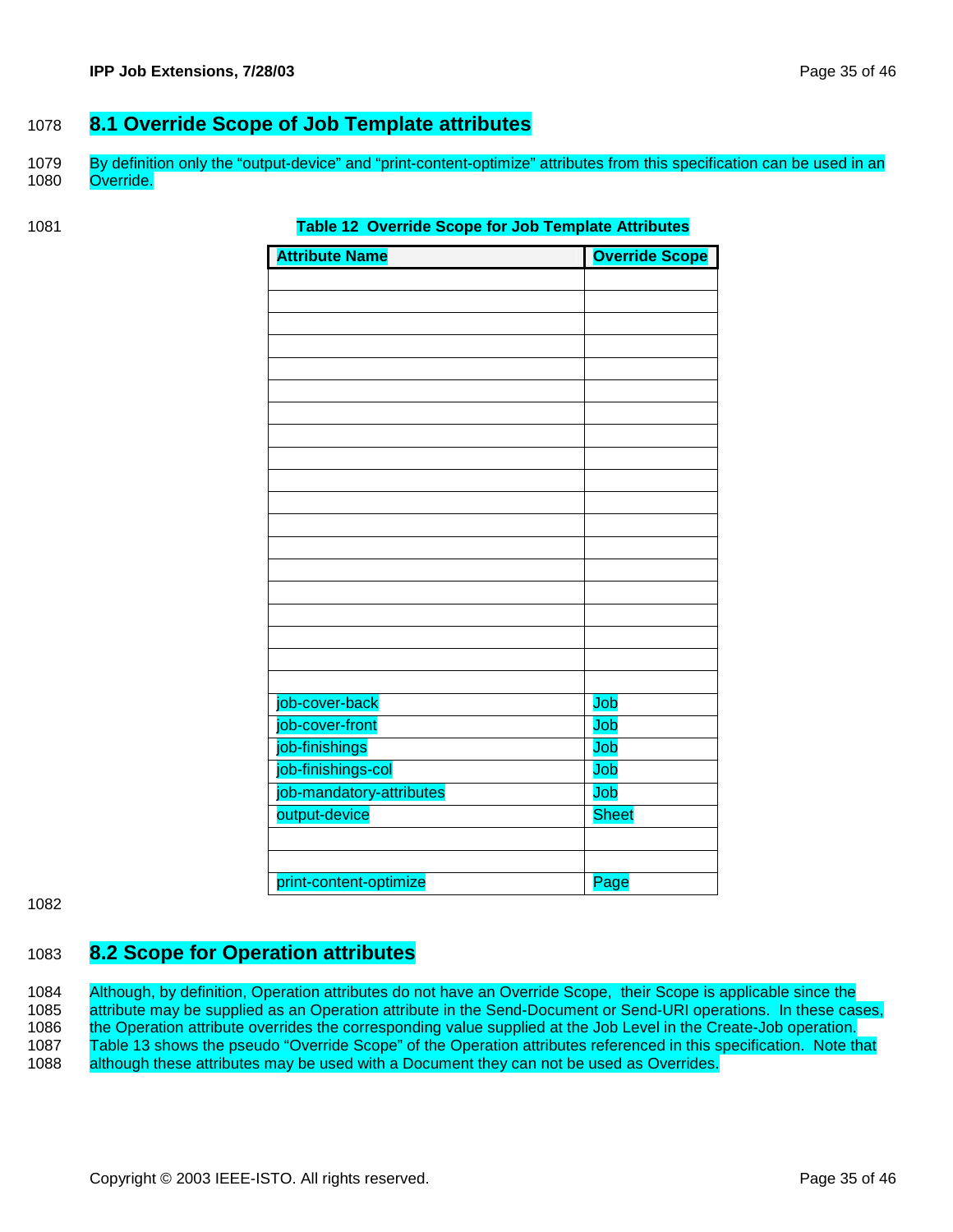## 8.1 Override Scope of Job Template attributes

By definition only the "output-device" and "print-content-optimize" attributes from this specification can be used in an Override.

**Table 12 Override Scope for Job Template Attributes**

| Attribute Name | Override Scope |
|---|---|
| | |
| | |
| | |
| | |
| | |
| | |
| | |
| | |
| | |
| | |
| | |
| | |
| | |
| | |
| | |
| | |
| | |
| | |
| | |
| job-cover-back | Job |
| job-cover-front | Job |
| job-finishings | Job |
| job-finishings-col | Job |
| job-mandatory-attributes | Job |
| output-device | Sheet |
| | |
| | |
| print-content-optimize | Page |

## 8.2 Scope for Operation attributes

Although, by definition, Operation attributes do not have an Override Scope, their Scope is applicable since the attribute may be supplied as an Operation attribute in the Send-Document or Send-URI operations. In these cases, the Operation attribute overrides the corresponding value supplied at the Job Level in the Create-Job operation. Table 13 shows the pseudo "Override Scope" of the Operation attributes referenced in this specification. Note that although these attributes may be used with a Document they can not be used as Overrides.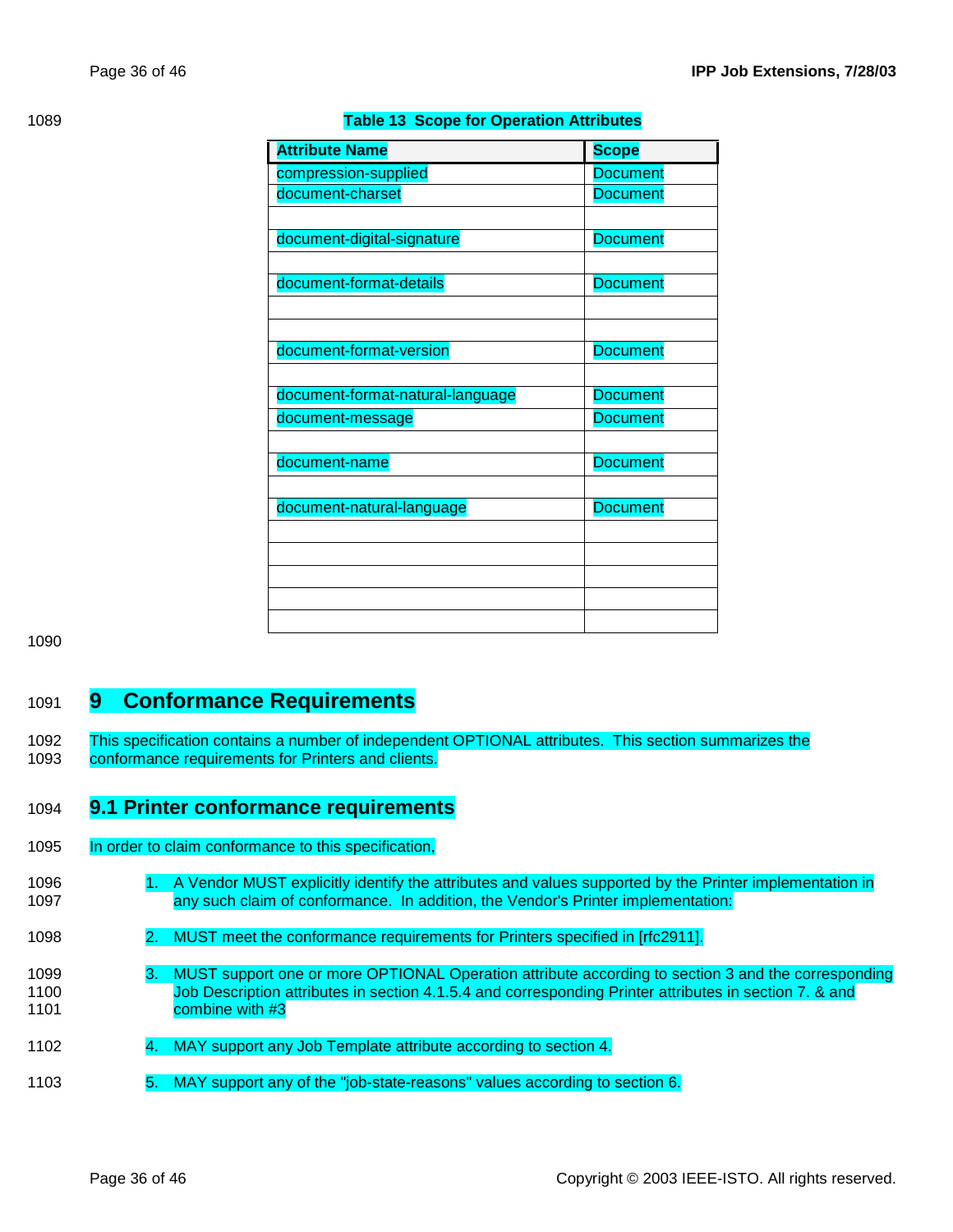**Table 13 Scope for Operation Attributes**

| Attribute Name | Scope |
| --- | --- |
| compression-supplied | Document |
| document-charset | Document |
| | |
| document-digital-signature | Document |
| | |
| document-format-details | Document |
| | |
| | |
| document-format-version | Document |
| | |
| document-format-natural-language | Document |
| document-message | Document |
| | |
| document-name | Document |
| | |
| document-natural-language | Document |
| | |
| | |
| | |
| | |
| | |

# 9 Conformance Requirements

This specification contains a number of independent OPTIONAL attributes. This section summarizes the conformance requirements for Printers and clients.

## 9.1 Printer conformance requirements

In order to claim conformance to this specification,

1. A Vendor MUST explicitly identify the attributes and values supported by the Printer implementation in any such claim of conformance. In addition, the Vendor's Printer implementation:
2. MUST meet the conformance requirements for Printers specified in [rfc2911].
3. MUST support one or more OPTIONAL Operation attribute according to section 3 and the corresponding Job Description attributes in section 4.1.5.4 and corresponding Printer attributes in section 7. & and combine with #3
4. MAY support any Job Template attribute according to section 4.
5. MAY support any of the "job-state-reasons" values according to section 6.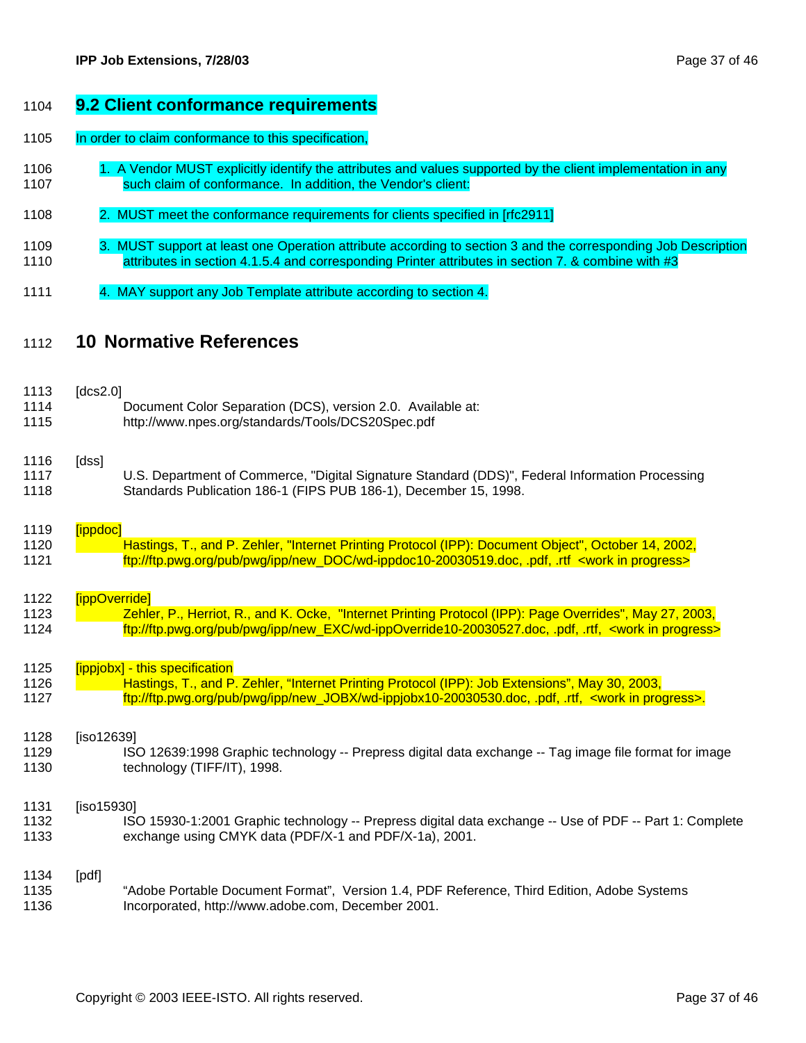## 9.2 Client conformance requirements

In order to claim conformance to this specification,

1. A Vendor MUST explicitly identify the attributes and values supported by the client implementation in any such claim of conformance. In addition, the Vendor's client:
2. MUST meet the conformance requirements for clients specified in [rfc2911]
3. MUST support at least one Operation attribute according to section 3 and the corresponding Job Description attributes in section 4.1.5.4 and corresponding Printer attributes in section 7. & combine with #3
4. MAY support any Job Template attribute according to section 4.

# 10 Normative References

[dcs2.0]
Document Color Separation (DCS), version 2.0. Available at: http://www.npes.org/standards/Tools/DCS20Spec.pdf

[dss]
U.S. Department of Commerce, "Digital Signature Standard (DDS)", Federal Information Processing Standards Publication 186-1 (FIPS PUB 186-1), December 15, 1998.

[ippdoc]
Hastings, T., and P. Zehler, "Internet Printing Protocol (IPP): Document Object", October 14, 2002, ftp://ftp.pwg.org/pub/pwg/ipp/new_DOC/wd-ippdoc10-20030519.doc, .pdf, .rtf <work in progress>

[ippOverride]
Zehler, P., Herriot, R., and K. Ocke, "Internet Printing Protocol (IPP): Page Overrides", May 27, 2003, ftp://ftp.pwg.org/pub/pwg/ipp/new_EXC/wd-ippOverride10-20030527.doc, .pdf, .rtf, <work in progress>

[ippjobx] - this specification
Hastings, T., and P. Zehler, "Internet Printing Protocol (IPP): Job Extensions", May 30, 2003, ftp://ftp.pwg.org/pub/pwg/ipp/new_JOBX/wd-ippjobx10-20030530.doc, .pdf, .rtf, <work in progress>.

[iso12639]
ISO 12639:1998 Graphic technology -- Prepress digital data exchange -- Tag image file format for image technology (TIFF/IT), 1998.

[iso15930]
ISO 15930-1:2001 Graphic technology -- Prepress digital data exchange -- Use of PDF -- Part 1: Complete exchange using CMYK data (PDF/X-1 and PDF/X-1a), 2001.

[pdf]
"Adobe Portable Document Format", Version 1.4, PDF Reference, Third Edition, Adobe Systems Incorporated, http://www.adobe.com, December 2001.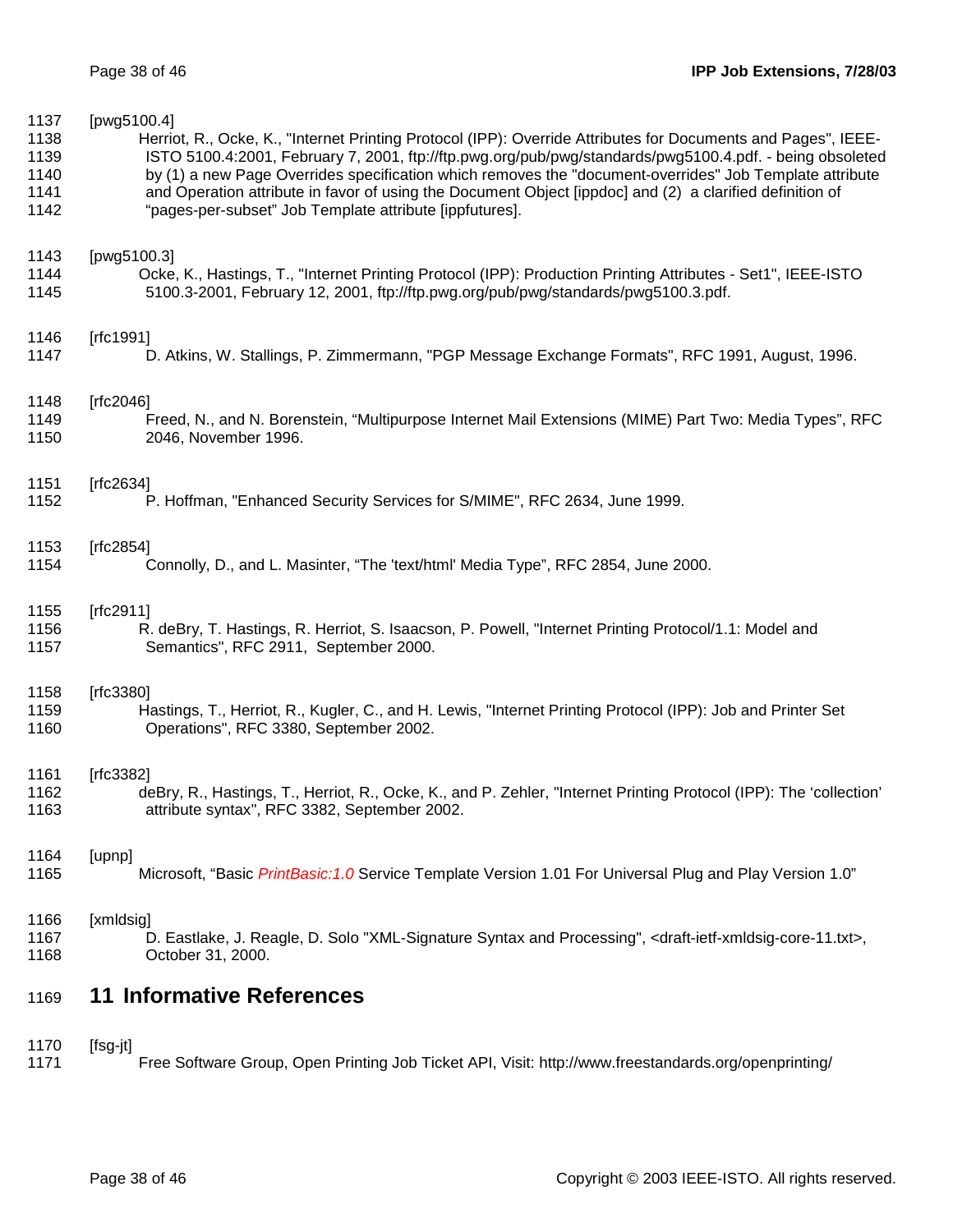[pwg5100.4]

Herriot, R., Ocke, K., "Internet Printing Protocol (IPP): Override Attributes for Documents and Pages", IEEE-ISTO 5100.4:2001, February 7, 2001, ftp://ftp.pwg.org/pub/pwg/standards/pwg5100.4.pdf. - being obsoleted by (1) a new Page Overrides specification which removes the "document-overrides" Job Template attribute and Operation attribute in favor of using the Document Object [ippdoc] and (2) a clarified definition of "pages-per-subset" Job Template attribute [ippfutures].

[pwg5100.3]

Ocke, K., Hastings, T., "Internet Printing Protocol (IPP): Production Printing Attributes - Set1", IEEE-ISTO 5100.3-2001, February 12, 2001, ftp://ftp.pwg.org/pub/pwg/standards/pwg5100.3.pdf.

[rfc1991]

D. Atkins, W. Stallings, P. Zimmermann, "PGP Message Exchange Formats", RFC 1991, August, 1996.

[rfc2046]

Freed, N., and N. Borenstein, "Multipurpose Internet Mail Extensions (MIME) Part Two: Media Types", RFC 2046, November 1996.

[rfc2634]

P. Hoffman, "Enhanced Security Services for S/MIME", RFC 2634, June 1999.

[rfc2854]

Connolly, D., and L. Masinter, "The 'text/html' Media Type", RFC 2854, June 2000.

[rfc2911]

R. deBry, T. Hastings, R. Herriot, S. Isaacson, P. Powell, "Internet Printing Protocol/1.1: Model and Semantics", RFC 2911, September 2000.

[rfc3380]

Hastings, T., Herriot, R., Kugler, C., and H. Lewis, "Internet Printing Protocol (IPP): Job and Printer Set Operations", RFC 3380, September 2002.

[rfc3382]

deBry, R., Hastings, T., Herriot, R., Ocke, K., and P. Zehler, "Internet Printing Protocol (IPP): The 'collection' attribute syntax", RFC 3382, September 2002.

[upnp]

Microsoft, "Basic *PrintBasic:1.0* Service Template Version 1.01 For Universal Plug and Play Version 1.0"

[xmldsig]

D. Eastlake, J. Reagle, D. Solo "XML-Signature Syntax and Processing", <draft-ietf-xmldsig-core-11.txt>, October 31, 2000.

# 11 Informative References

[fsg-jt]

Free Software Group, Open Printing Job Ticket API, Visit: http://www.freestandards.org/openprinting/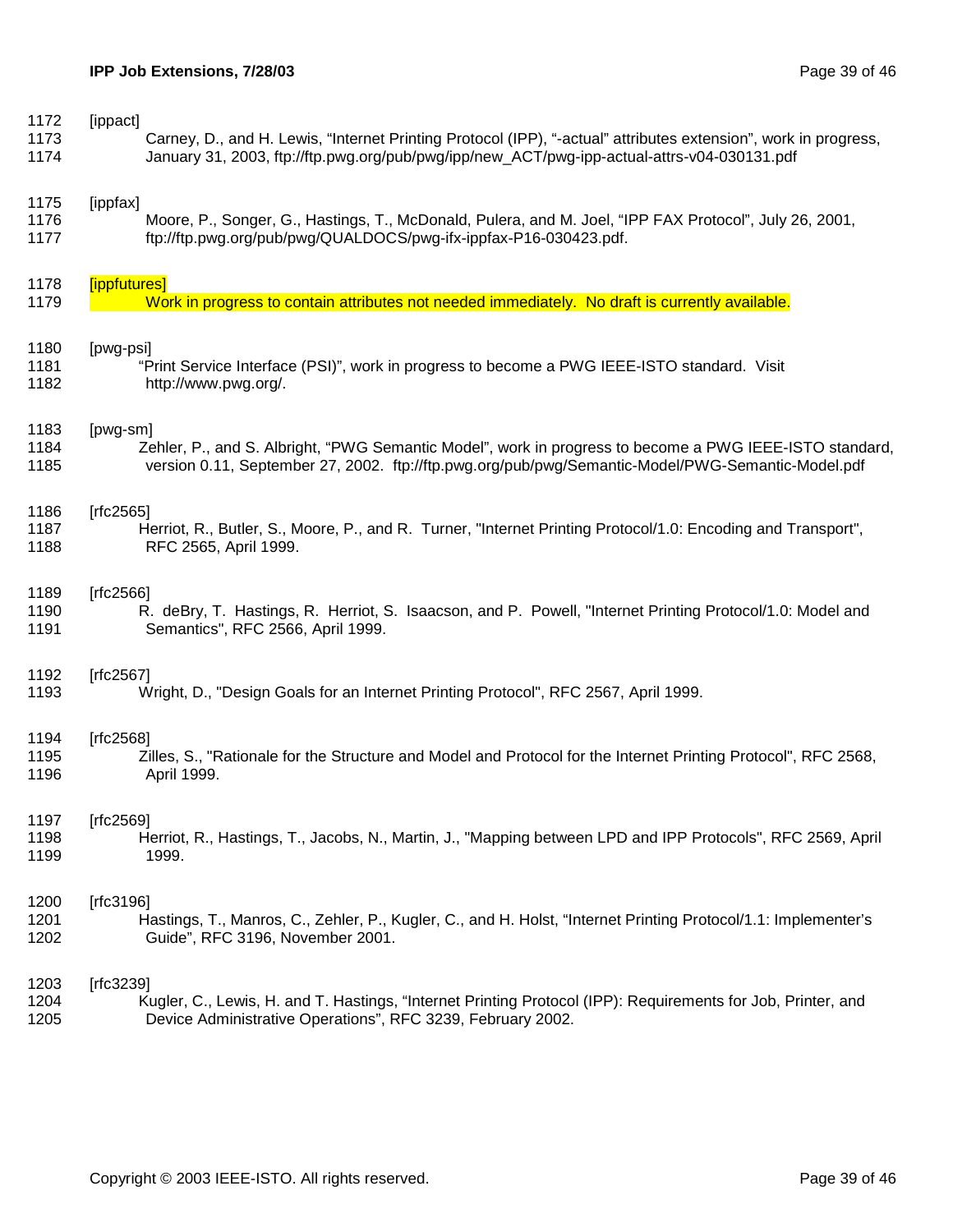[ippact]
Carney, D., and H. Lewis, “Internet Printing Protocol (IPP), “-actual” attributes extension”, work in progress, January 31, 2003, ftp://ftp.pwg.org/pub/pwg/ipp/new_ACT/pwg-ipp-actual-attrs-v04-030131.pdf

[ippfax]
Moore, P., Songer, G., Hastings, T., McDonald, Pulera, and M. Joel, “IPP FAX Protocol”, July 26, 2001, ftp://ftp.pwg.org/pub/pwg/QUALDOCS/pwg-ifx-ippfax-P16-030423.pdf.

[ippfutures]
Work in progress to contain attributes not needed immediately. No draft is currently available.

[pwg-psi]
“Print Service Interface (PSI)”, work in progress to become a PWG IEEE-ISTO standard. Visit http://www.pwg.org/.

[pwg-sm]
Zehler, P., and S. Albright, “PWG Semantic Model”, work in progress to become a PWG IEEE-ISTO standard, version 0.11, September 27, 2002. ftp://ftp.pwg.org/pub/pwg/Semantic-Model/PWG-Semantic-Model.pdf

[rfc2565]
Herriot, R., Butler, S., Moore, P., and R. Turner, "Internet Printing Protocol/1.0: Encoding and Transport", RFC 2565, April 1999.

[rfc2566]
R. deBry, T. Hastings, R. Herriot, S. Isaacson, and P. Powell, "Internet Printing Protocol/1.0: Model and Semantics", RFC 2566, April 1999.

[rfc2567]
Wright, D., "Design Goals for an Internet Printing Protocol", RFC 2567, April 1999.

[rfc2568]
Zilles, S., "Rationale for the Structure and Model and Protocol for the Internet Printing Protocol", RFC 2568, April 1999.

[rfc2569]
Herriot, R., Hastings, T., Jacobs, N., Martin, J., "Mapping between LPD and IPP Protocols", RFC 2569, April 1999.

[rfc3196]
Hastings, T., Manros, C., Zehler, P., Kugler, C., and H. Holst, “Internet Printing Protocol/1.1: Implementer’s Guide”, RFC 3196, November 2001.

[rfc3239]
Kugler, C., Lewis, H. and T. Hastings, “Internet Printing Protocol (IPP): Requirements for Job, Printer, and Device Administrative Operations”, RFC 3239, February 2002.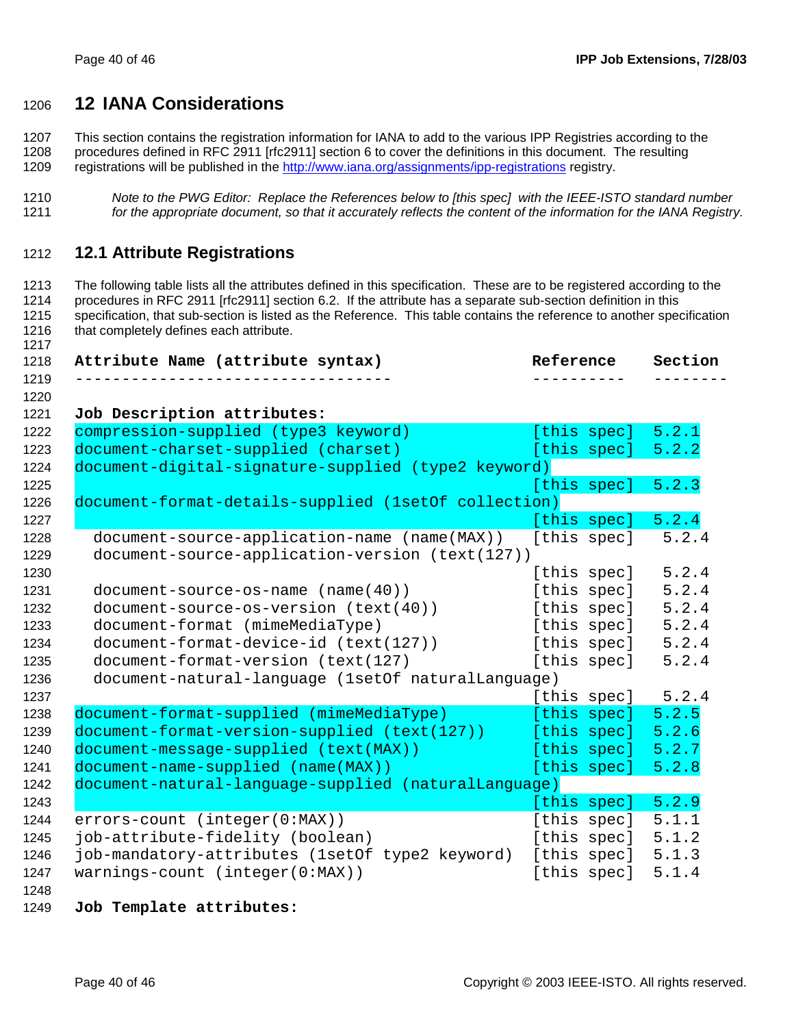# 12 IANA Considerations

This section contains the registration information for IANA to add to the various IPP Registries according to the procedures defined in RFC 2911 [rfc2911] section 6 to cover the definitions in this document. The resulting registrations will be published in the http://www.iana.org/assignments/ipp-registrations registry.

*Note to the PWG Editor: Replace the References below to [this spec] with the IEEE-ISTO standard number for the appropriate document, so that it accurately reflects the content of the information for the IANA Registry.*

## 12.1 Attribute Registrations

The following table lists all the attributes defined in this specification. These are to be registered according to the procedures in RFC 2911 [rfc2911] section 6.2. If the attribute has a separate sub-section definition in this specification, that sub-section is listed as the Reference. This table contains the reference to another specification that completely defines each attribute.

```
Attribute Name (attribute syntax)                  Reference     Section
----------------------------------                 ----------    --------

Job Description attributes:
compression-supplied (type3 keyword)               [this spec]   5.2.1
document-charset-supplied (charset)                [this spec]   5.2.2
document-digital-signature-supplied (type2 keyword)
                                                   [this spec]   5.2.3
document-format-details-supplied (1setOf collection)
                                                   [this spec]   5.2.4
  document-source-application-name (name(MAX))     [this spec]    5.2.4
  document-source-application-version (text(127))
                                                   [this spec]    5.2.4
  document-source-os-name (name(40))               [this spec]    5.2.4
  document-source-os-version (text(40))            [this spec]    5.2.4
  document-format (mimeMediaType)                  [this spec]    5.2.4
  document-format-device-id (text(127))            [this spec]    5.2.4
  document-format-version (text(127)               [this spec]    5.2.4
  document-natural-language (1setOf naturalLanguage)
                                                   [this spec]    5.2.4
document-format-supplied (mimeMediaType)           [this spec]   5.2.5
document-format-version-supplied (text(127))       [this spec]   5.2.6
document-message-supplied (text(MAX))              [this spec]   5.2.7
document-name-supplied (name(MAX))                 [this spec]   5.2.8
document-natural-language-supplied (naturalLanguage)
                                                   [this spec]   5.2.9
errors-count (integer(0:MAX))                      [this spec]   5.1.1
job-attribute-fidelity (boolean)                   [this spec]   5.1.2
job-mandatory-attributes (1setOf type2 keyword)    [this spec]   5.1.3
warnings-count (integer(0:MAX))                    [this spec]   5.1.4

Job Template attributes:
```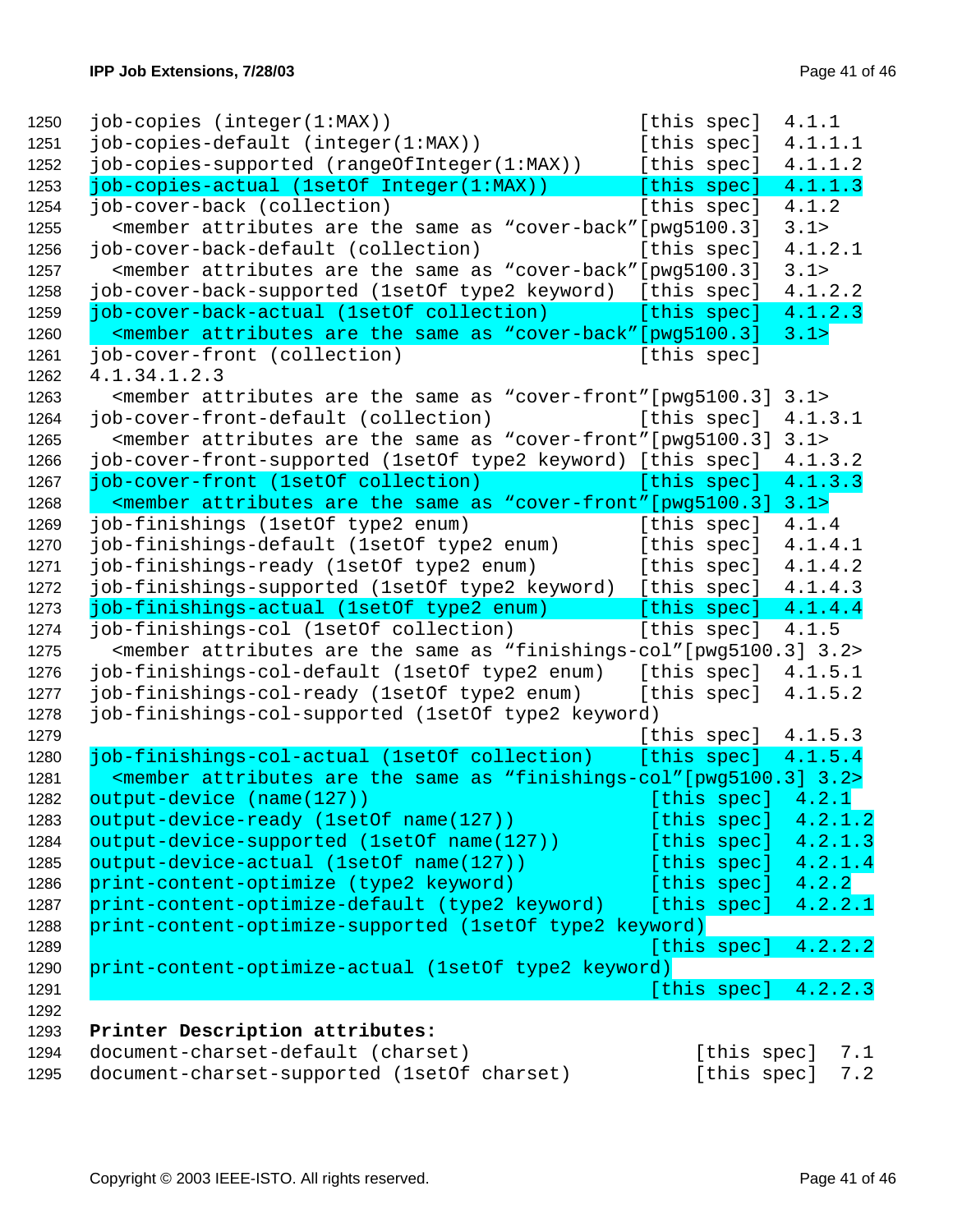```
job-copies (integer(1:MAX))                          [this spec]  4.1.1
job-copies-default (integer(1:MAX))                  [this spec]  4.1.1.1
job-copies-supported (rangeOfInteger(1:MAX))         [this spec]  4.1.1.2
job-copies-actual (1setOf Integer(1:MAX))            [this spec]  4.1.1.3
job-cover-back (collection)                          [this spec]  4.1.2
  <member attributes are the same as "cover-back"[pwg5100.3]  3.1>
job-cover-back-default (collection)                  [this spec]  4.1.2.1
  <member attributes are the same as "cover-back"[pwg5100.3]  3.1>
job-cover-back-supported (1setOf type2 keyword)      [this spec]  4.1.2.2
job-cover-back-actual (1setOf collection)            [this spec]  4.1.2.3
  <member attributes are the same as "cover-back"[pwg5100.3]  3.1>
job-cover-front (collection)                         [this spec]
4.1.34.1.2.3
  <member attributes are the same as "cover-front"[pwg5100.3] 3.1>
job-cover-front-default (collection)                 [this spec]  4.1.3.1
  <member attributes are the same as "cover-front"[pwg5100.3] 3.1>
job-cover-front-supported (1setOf type2 keyword)     [this spec]  4.1.3.2
job-cover-front (1setOf collection)                  [this spec]  4.1.3.3
  <member attributes are the same as "cover-front"[pwg5100.3] 3.1>
job-finishings (1setOf type2 enum)                   [this spec]  4.1.4
job-finishings-default (1setOf type2 enum)           [this spec]  4.1.4.1
job-finishings-ready (1setOf type2 enum)             [this spec]  4.1.4.2
job-finishings-supported (1setOf type2 keyword)      [this spec]  4.1.4.3
job-finishings-actual (1setOf type2 enum)            [this spec]  4.1.4.4
job-finishings-col (1setOf collection)               [this spec]  4.1.5
  <member attributes are the same as "finishings-col"[pwg5100.3] 3.2>
job-finishings-col-default (1setOf type2 enum)       [this spec]  4.1.5.1
job-finishings-col-ready (1setOf type2 enum)         [this spec]  4.1.5.2
job-finishings-col-supported (1setOf type2 keyword)
                                                     [this spec]  4.1.5.3
job-finishings-col-actual (1setOf collection)        [this spec]  4.1.5.4
  <member attributes are the same as "finishings-col"[pwg5100.3] 3.2>
output-device (name(127))                            [this spec]  4.2.1
output-device-ready (1setOf name(127))               [this spec]  4.2.1.2
output-device-supported (1setOf name(127))           [this spec]  4.2.1.3
output-device-actual (1setOf name(127))              [this spec]  4.2.1.4
print-content-optimize (type2 keyword)               [this spec]  4.2.2
print-content-optimize-default (type2 keyword)       [this spec]  4.2.2.1
print-content-optimize-supported (1setOf type2 keyword)
                                                     [this spec]  4.2.2.2
print-content-optimize-actual (1setOf type2 keyword)
                                                     [this spec]  4.2.2.3
```

**Printer Description attributes:**

```
document-charset-default (charset)                   [this spec]  7.1
document-charset-supported (1setOf charset)          [this spec]  7.2
```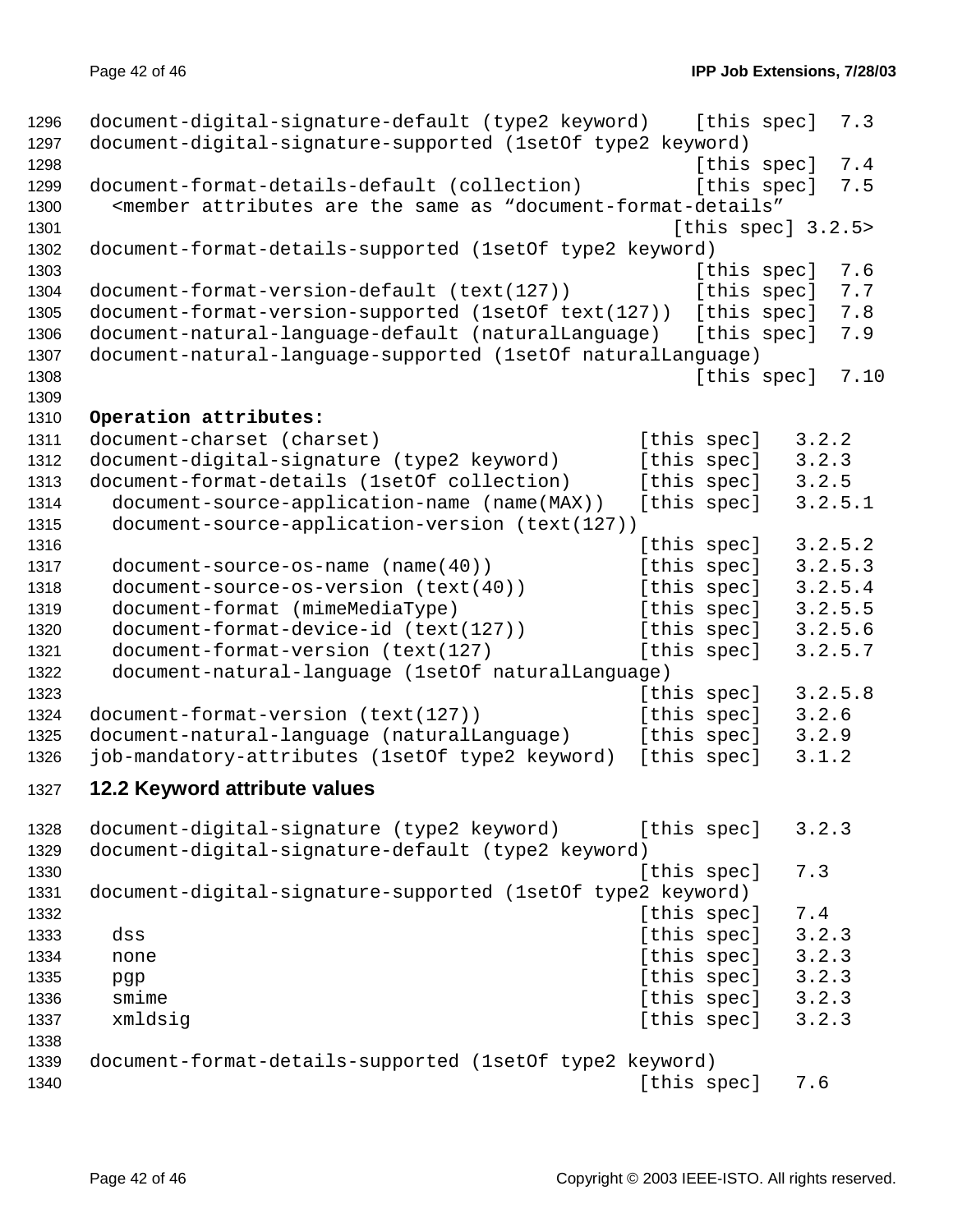```
document-digital-signature-default (type2 keyword)    [this spec]  7.3
document-digital-signature-supported (1setOf type2 keyword)
                                                      [this spec]  7.4
document-format-details-default (collection)          [this spec]  7.5
  <member attributes are the same as "document-format-details"
                                                    [this spec] 3.2.5>
document-format-details-supported (1setOf type2 keyword)
                                                      [this spec]  7.6
document-format-version-default (text(127))           [this spec]  7.7
document-format-version-supported (1setOf text(127))  [this spec]  7.8
document-natural-language-default (naturalLanguage)   [this spec]  7.9
document-natural-language-supported (1setOf naturalLanguage)
                                                      [this spec]  7.10
```

**Operation attributes:**

```
document-charset (charset)                       [this spec]   3.2.2
document-digital-signature (type2 keyword)       [this spec]   3.2.3
document-format-details (1setOf collection)      [this spec]   3.2.5
  document-source-application-name (name(MAX))   [this spec]   3.2.5.1
  document-source-application-version (text(127))
                                                 [this spec]   3.2.5.2
  document-source-os-name (name(40))             [this spec]   3.2.5.3
  document-source-os-version (text(40))          [this spec]   3.2.5.4
  document-format (mimeMediaType)                [this spec]   3.2.5.5
  document-format-device-id (text(127))          [this spec]   3.2.5.6
  document-format-version (text(127)             [this spec]   3.2.5.7
  document-natural-language (1setOf naturalLanguage)
                                                 [this spec]   3.2.5.8
document-format-version (text(127))              [this spec]   3.2.6
document-natural-language (naturalLanguage)      [this spec]   3.2.9
job-mandatory-attributes (1setOf type2 keyword)  [this spec]   3.1.2
```

## 12.2 Keyword attribute values

```
document-digital-signature (type2 keyword)       [this spec]   3.2.3
document-digital-signature-default (type2 keyword)
                                                 [this spec]   7.3
document-digital-signature-supported (1setOf type2 keyword)
                                                 [this spec]   7.4
  dss                                            [this spec]   3.2.3
  none                                           [this spec]   3.2.3
  pgp                                            [this spec]   3.2.3
  smime                                          [this spec]   3.2.3
  xmldsig                                        [this spec]   3.2.3

document-format-details-supported (1setOf type2 keyword)
                                                 [this spec]   7.6
```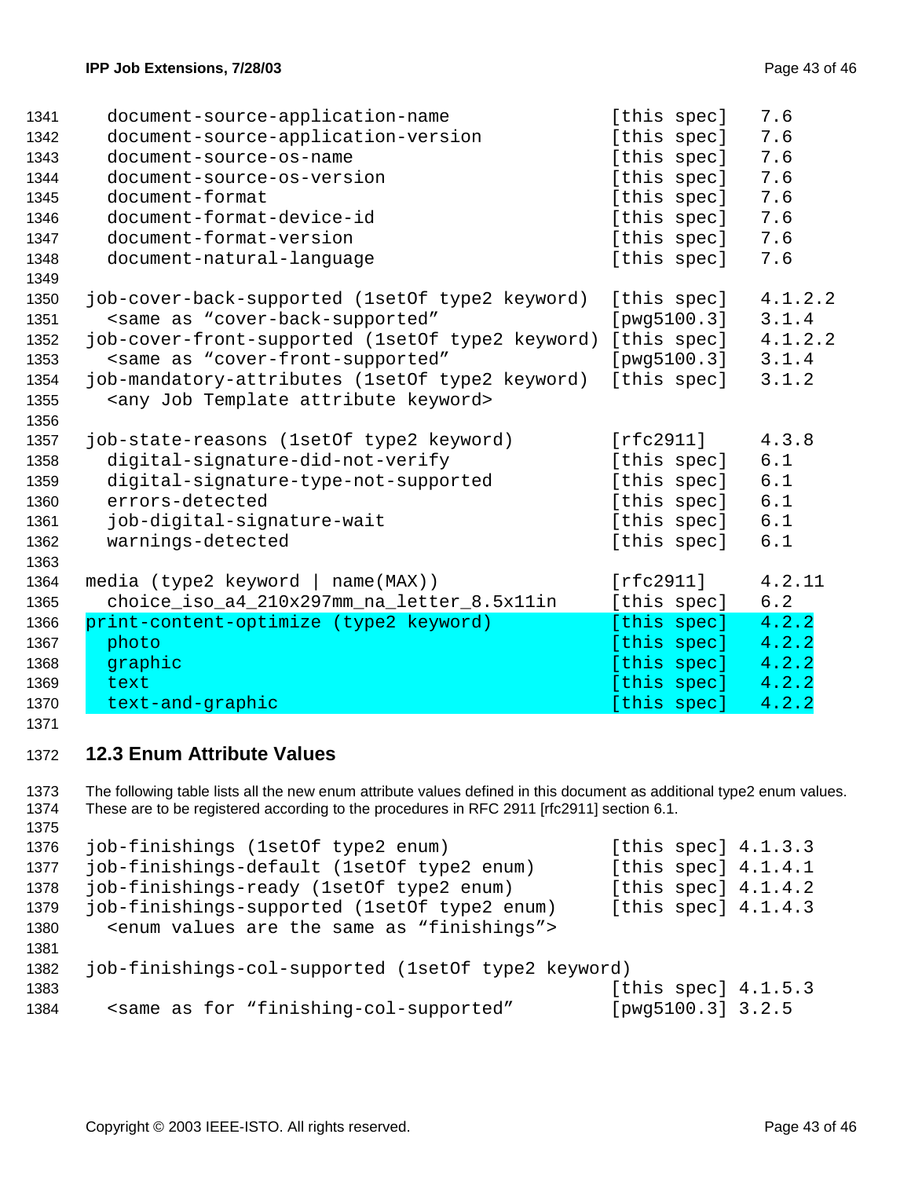```
  document-source-application-name                 [this spec]   7.6
  document-source-application-version              [this spec]   7.6
  document-source-os-name                          [this spec]   7.6
  document-source-os-version                       [this spec]   7.6
  document-format                                  [this spec]   7.6
  document-format-device-id                        [this spec]   7.6
  document-format-version                          [this spec]   7.6
  document-natural-language                        [this spec]   7.6

job-cover-back-supported (1setOf type2 keyword)   [this spec]   4.1.2.2
  <same as "cover-back-supported"                 [pwg5100.3]   3.1.4
job-cover-front-supported (1setOf type2 keyword)  [this spec]   4.1.2.2
  <same as "cover-front-supported"                [pwg5100.3]   3.1.4
job-mandatory-attributes (1setOf type2 keyword)   [this spec]   3.1.2
  <any Job Template attribute keyword>

job-state-reasons (1setOf type2 keyword)          [rfc2911]     4.3.8
  digital-signature-did-not-verify                [this spec]   6.1
  digital-signature-type-not-supported            [this spec]   6.1
  errors-detected                                 [this spec]   6.1
  job-digital-signature-wait                      [this spec]   6.1
  warnings-detected                               [this spec]   6.1

media (type2 keyword | name(MAX))                 [rfc2911]     4.2.11
  choice_iso_a4_210x297mm_na_letter_8.5x11in      [this spec]   6.2
print-content-optimize (type2 keyword)            [this spec]   4.2.2
  photo                                           [this spec]   4.2.2
  graphic                                         [this spec]   4.2.2
  text                                            [this spec]   4.2.2
  text-and-graphic                                [this spec]   4.2.2
```

## 12.3 Enum Attribute Values

The following table lists all the new enum attribute values defined in this document as additional type2 enum values. These are to be registered according to the procedures in RFC 2911 [rfc2911] section 6.1.

```
job-finishings (1setOf type2 enum)                [this spec] 4.1.3.3
job-finishings-default (1setOf type2 enum)        [this spec] 4.1.4.1
job-finishings-ready (1setOf type2 enum)          [this spec] 4.1.4.2
job-finishings-supported (1setOf type2 enum)      [this spec] 4.1.4.3
  <enum values are the same as "finishings">

job-finishings-col-supported (1setOf type2 keyword)
                                                  [this spec] 4.1.5.3
  <same as for "finishing-col-supported"          [pwg5100.3] 3.2.5
```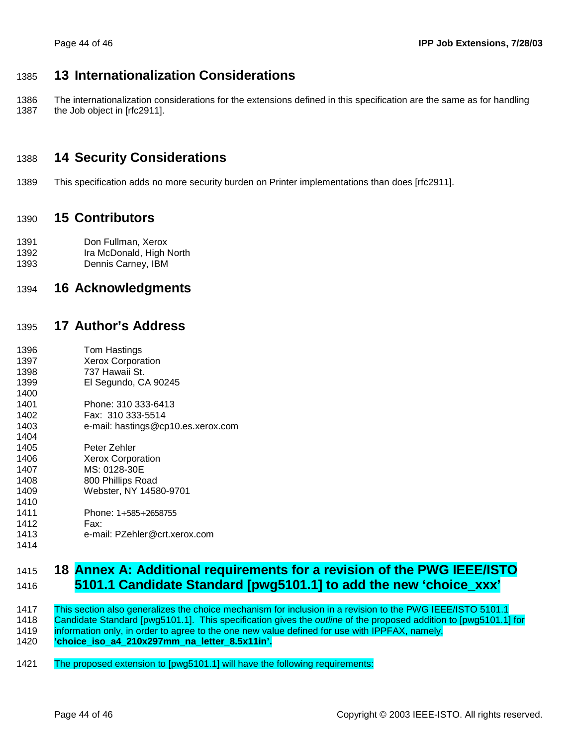# 13 Internationalization Considerations

The internationalization considerations for the extensions defined in this specification are the same as for handling the Job object in [rfc2911].

# 14 Security Considerations

This specification adds no more security burden on Printer implementations than does [rfc2911].

# 15 Contributors

Don Fullman, Xerox
Ira McDonald, High North
Dennis Carney, IBM

# 16 Acknowledgments

# 17 Author's Address

Tom Hastings
Xerox Corporation
737 Hawaii St.
El Segundo, CA 90245

Phone: 310 333-6413
Fax: 310 333-5514
e-mail: hastings@cp10.es.xerox.com

Peter Zehler
Xerox Corporation
MS: 0128-30E
800 Phillips Road
Webster, NY 14580-9701

Phone: 1+585+2658755
Fax:
e-mail: PZehler@crt.xerox.com

# 18 Annex A: Additional requirements for a revision of the PWG IEEE/ISTO 5101.1 Candidate Standard [pwg5101.1] to add the new 'choice_xxx'

This section also generalizes the choice mechanism for inclusion in a revision to the PWG IEEE/ISTO 5101.1 Candidate Standard [pwg5101.1]. This specification gives the *outline* of the proposed addition to [pwg5101.1] for information only, in order to agree to the one new value defined for use with IPPFAX, namely, **'choice_iso_a4_210x297mm_na_letter_8.5x11in'.**

The proposed extension to [pwg5101.1] will have the following requirements: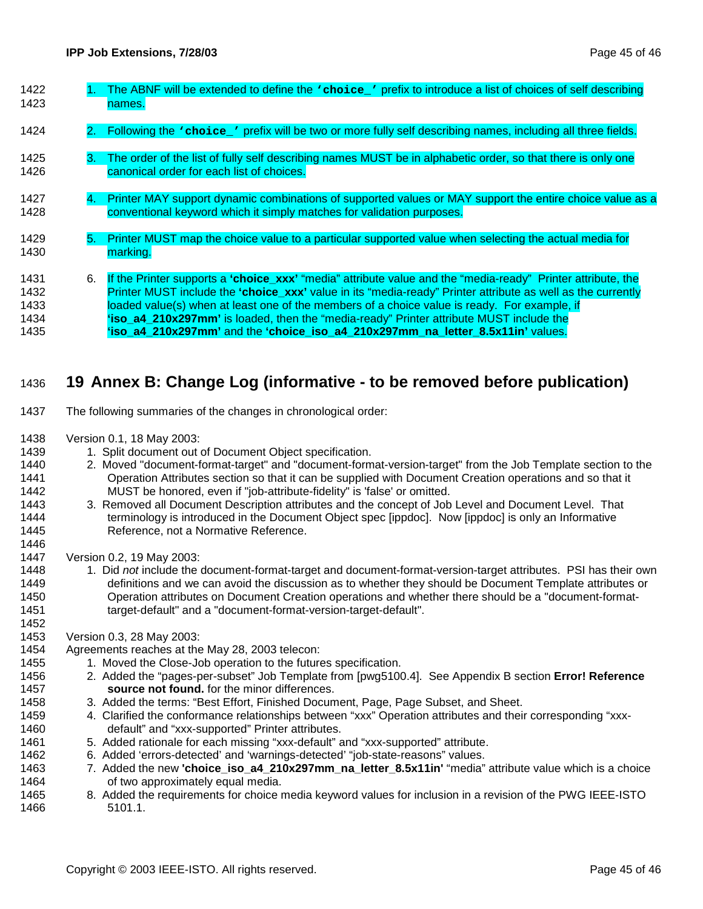1. The ABNF will be extended to define the **'choice_'** prefix to introduce a list of choices of self describing names.

2. Following the **'choice_'** prefix will be two or more fully self describing names, including all three fields.

3. The order of the list of fully self describing names MUST be in alphabetic order, so that there is only one canonical order for each list of choices.

4. Printer MAY support dynamic combinations of supported values or MAY support the entire choice value as a conventional keyword which it simply matches for validation purposes.

5. Printer MUST map the choice value to a particular supported value when selecting the actual media for marking.

6. If the Printer supports a **'choice_xxx'** "media" attribute value and the "media-ready" Printer attribute, the Printer MUST include the **'choice_xxx'** value in its "media-ready" Printer attribute as well as the currently loaded value(s) when at least one of the members of a choice value is ready. For example, if **'iso_a4_210x297mm'** is loaded, then the "media-ready" Printer attribute MUST include the **'iso_a4_210x297mm'** and the **'choice_iso_a4_210x297mm_na_letter_8.5x11in'** values.

# 19 Annex B: Change Log (informative - to be removed before publication)

The following summaries of the changes in chronological order:

Version 0.1, 18 May 2003:

1. Split document out of Document Object specification.
2. Moved "document-format-target" and "document-format-version-target" from the Job Template section to the Operation Attributes section so that it can be supplied with Document Creation operations and so that it MUST be honored, even if "job-attribute-fidelity" is 'false' or omitted.
3. Removed all Document Description attributes and the concept of Job Level and Document Level. That terminology is introduced in the Document Object spec [ippdoc]. Now [ippdoc] is only an Informative Reference, not a Normative Reference.

Version 0.2, 19 May 2003:

1. Did *not* include the document-format-target and document-format-version-target attributes. PSI has their own definitions and we can avoid the discussion as to whether they should be Document Template attributes or Operation attributes on Document Creation operations and whether there should be a "document-format-target-default" and a "document-format-version-target-default".

Version 0.3, 28 May 2003:

Agreements reaches at the May 28, 2003 telecon:

1. Moved the Close-Job operation to the futures specification.
2. Added the "pages-per-subset" Job Template from [pwg5100.4]. See Appendix B section **Error! Reference source not found.** for the minor differences.
3. Added the terms: "Best Effort, Finished Document, Page, Page Subset, and Sheet.
4. Clarified the conformance relationships between "xxx" Operation attributes and their corresponding "xxx-default" and "xxx-supported" Printer attributes.
5. Added rationale for each missing "xxx-default" and "xxx-supported" attribute.
6. Added 'errors-detected' and 'warnings-detected' "job-state-reasons" values.
7. Added the new **'choice_iso_a4_210x297mm_na_letter_8.5x11in'** "media" attribute value which is a choice of two approximately equal media.
8. Added the requirements for choice media keyword values for inclusion in a revision of the PWG IEEE-ISTO 5101.1.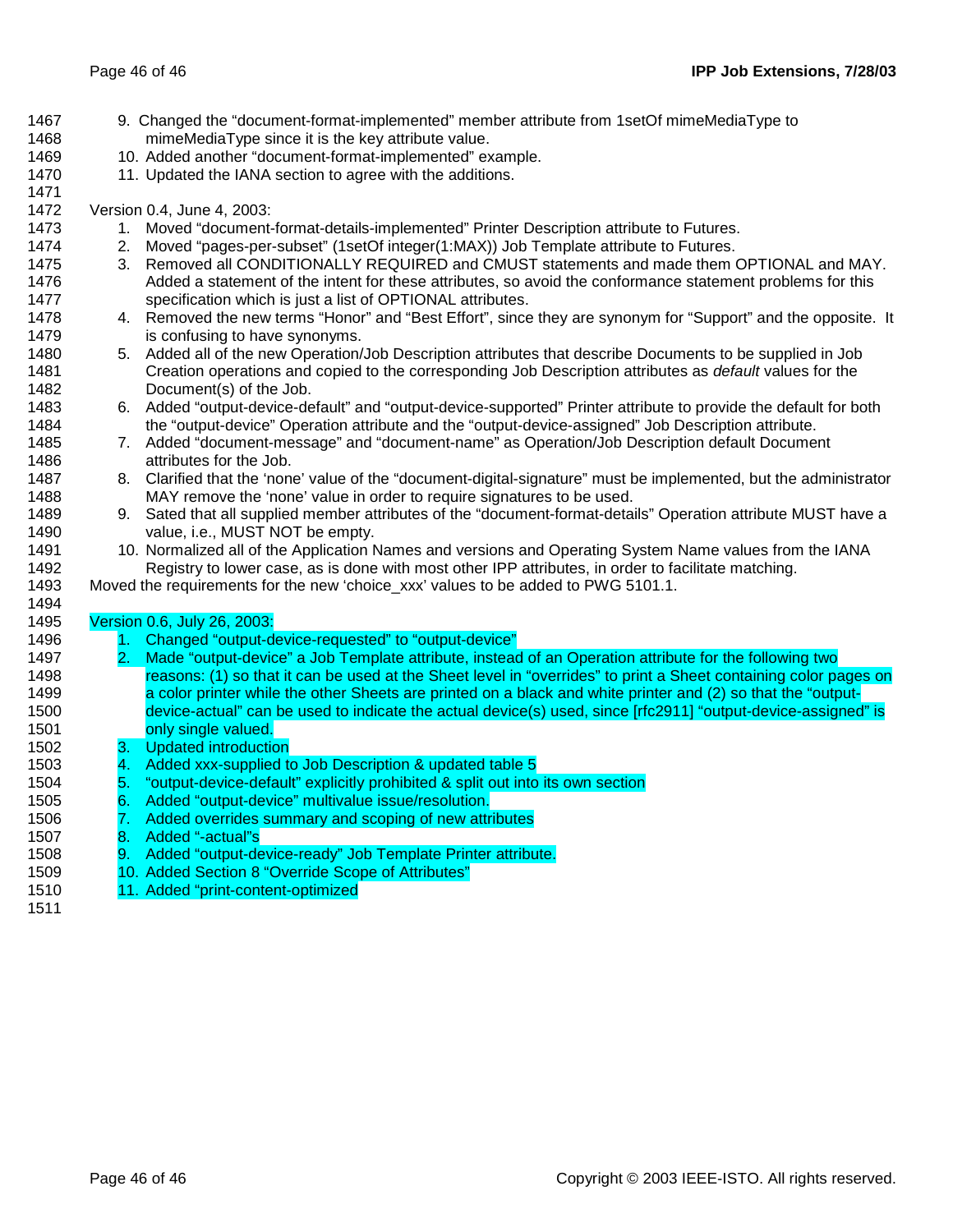9. Changed the “document-format-implemented” member attribute from 1setOf mimeMediaType to mimeMediaType since it is the key attribute value.
10. Added another “document-format-implemented” example.
11. Updated the IANA section to agree with the additions.

Version 0.4, June 4, 2003:

1. Moved “document-format-details-implemented” Printer Description attribute to Futures.
2. Moved “pages-per-subset” (1setOf integer(1:MAX)) Job Template attribute to Futures.
3. Removed all CONDITIONALLY REQUIRED and CMUST statements and made them OPTIONAL and MAY. Added a statement of the intent for these attributes, so avoid the conformance statement problems for this specification which is just a list of OPTIONAL attributes.
4. Removed the new terms “Honor” and “Best Effort”, since they are synonym for “Support” and the opposite. It is confusing to have synonyms.
5. Added all of the new Operation/Job Description attributes that describe Documents to be supplied in Job Creation operations and copied to the corresponding Job Description attributes as *default* values for the Document(s) of the Job.
6. Added “output-device-default” and “output-device-supported” Printer attribute to provide the default for both the “output-device” Operation attribute and the “output-device-assigned” Job Description attribute.
7. Added “document-message” and “document-name” as Operation/Job Description default Document attributes for the Job.
8. Clarified that the ‘none’ value of the “document-digital-signature” must be implemented, but the administrator MAY remove the ‘none’ value in order to require signatures to be used.
9. Sated that all supplied member attributes of the “document-format-details” Operation attribute MUST have a value, i.e., MUST NOT be empty.
10. Normalized all of the Application Names and versions and Operating System Name values from the IANA Registry to lower case, as is done with most other IPP attributes, in order to facilitate matching.

Moved the requirements for the new ‘choice_xxx’ values to be added to PWG 5101.1.

Version 0.6, July 26, 2003:

1. Changed “output-device-requested” to “output-device”
2. Made “output-device” a Job Template attribute, instead of an Operation attribute for the following two reasons: (1) so that it can be used at the Sheet level in “overrides” to print a Sheet containing color pages on a color printer while the other Sheets are printed on a black and white printer and (2) so that the “output-device-actual” can be used to indicate the actual device(s) used, since [rfc2911] “output-device-assigned” is only single valued.
3. Updated introduction
4. Added xxx-supplied to Job Description & updated table 5
5. “output-device-default” explicitly prohibited & split out into its own section
6. Added “output-device” multivalue issue/resolution.
7. Added overrides summary and scoping of new attributes
8. Added “-actual”s
9. Added “output-device-ready” Job Template Printer attribute.
10. Added Section 8 “Override Scope of Attributes”
11. Added “print-content-optimized